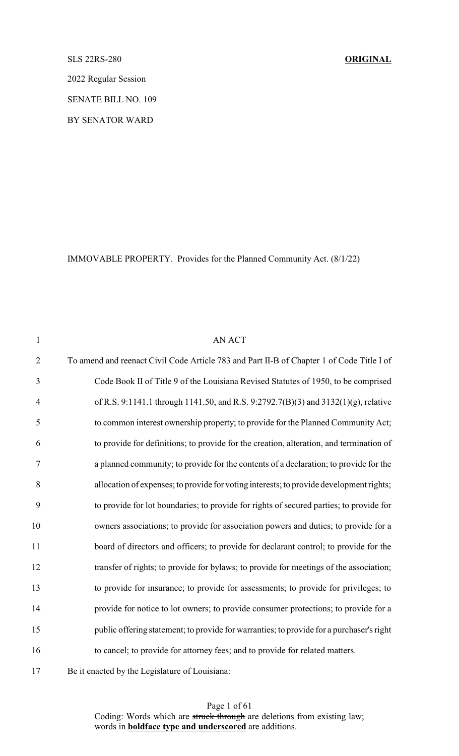SLS 22RS-280 **ORIGINAL**

2022 Regular Session

SENATE BILL NO. 109

BY SENATOR WARD

IMMOVABLE PROPERTY. Provides for the Planned Community Act. (8/1/22)

AN ACT

To amend and reenact Civil Code Article 783 and Part II-B of Chapter 1 of Code Title I of Code Book II of Title 9 of the Louisiana Revised Statutes of 1950, to be comprised of R.S. 9:1141.1 through 1141.50, and R.S. 9:2792.7(B)(3) and 3132(1)(g), relative to common interest ownership property; to provide for the Planned Community Act; to provide for definitions; to provide for the creation, alteration, and termination of a planned community; to provide for the contents of a declaration; to provide for the allocation of expenses; to provide for voting interests; to provide development rights; to provide for lot boundaries; to provide for rights of secured parties; to provide for owners associations; to provide for association powers and duties; to provide for a board of directors and officers; to provide for declarant control; to provide for the transfer of rights; to provide for bylaws; to provide for meetings of the association; to provide for insurance; to provide for assessments; to provide for privileges; to provide for notice to lot owners; to provide consumer protections; to provide for a public offering statement; to provide for warranties; to provide for a purchaser's right to cancel; to provide for attorney fees; and to provide for related matters.

Be it enacted by the Legislature of Louisiana:

Coding: Words which are ~~struck through~~ are deletions from existing law; words in **boldface type and underscored** are additions.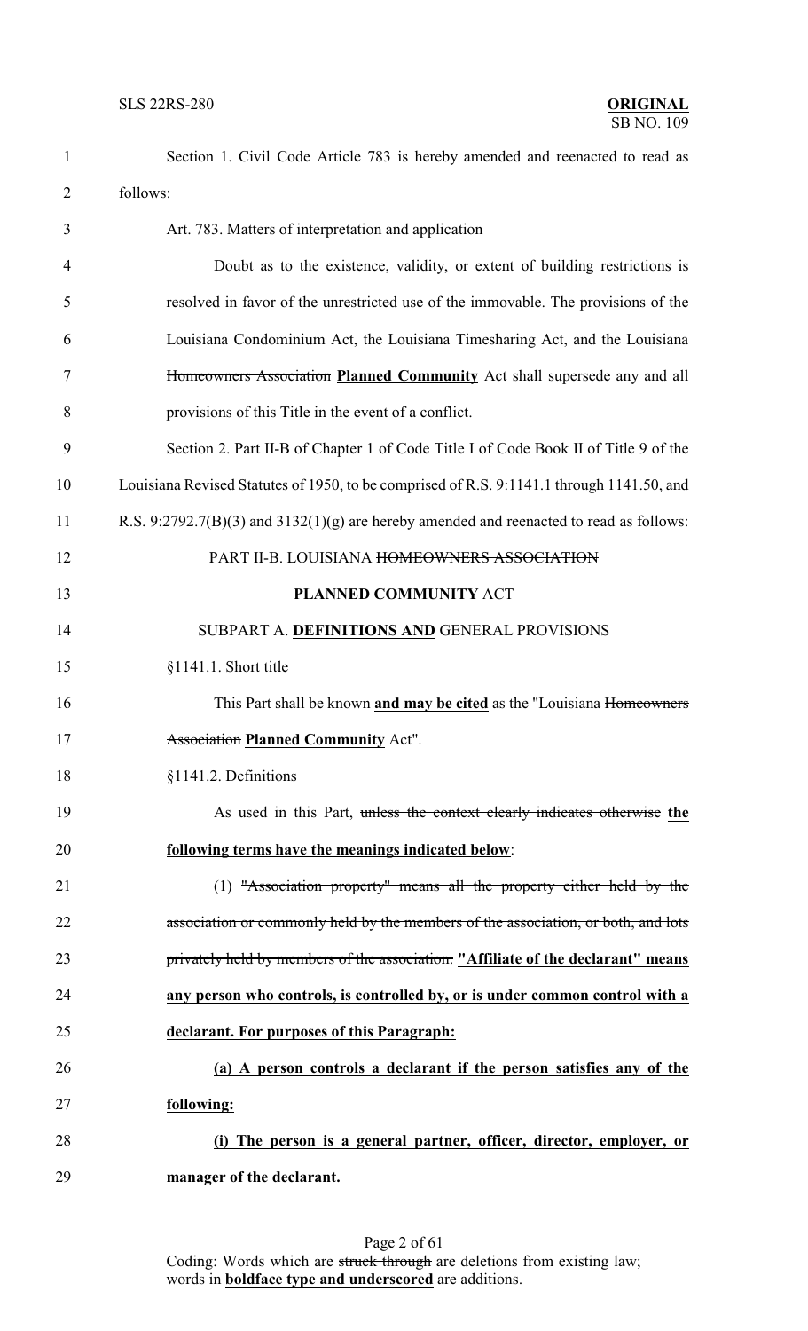Section 1. Civil Code Article 783 is hereby amended and reenacted to read as follows:

Art. 783. Matters of interpretation and application

Doubt as to the existence, validity, or extent of building restrictions is resolved in favor of the unrestricted use of the immovable. The provisions of the Louisiana Condominium Act, the Louisiana Timesharing Act, and the Louisiana ~~Homeowners Association~~ **Planned Community** Act shall supersede any and all provisions of this Title in the event of a conflict.

Section 2. Part II-B of Chapter 1 of Code Title I of Code Book II of Title 9 of the Louisiana Revised Statutes of 1950, to be comprised of R.S. 9:1141.1 through 1141.50, and R.S. 9:2792.7(B)(3) and 3132(1)(g) are hereby amended and reenacted to read as follows:

PART II-B. LOUISIANA ~~HOMEOWNERS ASSOCIATION~~ **PLANNED COMMUNITY** ACT

SUBPART A. **DEFINITIONS AND** GENERAL PROVISIONS

§1141.1. Short title

This Part shall be known **and may be cited** as the "Louisiana ~~Homeowners Association~~ **Planned Community** Act".

§1141.2. Definitions

As used in this Part, ~~unless the context clearly indicates otherwise~~ **the following terms have the meanings indicated below**:

(1) ~~"Association property" means all the property either held by the association or commonly held by the members of the association, or both, and lots privately held by members of the association.~~ **"Affiliate of the declarant" means any person who controls, is controlled by, or is under common control with a declarant. For purposes of this Paragraph:**

**(a) A person controls a declarant if the person satisfies any of the following:**

**(i) The person is a general partner, officer, director, employer, or manager of the declarant.**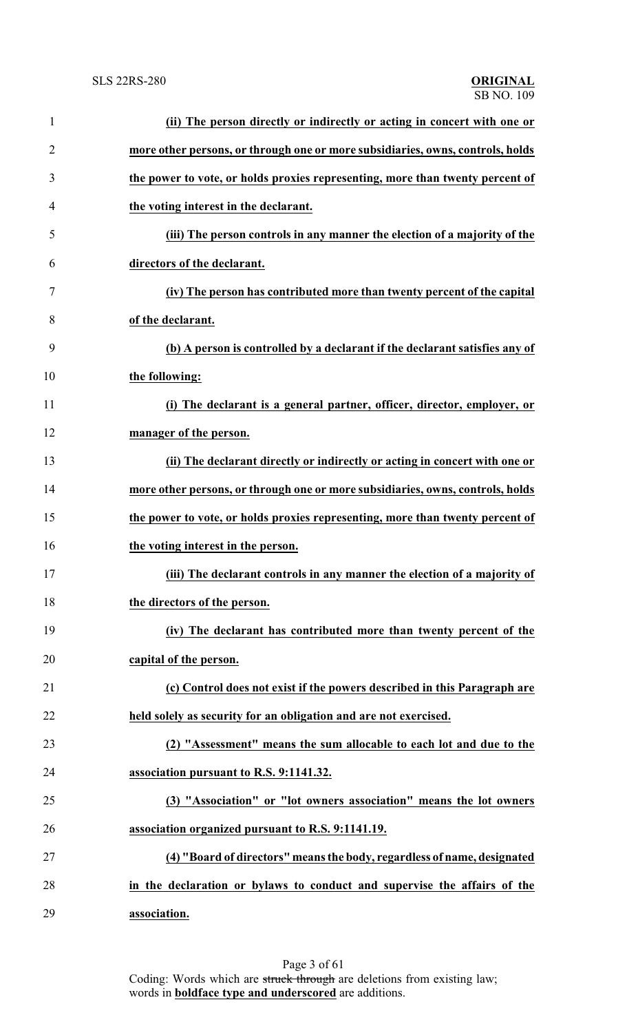**(ii) The person directly or indirectly or acting in concert with one or more other persons, or through one or more subsidiaries, owns, controls, holds the power to vote, or holds proxies representing, more than twenty percent of the voting interest in the declarant.**

**(iii) The person controls in any manner the election of a majority of the directors of the declarant.**

**(iv) The person has contributed more than twenty percent of the capital of the declarant.**

**(b) A person is controlled by a declarant if the declarant satisfies any of the following:**

**(i) The declarant is a general partner, officer, director, employer, or manager of the person.**

**(ii) The declarant directly or indirectly or acting in concert with one or more other persons, or through one or more subsidiaries, owns, controls, holds the power to vote, or holds proxies representing, more than twenty percent of the voting interest in the person.**

**(iii) The declarant controls in any manner the election of a majority of the directors of the person.**

**(iv) The declarant has contributed more than twenty percent of the capital of the person.**

**(c) Control does not exist if the powers described in this Paragraph are held solely as security for an obligation and are not exercised.**

**(2) "Assessment" means the sum allocable to each lot and due to the association pursuant to R.S. 9:1141.32.**

**(3) "Association" or "lot owners association" means the lot owners association organized pursuant to R.S. 9:1141.19.**

**(4) "Board of directors" means the body, regardless of name, designated in the declaration or bylaws to conduct and supervise the affairs of the association.**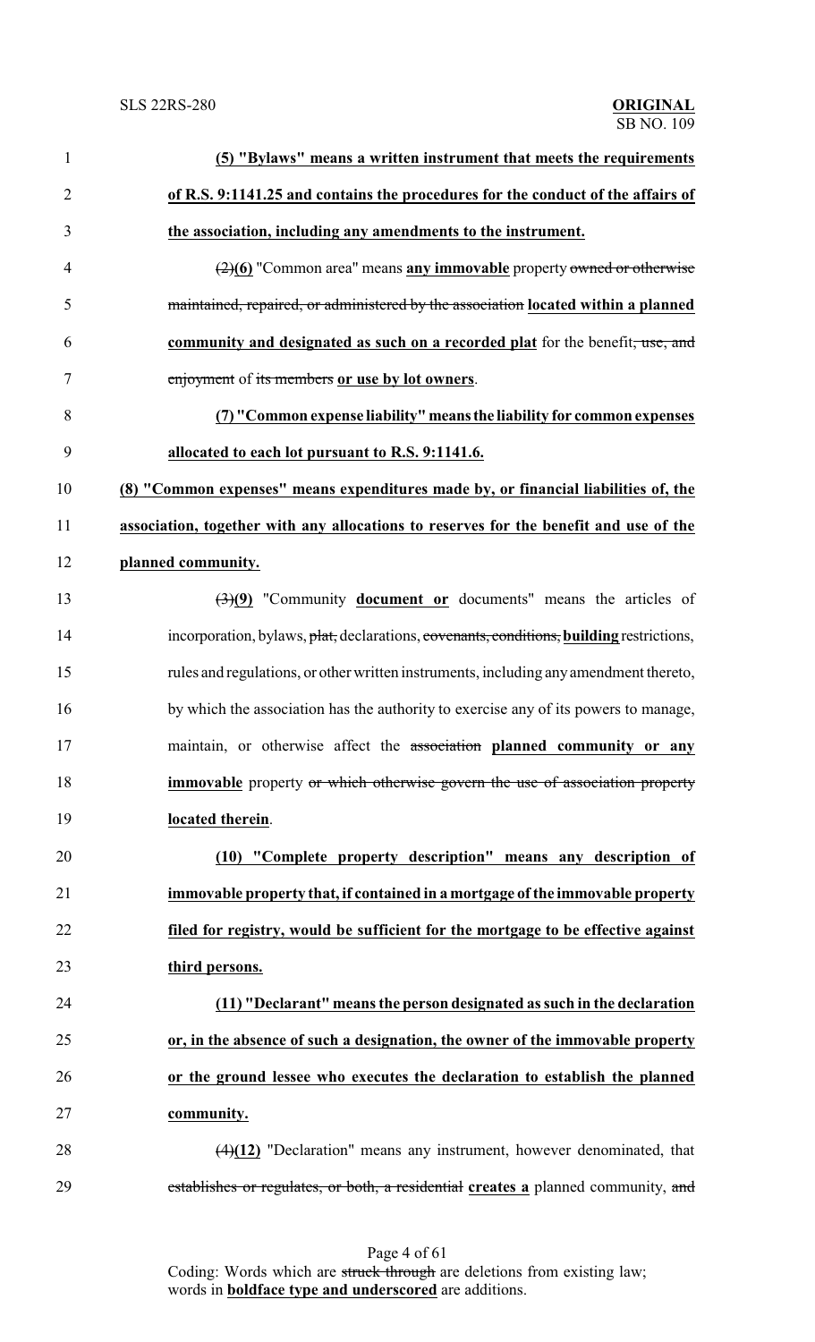**(5) "Bylaws" means a written instrument that meets the requirements of R.S. 9:1141.25 and contains the procedures for the conduct of the affairs of the association, including any amendments to the instrument.**

~~(2)~~**(6)** "Common area" means **any immovable** property ~~owned or otherwise maintained, repaired, or administered by the association~~ **located within a planned community and designated as such on a recorded plat** for the benefit~~, use, and enjoyment~~ of ~~its members~~ **or use by lot owners**.

**(7) "Common expense liability" means the liability for common expenses allocated to each lot pursuant to R.S. 9:1141.6.**

**(8) "Common expenses" means expenditures made by, or financial liabilities of, the association, together with any allocations to reserves for the benefit and use of the planned community.**

~~(3)~~**(9)** "Community **document or** documents" means the articles of incorporation, bylaws, ~~plat,~~ declarations, ~~covenants, conditions,~~ **building** restrictions, rules and regulations, or other written instruments, including any amendment thereto, by which the association has the authority to exercise any of its powers to manage, maintain, or otherwise affect the ~~association~~ **planned community or any immovable** property ~~or which otherwise govern the use of association property~~ **located therein**.

**(10) "Complete property description" means any description of immovable property that, if contained in a mortgage of the immovable property filed for registry, would be sufficient for the mortgage to be effective against third persons.**

**(11) "Declarant" means the person designated as such in the declaration or, in the absence of such a designation, the owner of the immovable property or the ground lessee who executes the declaration to establish the planned community.**

~~(4)~~**(12)** "Declaration" means any instrument, however denominated, that ~~establishes or regulates, or both, a residential~~ **creates a** planned community, ~~and~~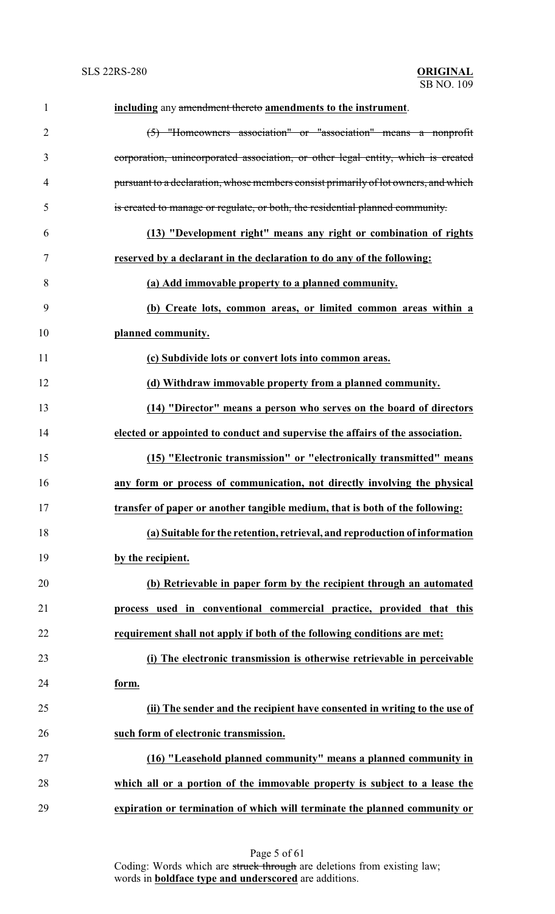**including** any ~~amendment thereto~~ **amendments to the instrument**.

~~(5) "Homeowners association" or "association" means a nonprofit corporation, unincorporated association, or other legal entity, which is created pursuant to a declaration, whose members consist primarily of lot owners, and which is created to manage or regulate, or both, the residential planned community.~~

**(13) "Development right" means any right or combination of rights reserved by a declarant in the declaration to do any of the following:**

**(a) Add immovable property to a planned community.**

**(b) Create lots, common areas, or limited common areas within a planned community.**

**(c) Subdivide lots or convert lots into common areas.**

**(d) Withdraw immovable property from a planned community.**

**(14) "Director" means a person who serves on the board of directors elected or appointed to conduct and supervise the affairs of the association.**

**(15) "Electronic transmission" or "electronically transmitted" means any form or process of communication, not directly involving the physical transfer of paper or another tangible medium, that is both of the following:**

**(a) Suitable for the retention, retrieval, and reproduction of information by the recipient.**

**(b) Retrievable in paper form by the recipient through an automated process used in conventional commercial practice, provided that this requirement shall not apply if both of the following conditions are met:**

**(i) The electronic transmission is otherwise retrievable in perceivable form.**

**(ii) The sender and the recipient have consented in writing to the use of such form of electronic transmission.**

**(16) "Leasehold planned community" means a planned community in which all or a portion of the immovable property is subject to a lease the expiration or termination of which will terminate the planned community or**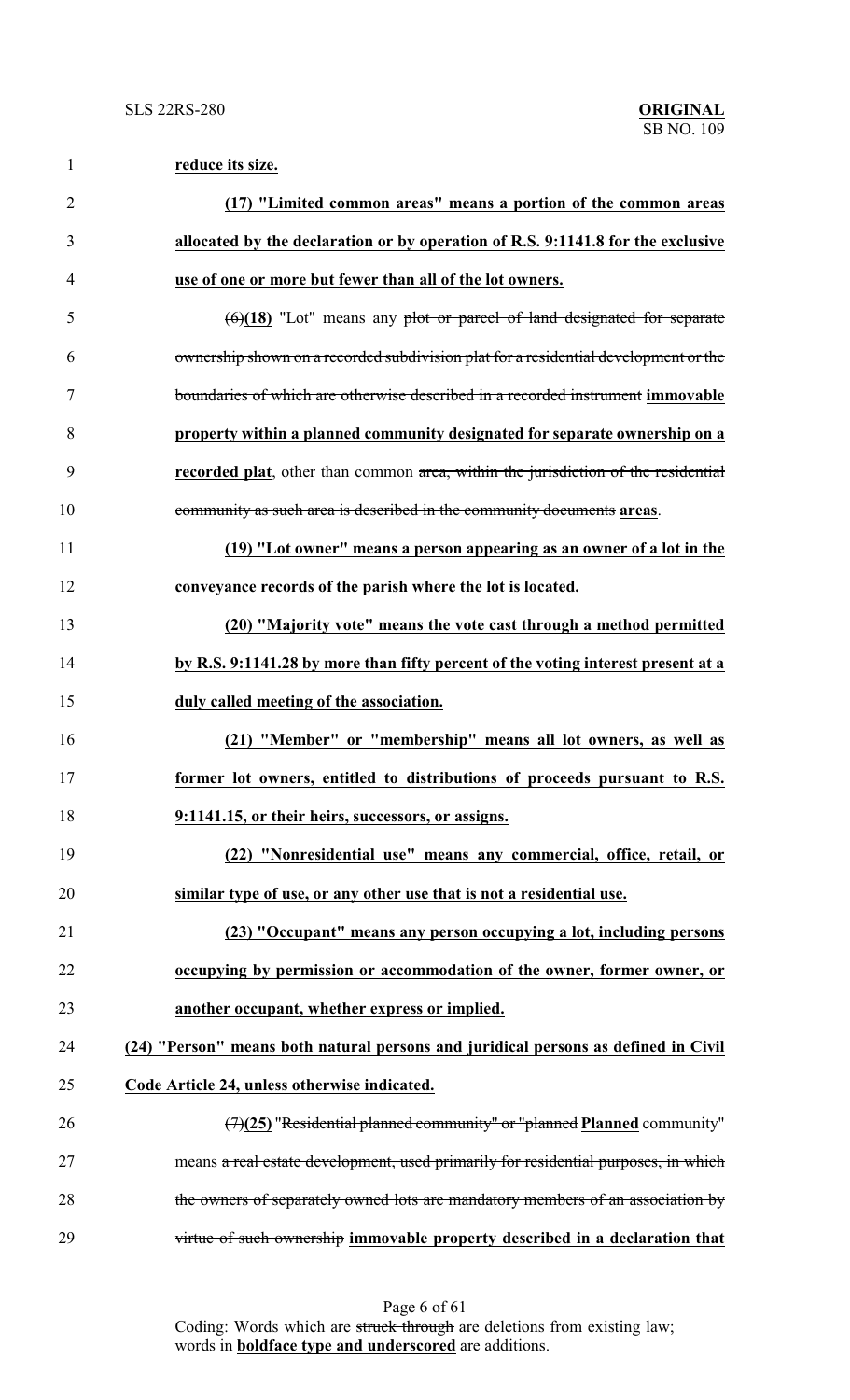**reduce its size.**

**(17) "Limited common areas" means a portion of the common areas allocated by the declaration or by operation of R.S. 9:1141.8 for the exclusive use of one or more but fewer than all of the lot owners.**

~~(6)~~**(18)** "Lot" means any ~~plot or parcel of land designated for separate ownership shown on a recorded subdivision plat for a residential development or the boundaries of which are otherwise described in a recorded instrument~~ **immovable property within a planned community designated for separate ownership on a recorded plat**, other than common ~~area, within the jurisdiction of the residential community as such area is described in the community documents~~ **areas**.

**(19) "Lot owner" means a person appearing as an owner of a lot in the conveyance records of the parish where the lot is located.**

**(20) "Majority vote" means the vote cast through a method permitted by R.S. 9:1141.28 by more than fifty percent of the voting interest present at a duly called meeting of the association.**

**(21) "Member" or "membership" means all lot owners, as well as former lot owners, entitled to distributions of proceeds pursuant to R.S. 9:1141.15, or their heirs, successors, or assigns.**

**(22) "Nonresidential use" means any commercial, office, retail, or similar type of use, or any other use that is not a residential use.**

**(23) "Occupant" means any person occupying a lot, including persons occupying by permission or accommodation of the owner, former owner, or another occupant, whether express or implied.**

**(24) "Person" means both natural persons and juridical persons as defined in Civil Code Article 24, unless otherwise indicated.**

~~(7)~~**(25)** ~~"Residential planned community" or "planned~~ **Planned** community" means ~~a real estate development, used primarily for residential purposes, in which the owners of separately owned lots are mandatory members of an association by virtue of such ownership~~ **immovable property described in a declaration that**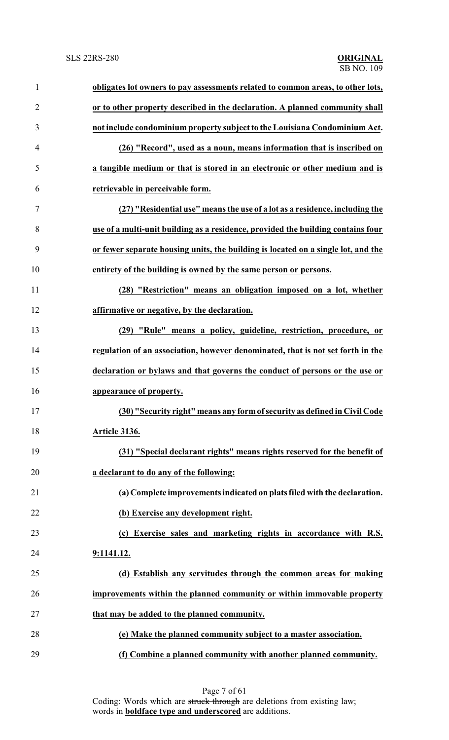**obligates lot owners to pay assessments related to common areas, to other lots, or to other property described in the declaration. A planned community shall not include condominium property subject to the Louisiana Condominium Act.**

**(26) "Record", used as a noun, means information that is inscribed on a tangible medium or that is stored in an electronic or other medium and is retrievable in perceivable form.**

**(27) "Residential use" means the use of a lot as a residence, including the use of a multi-unit building as a residence, provided the building contains four or fewer separate housing units, the building is located on a single lot, and the entirety of the building is owned by the same person or persons.**

**(28) "Restriction" means an obligation imposed on a lot, whether affirmative or negative, by the declaration.**

**(29) "Rule" means a policy, guideline, restriction, procedure, or regulation of an association, however denominated, that is not set forth in the declaration or bylaws and that governs the conduct of persons or the use or appearance of property.**

**(30) "Security right" means any form of security as defined in Civil Code Article 3136.**

**(31) "Special declarant rights" means rights reserved for the benefit of a declarant to do any of the following:**

**(a) Complete improvements indicated on plats filed with the declaration.**

**(b) Exercise any development right.**

**(c) Exercise sales and marketing rights in accordance with R.S. 9:1141.12.**

**(d) Establish any servitudes through the common areas for making improvements within the planned community or within immovable property that may be added to the planned community.**

**(e) Make the planned community subject to a master association.**

**(f) Combine a planned community with another planned community.**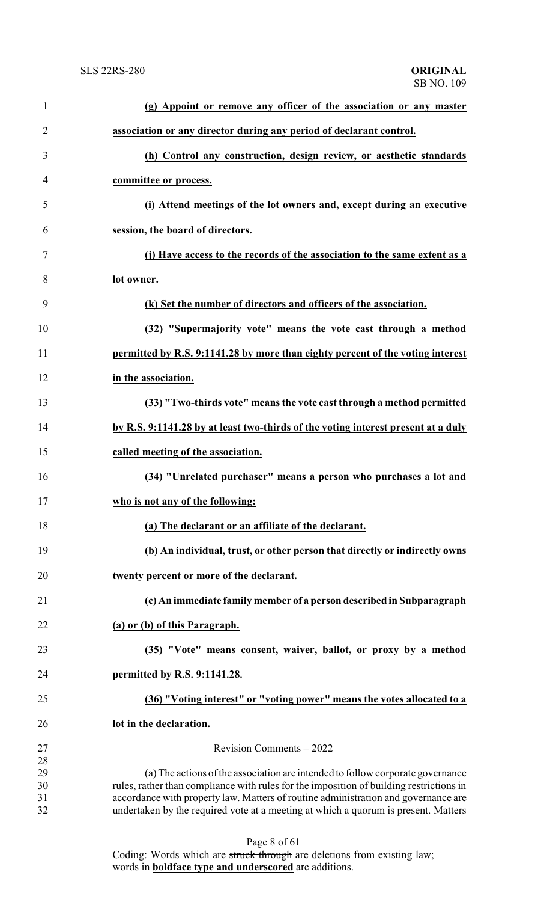**(g) Appoint or remove any officer of the association or any master association or any director during any period of declarant control.**

**(h) Control any construction, design review, or aesthetic standards committee or process.**

**(i) Attend meetings of the lot owners and, except during an executive session, the board of directors.**

**(j) Have access to the records of the association to the same extent as a lot owner.**

**(k) Set the number of directors and officers of the association.**

**(32) "Supermajority vote" means the vote cast through a method permitted by R.S. 9:1141.28 by more than eighty percent of the voting interest in the association.**

**(33) "Two-thirds vote" means the vote cast through a method permitted by R.S. 9:1141.28 by at least two-thirds of the voting interest present at a duly called meeting of the association.**

**(34) "Unrelated purchaser" means a person who purchases a lot and who is not any of the following:**

**(a) The declarant or an affiliate of the declarant.**

**(b) An individual, trust, or other person that directly or indirectly owns twenty percent or more of the declarant.**

**(c) An immediate family member of a person described in Subparagraph (a) or (b) of this Paragraph.**

**(35) "Vote" means consent, waiver, ballot, or proxy by a method permitted by R.S. 9:1141.28.**

**(36) "Voting interest" or "voting power" means the votes allocated to a lot in the declaration.**

Revision Comments – 2022

(a) The actions of the association are intended to follow corporate governance rules, rather than compliance with rules for the imposition of building restrictions in accordance with property law. Matters of routine administration and governance are undertaken by the required vote at a meeting at which a quorum is present. Matters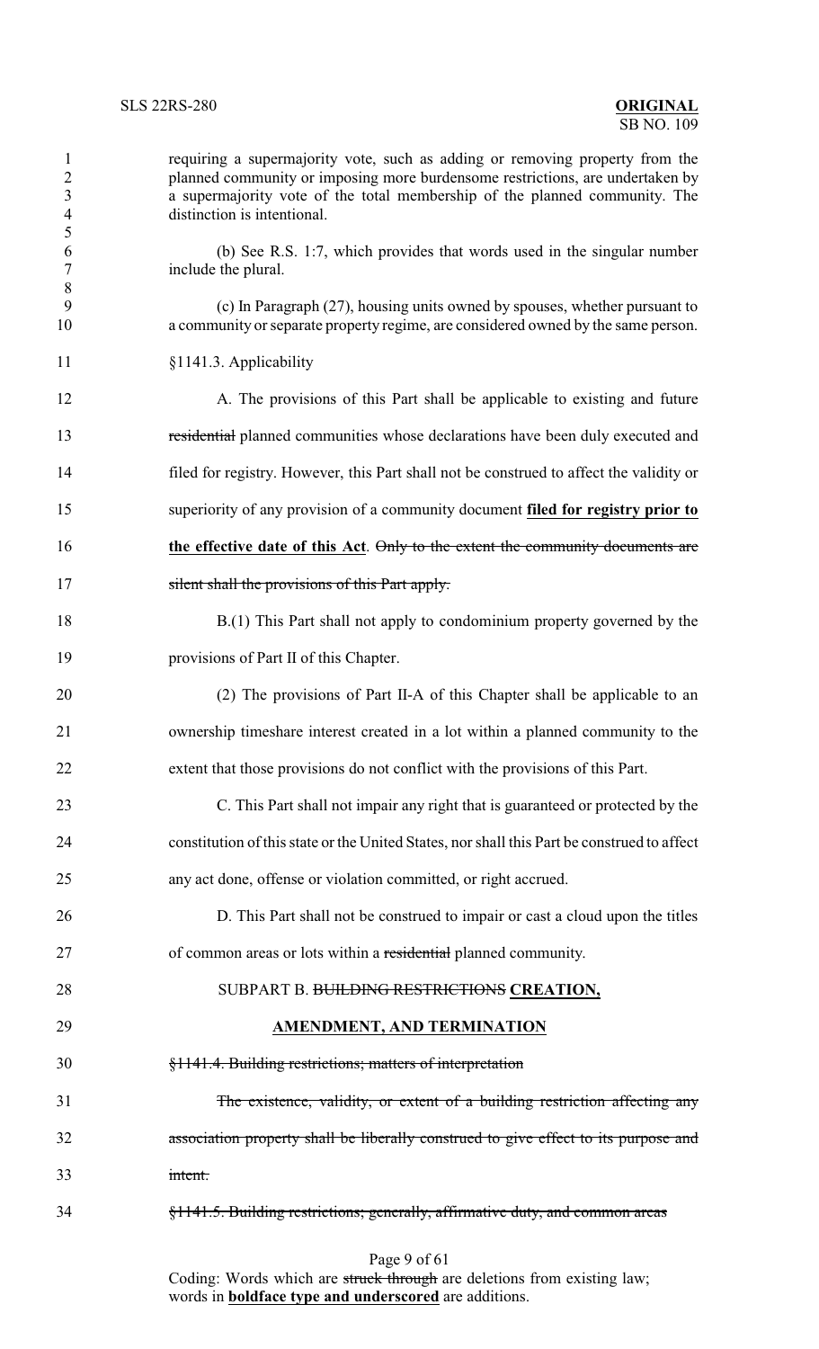requiring a supermajority vote, such as adding or removing property from the planned community or imposing more burdensome restrictions, are undertaken by a supermajority vote of the total membership of the planned community. The distinction is intentional.

(b) See R.S. 1:7, which provides that words used in the singular number include the plural.

(c) In Paragraph (27), housing units owned by spouses, whether pursuant to a community or separate property regime, are considered owned by the same person.

§1141.3. Applicability

A. The provisions of this Part shall be applicable to existing and future ~~residential~~ planned communities whose declarations have been duly executed and filed for registry. However, this Part shall not be construed to affect the validity or superiority of any provision of a community document **filed for registry prior to the effective date of this Act**. ~~Only to the extent the community documents are silent shall the provisions of this Part apply.~~

B.(1) This Part shall not apply to condominium property governed by the provisions of Part II of this Chapter.

(2) The provisions of Part II-A of this Chapter shall be applicable to an ownership timeshare interest created in a lot within a planned community to the extent that those provisions do not conflict with the provisions of this Part.

C. This Part shall not impair any right that is guaranteed or protected by the constitution of this state or the United States, nor shall this Part be construed to affect any act done, offense or violation committed, or right accrued.

D. This Part shall not be construed to impair or cast a cloud upon the titles of common areas or lots within a ~~residential~~ planned community.

SUBPART B. ~~BUILDING RESTRICTIONS~~ **CREATION, AMENDMENT, AND TERMINATION**

~~§1141.4. Building restrictions; matters of interpretation~~

~~The existence, validity, or extent of a building restriction affecting any association property shall be liberally construed to give effect to its purpose and intent.~~

~~§1141.5. Building restrictions; generally, affirmative duty, and common areas~~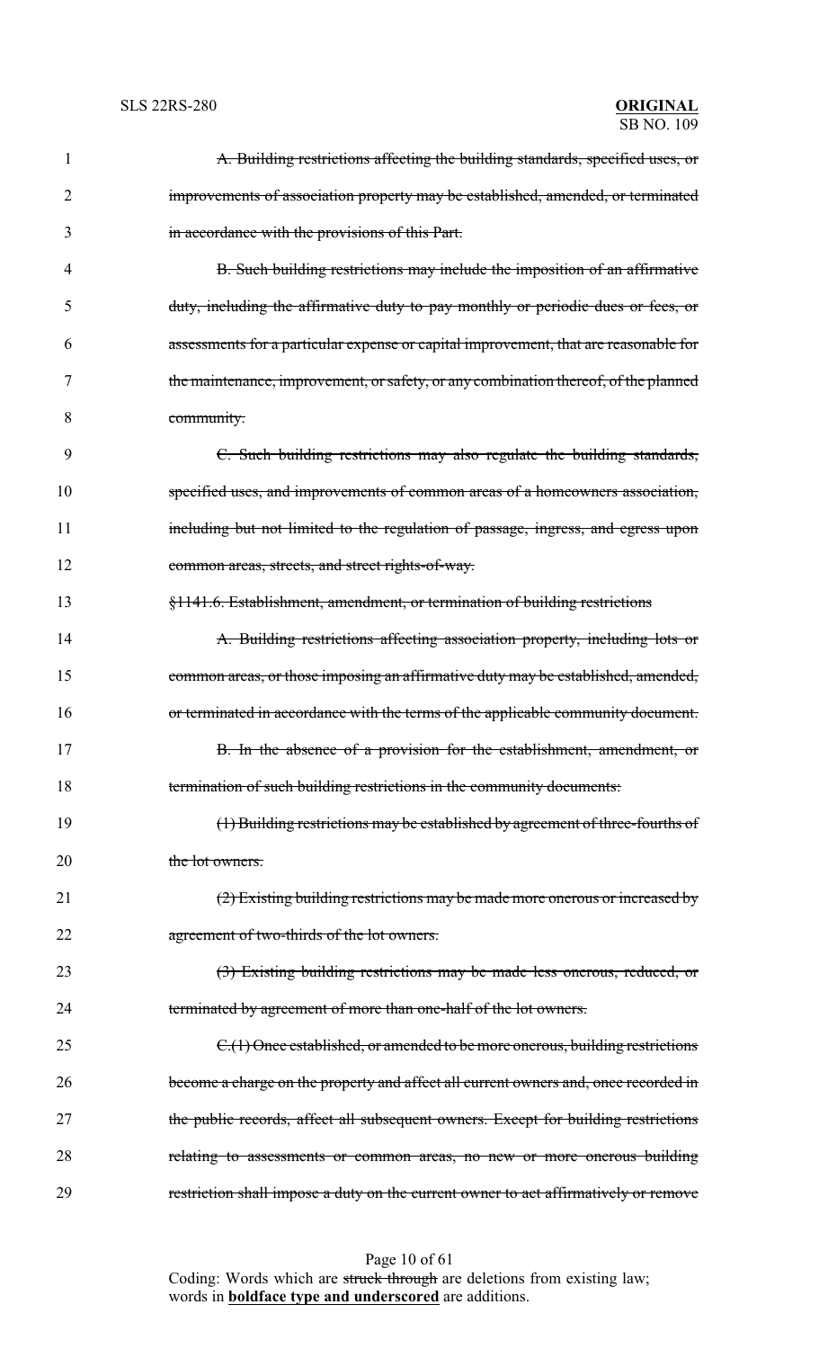1 ~~A. Building restrictions affecting the building standards, specified uses, or~~
2 ~~improvements of association property may be established, amended, or terminated~~
3 ~~in accordance with the provisions of this Part.~~

4 ~~B. Such building restrictions may include the imposition of an affirmative~~
5 ~~duty, including the affirmative duty to pay monthly or periodic dues or fees, or~~
6 ~~assessments for a particular expense or capital improvement, that are reasonable for~~
7 ~~the maintenance, improvement, or safety, or any combination thereof, of the planned~~
8 ~~community.~~

9 ~~C. Such building restrictions may also regulate the building standards,~~
10 ~~specified uses, and improvements of common areas of a homeowners association,~~
11 ~~including but not limited to the regulation of passage, ingress, and egress upon~~
12 ~~common areas, streets, and street rights-of-way.~~

13 ~~§1141.6. Establishment, amendment, or termination of building restrictions~~

14 ~~A. Building restrictions affecting association property, including lots or~~
15 ~~common areas, or those imposing an affirmative duty may be established, amended,~~
16 ~~or terminated in accordance with the terms of the applicable community document.~~

17 ~~B. In the absence of a provision for the establishment, amendment, or~~
18 ~~termination of such building restrictions in the community documents:~~

19 ~~(1) Building restrictions may be established by agreement of three-fourths of~~
20 ~~the lot owners.~~

21 ~~(2) Existing building restrictions may be made more onerous or increased by~~
22 ~~agreement of two-thirds of the lot owners.~~

23 ~~(3) Existing building restrictions may be made less onerous, reduced, or~~
24 ~~terminated by agreement of more than one-half of the lot owners.~~

25 ~~C.(1) Once established, or amended to be more onerous, building restrictions~~
26 ~~become a charge on the property and affect all current owners and, once recorded in~~
27 ~~the public records, affect all subsequent owners. Except for building restrictions~~
28 ~~relating to assessments or common areas, no new or more onerous building~~
29 ~~restriction shall impose a duty on the current owner to act affirmatively or remove~~

Coding: Words which are ~~struck through~~ are deletions from existing law; words in **boldface type and underscored** are additions.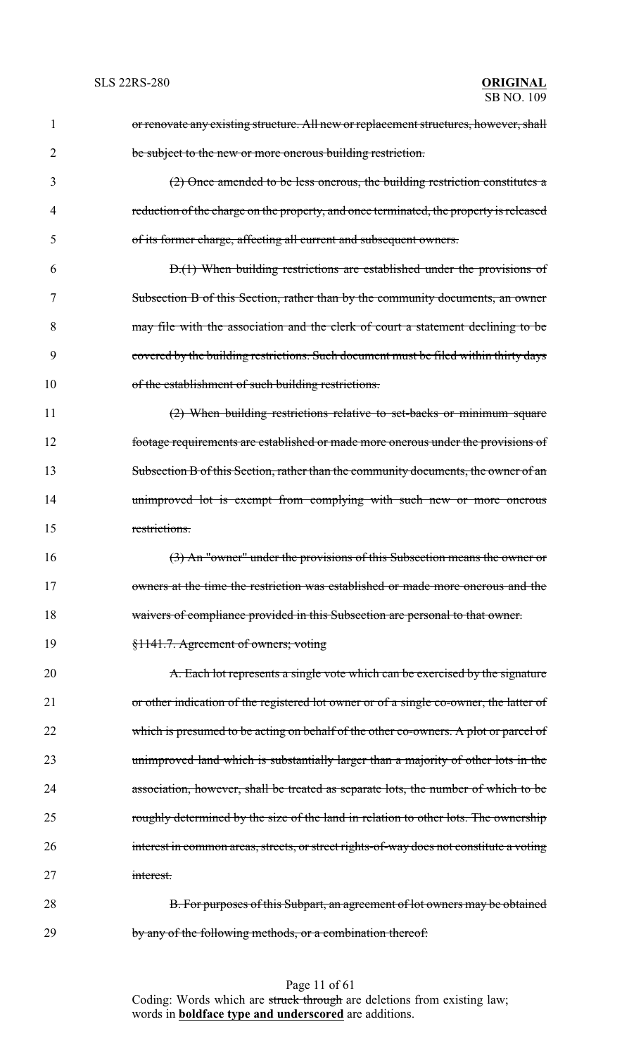~~or renovate any existing structure. All new or replacement structures, however, shall be subject to the new or more onerous building restriction.~~

~~(2) Once amended to be less onerous, the building restriction constitutes a reduction of the charge on the property, and once terminated, the property is released of its former charge, affecting all current and subsequent owners.~~

~~D.(1) When building restrictions are established under the provisions of Subsection B of this Section, rather than by the community documents, an owner may file with the association and the clerk of court a statement declining to be covered by the building restrictions. Such document must be filed within thirty days of the establishment of such building restrictions.~~

~~(2) When building restrictions relative to set-backs or minimum square footage requirements are established or made more onerous under the provisions of Subsection B of this Section, rather than the community documents, the owner of an unimproved lot is exempt from complying with such new or more onerous restrictions.~~

~~(3) An "owner" under the provisions of this Subsection means the owner or owners at the time the restriction was established or made more onerous and the waivers of compliance provided in this Subsection are personal to that owner.~~

~~§1141.7. Agreement of owners; voting~~

~~A. Each lot represents a single vote which can be exercised by the signature or other indication of the registered lot owner or of a single co-owner, the latter of which is presumed to be acting on behalf of the other co-owners. A plot or parcel of unimproved land which is substantially larger than a majority of other lots in the association, however, shall be treated as separate lots, the number of which to be roughly determined by the size of the land in relation to other lots. The ownership interest in common areas, streets, or street rights-of-way does not constitute a voting interest.~~

~~B. For purposes of this Subpart, an agreement of lot owners may be obtained by any of the following methods, or a combination thereof:~~

Coding: Words which are ~~struck through~~ are deletions from existing law; words in **underscored boldface type** are additions.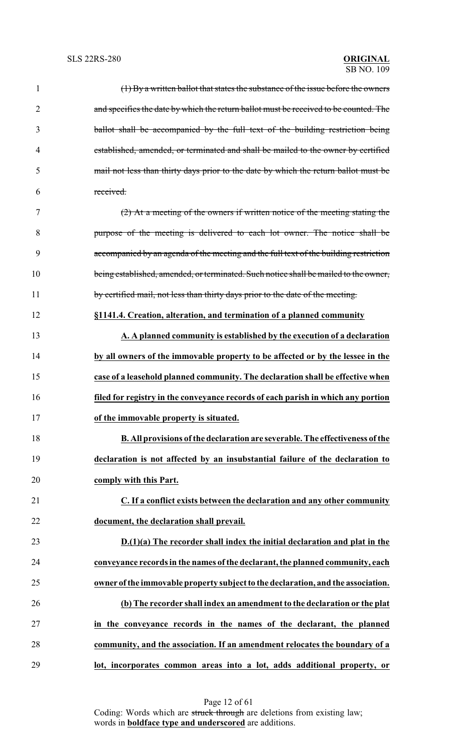~~(1) By a written ballot that states the substance of the issue before the owners and specifies the date by which the return ballot must be received to be counted. The ballot shall be accompanied by the full text of the building restriction being established, amended, or terminated and shall be mailed to the owner by certified mail not less than thirty days prior to the date by which the return ballot must be received.~~

~~(2) At a meeting of the owners if written notice of the meeting stating the purpose of the meeting is delivered to each lot owner. The notice shall be accompanied by an agenda of the meeting and the full text of the building restriction being established, amended, or terminated. Such notice shall be mailed to the owner, by certified mail, not less than thirty days prior to the date of the meeting.~~

**§1141.4. Creation, alteration, and termination of a planned community**

**A. A planned community is established by the execution of a declaration by all owners of the immovable property to be affected or by the lessee in the case of a leasehold planned community. The declaration shall be effective when filed for registry in the conveyance records of each parish in which any portion of the immovable property is situated.**

**B. All provisions of the declaration are severable. The effectiveness of the declaration is not affected by an insubstantial failure of the declaration to comply with this Part.**

**C. If a conflict exists between the declaration and any other community document, the declaration shall prevail.**

**D.(1)(a) The recorder shall index the initial declaration and plat in the conveyance records in the names of the declarant, the planned community, each owner of the immovable property subject to the declaration, and the association.**

**(b) The recorder shall index an amendment to the declaration or the plat in the conveyance records in the names of the declarant, the planned community, and the association. If an amendment relocates the boundary of a lot, incorporates common areas into a lot, adds additional property, or**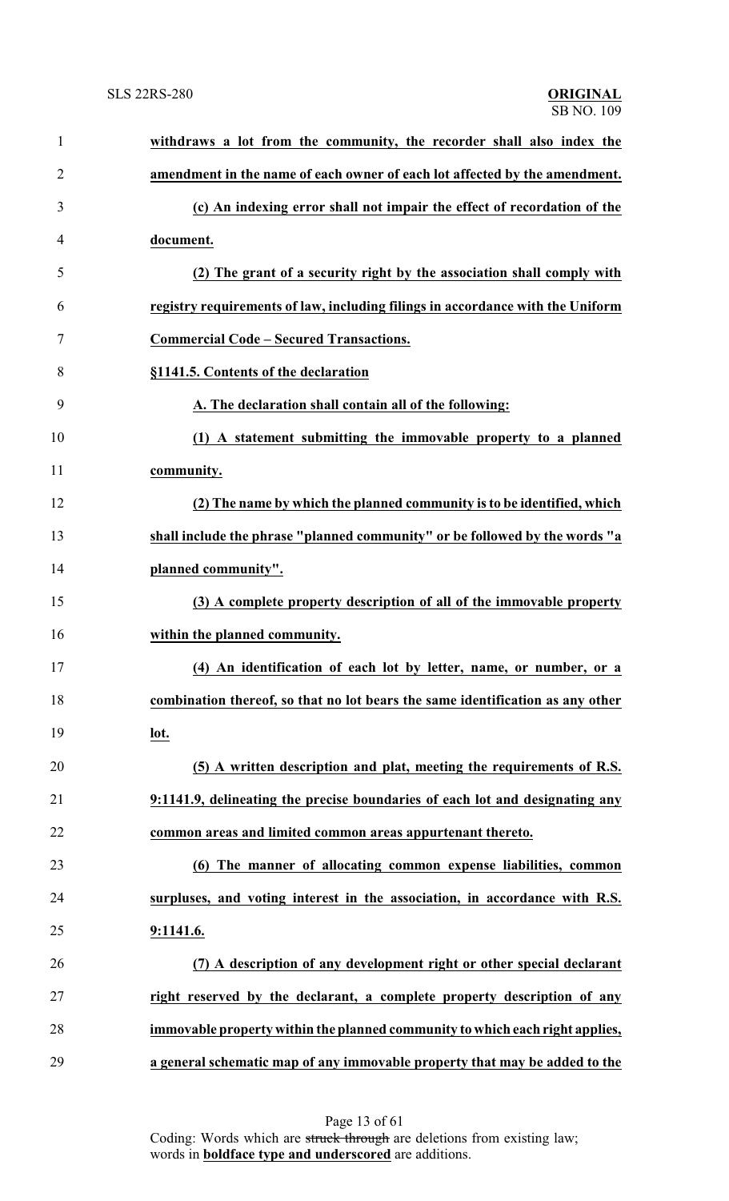**withdraws a lot from the community, the recorder shall also index the amendment in the name of each owner of each lot affected by the amendment.**

**(c) An indexing error shall not impair the effect of recordation of the document.**

**(2) The grant of a security right by the association shall comply with registry requirements of law, including filings in accordance with the Uniform Commercial Code – Secured Transactions.**

**§1141.5. Contents of the declaration**

**A. The declaration shall contain all of the following:**

**(1) A statement submitting the immovable property to a planned community.**

**(2) The name by which the planned community is to be identified, which shall include the phrase "planned community" or be followed by the words "a planned community".**

**(3) A complete property description of all of the immovable property within the planned community.**

**(4) An identification of each lot by letter, name, or number, or a combination thereof, so that no lot bears the same identification as any other lot.**

**(5) A written description and plat, meeting the requirements of R.S. 9:1141.9, delineating the precise boundaries of each lot and designating any common areas and limited common areas appurtenant thereto.**

**(6) The manner of allocating common expense liabilities, common surpluses, and voting interest in the association, in accordance with R.S. 9:1141.6.**

**(7) A description of any development right or other special declarant right reserved by the declarant, a complete property description of any immovable property within the planned community to which each right applies, a general schematic map of any immovable property that may be added to the**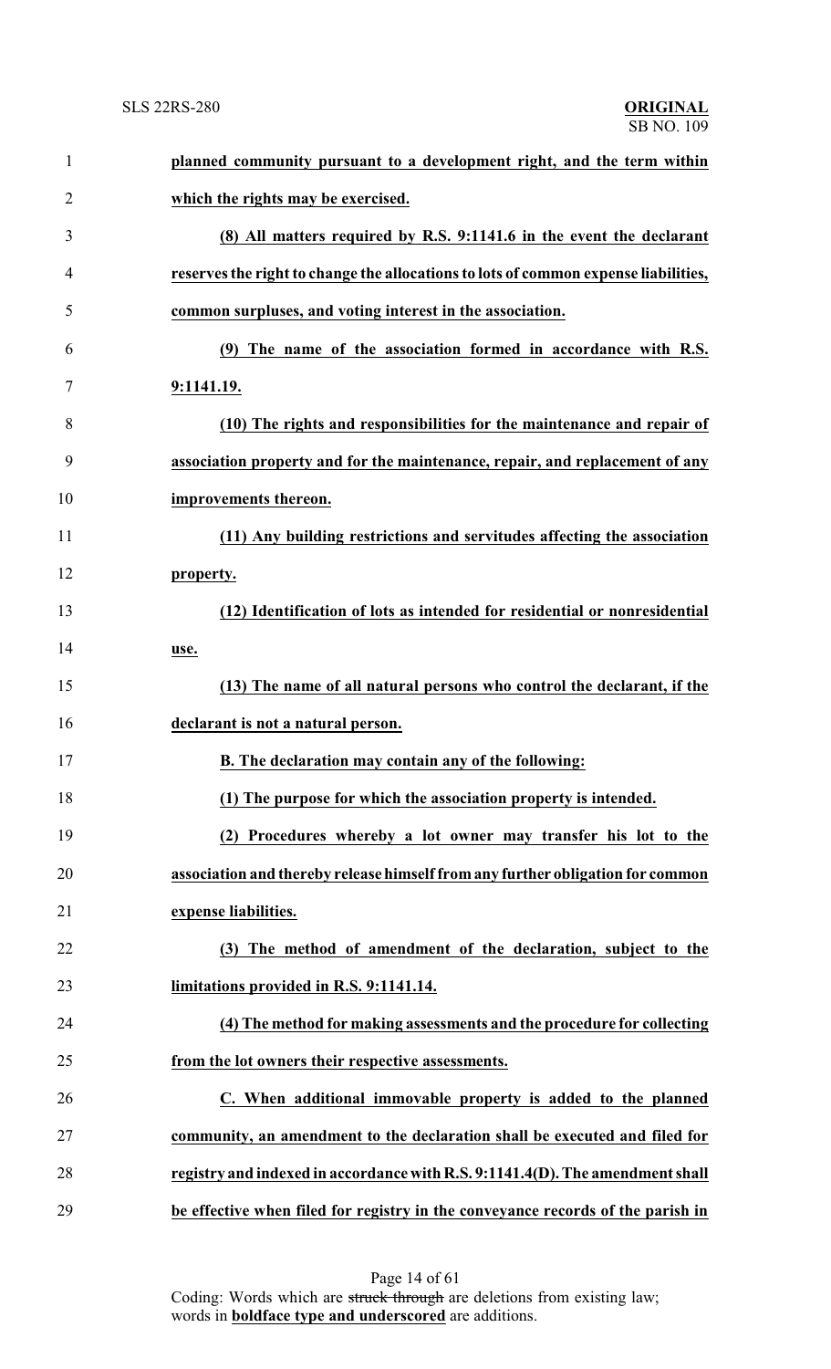**planned community pursuant to a development right, and the term within which the rights may be exercised.**

**(8) All matters required by R.S. 9:1141.6 in the event the declarant reserves the right to change the allocations to lots of common expense liabilities, common surpluses, and voting interest in the association.**

**(9) The name of the association formed in accordance with R.S. 9:1141.19.**

**(10) The rights and responsibilities for the maintenance and repair of association property and for the maintenance, repair, and replacement of any improvements thereon.**

**(11) Any building restrictions and servitudes affecting the association property.**

**(12) Identification of lots as intended for residential or nonresidential use.**

**(13) The name of all natural persons who control the declarant, if the declarant is not a natural person.**

**B. The declaration may contain any of the following:**

**(1) The purpose for which the association property is intended.**

**(2) Procedures whereby a lot owner may transfer his lot to the association and thereby release himself from any further obligation for common expense liabilities.**

**(3) The method of amendment of the declaration, subject to the limitations provided in R.S. 9:1141.14.**

**(4) The method for making assessments and the procedure for collecting from the lot owners their respective assessments.**

**C. When additional immovable property is added to the planned community, an amendment to the declaration shall be executed and filed for registry and indexed in accordance with R.S. 9:1141.4(D). The amendment shall be effective when filed for registry in the conveyance records of the parish in**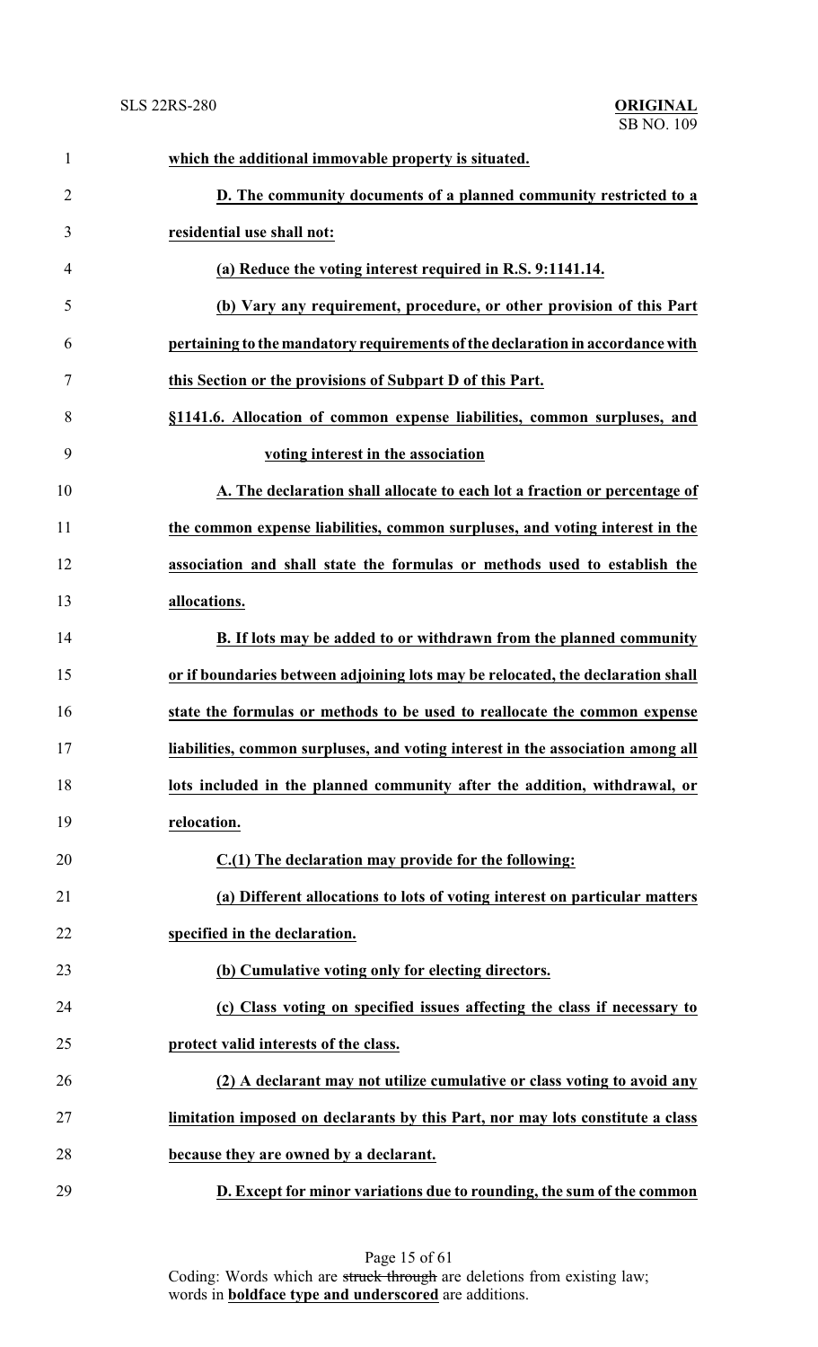**which the additional immovable property is situated.**

**D. The community documents of a planned community restricted to a residential use shall not:**

**(a) Reduce the voting interest required in R.S. 9:1141.14.**

**(b) Vary any requirement, procedure, or other provision of this Part pertaining to the mandatory requirements of the declaration in accordance with this Section or the provisions of Subpart D of this Part.**

**§1141.6. Allocation of common expense liabilities, common surpluses, and voting interest in the association**

**A. The declaration shall allocate to each lot a fraction or percentage of the common expense liabilities, common surpluses, and voting interest in the association and shall state the formulas or methods used to establish the allocations.**

**B. If lots may be added to or withdrawn from the planned community or if boundaries between adjoining lots may be relocated, the declaration shall state the formulas or methods to be used to reallocate the common expense liabilities, common surpluses, and voting interest in the association among all lots included in the planned community after the addition, withdrawal, or relocation.**

**C.(1) The declaration may provide for the following:**

**(a) Different allocations to lots of voting interest on particular matters specified in the declaration.**

**(b) Cumulative voting only for electing directors.**

**(c) Class voting on specified issues affecting the class if necessary to protect valid interests of the class.**

**(2) A declarant may not utilize cumulative or class voting to avoid any limitation imposed on declarants by this Part, nor may lots constitute a class because they are owned by a declarant.**

**D. Except for minor variations due to rounding, the sum of the common**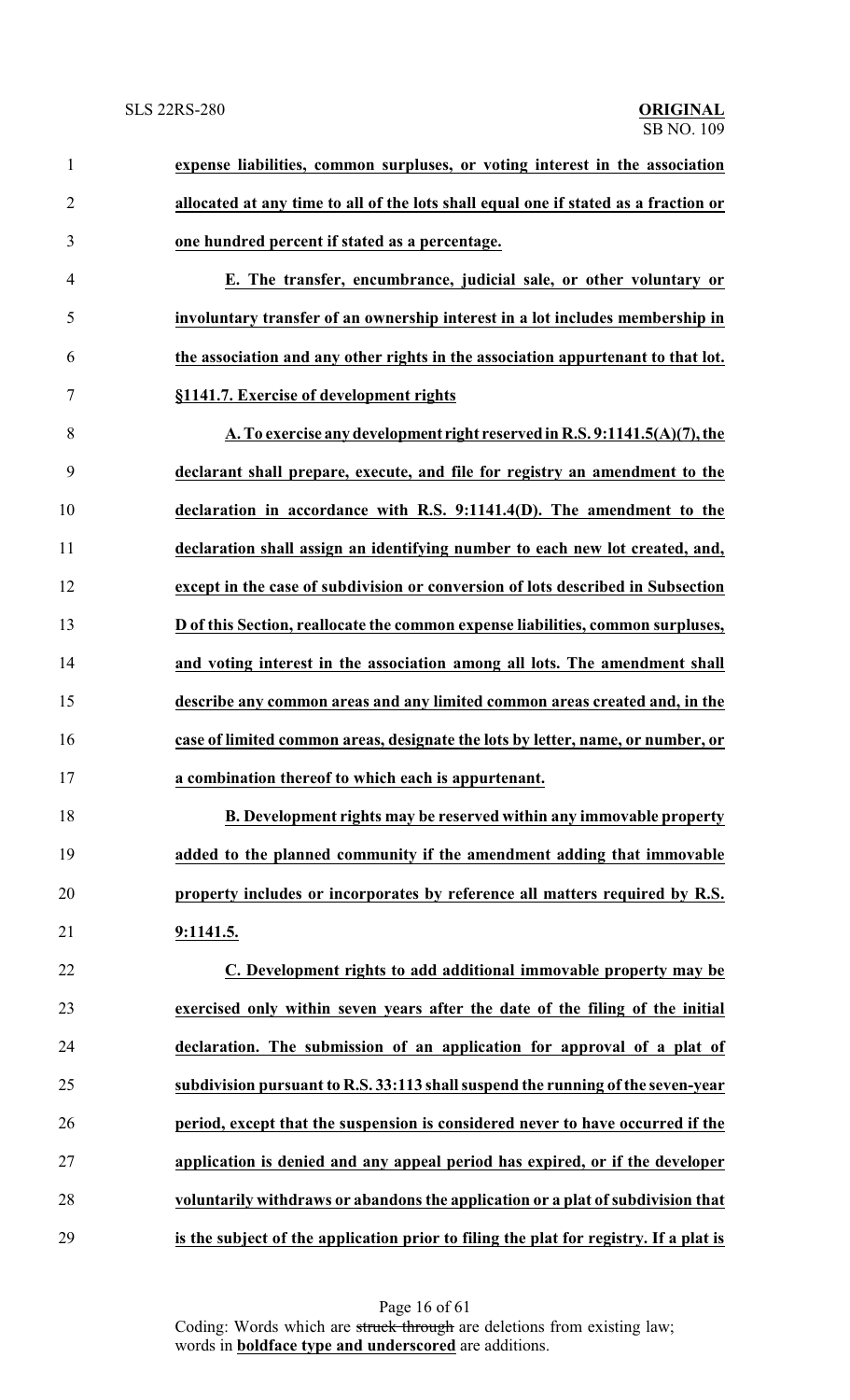**expense liabilities, common surpluses, or voting interest in the association allocated at any time to all of the lots shall equal one if stated as a fraction or one hundred percent if stated as a percentage.**

**E. The transfer, encumbrance, judicial sale, or other voluntary or involuntary transfer of an ownership interest in a lot includes membership in the association and any other rights in the association appurtenant to that lot.**

**§1141.7. Exercise of development rights**

**A. To exercise any development right reserved in R.S. 9:1141.5(A)(7), the declarant shall prepare, execute, and file for registry an amendment to the declaration in accordance with R.S. 9:1141.4(D). The amendment to the declaration shall assign an identifying number to each new lot created, and, except in the case of subdivision or conversion of lots described in Subsection D of this Section, reallocate the common expense liabilities, common surpluses, and voting interest in the association among all lots. The amendment shall describe any common areas and any limited common areas created and, in the case of limited common areas, designate the lots by letter, name, or number, or a combination thereof to which each is appurtenant.**

**B. Development rights may be reserved within any immovable property added to the planned community if the amendment adding that immovable property includes or incorporates by reference all matters required by R.S. 9:1141.5.**

**C. Development rights to add additional immovable property may be exercised only within seven years after the date of the filing of the initial declaration. The submission of an application for approval of a plat of subdivision pursuant to R.S. 33:113 shall suspend the running of the seven-year period, except that the suspension is considered never to have occurred if the application is denied and any appeal period has expired, or if the developer voluntarily withdraws or abandons the application or a plat of subdivision that is the subject of the application prior to filing the plat for registry. If a plat is**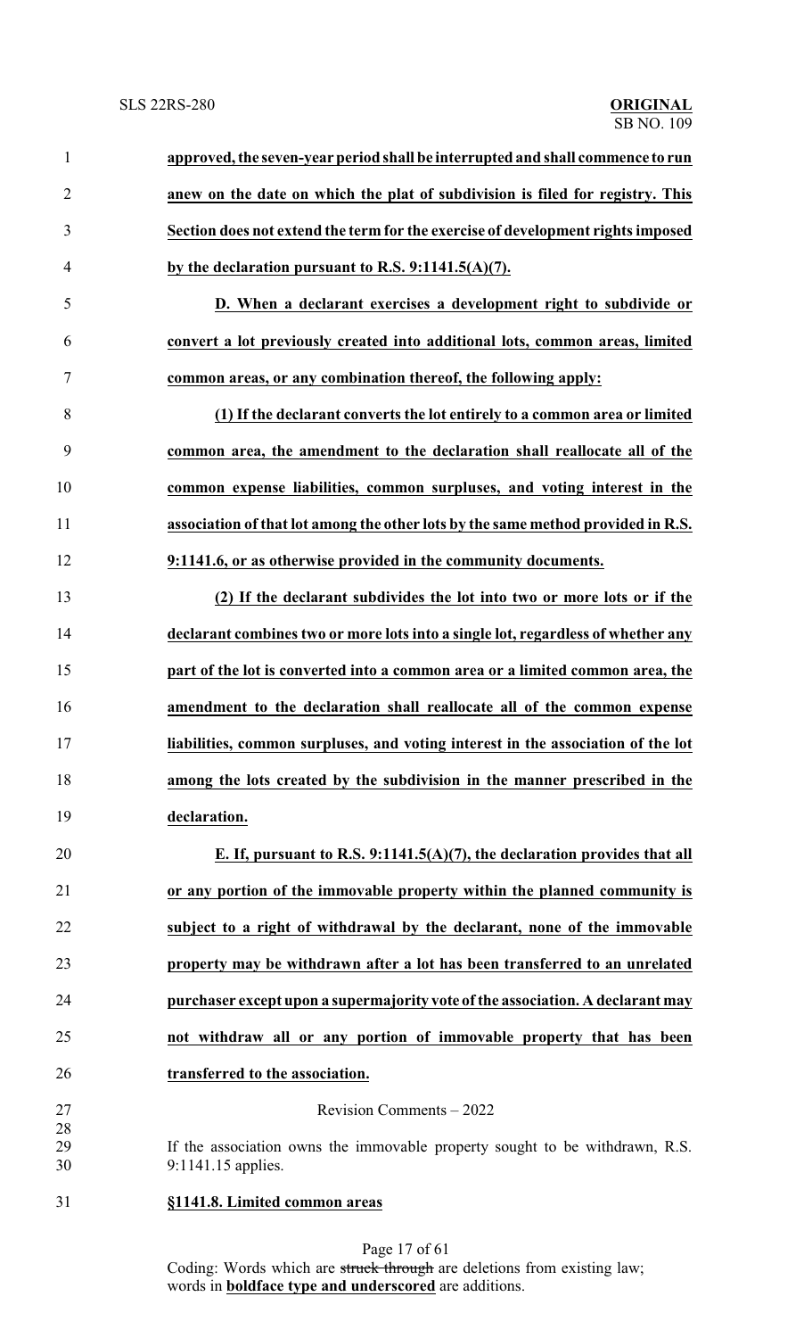**approved, the seven-year period shall be interrupted and shall commence to run anew on the date on which the plat of subdivision is filed for registry. This Section does not extend the term for the exercise of development rights imposed by the declaration pursuant to R.S. 9:1141.5(A)(7).**

**D. When a declarant exercises a development right to subdivide or convert a lot previously created into additional lots, common areas, limited common areas, or any combination thereof, the following apply:**

**(1) If the declarant converts the lot entirely to a common area or limited common area, the amendment to the declaration shall reallocate all of the common expense liabilities, common surpluses, and voting interest in the association of that lot among the other lots by the same method provided in R.S. 9:1141.6, or as otherwise provided in the community documents.**

**(2) If the declarant subdivides the lot into two or more lots or if the declarant combines two or more lots into a single lot, regardless of whether any part of the lot is converted into a common area or a limited common area, the amendment to the declaration shall reallocate all of the common expense liabilities, common surpluses, and voting interest in the association of the lot among the lots created by the subdivision in the manner prescribed in the declaration.**

**E. If, pursuant to R.S. 9:1141.5(A)(7), the declaration provides that all or any portion of the immovable property within the planned community is subject to a right of withdrawal by the declarant, none of the immovable property may be withdrawn after a lot has been transferred to an unrelated purchaser except upon a supermajority vote of the association. A declarant may not withdraw all or any portion of immovable property that has been transferred to the association.**

Revision Comments – 2022

If the association owns the immovable property sought to be withdrawn, R.S. 9:1141.15 applies.

**§1141.8. Limited common areas**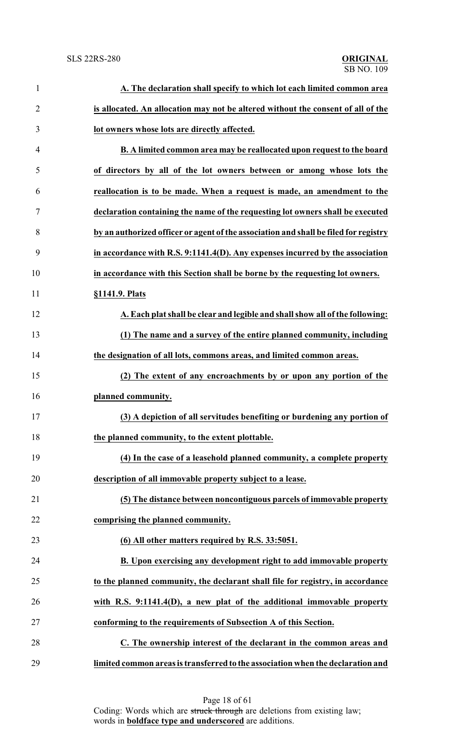**A. The declaration shall specify to which lot each limited common area is allocated. An allocation may not be altered without the consent of all of the lot owners whose lots are directly affected.**

**B. A limited common area may be reallocated upon request to the board of directors by all of the lot owners between or among whose lots the reallocation is to be made. When a request is made, an amendment to the declaration containing the name of the requesting lot owners shall be executed by an authorized officer or agent of the association and shall be filed for registry in accordance with R.S. 9:1141.4(D). Any expenses incurred by the association in accordance with this Section shall be borne by the requesting lot owners.**

**§1141.9. Plats**

**A. Each plat shall be clear and legible and shall show all of the following:**

**(1) The name and a survey of the entire planned community, including the designation of all lots, commons areas, and limited common areas.**

**(2) The extent of any encroachments by or upon any portion of the planned community.**

**(3) A depiction of all servitudes benefiting or burdening any portion of the planned community, to the extent plottable.**

**(4) In the case of a leasehold planned community, a complete property description of all immovable property subject to a lease.**

**(5) The distance between noncontiguous parcels of immovable property comprising the planned community.**

**(6) All other matters required by R.S. 33:5051.**

**B. Upon exercising any development right to add immovable property to the planned community, the declarant shall file for registry, in accordance with R.S. 9:1141.4(D), a new plat of the additional immovable property conforming to the requirements of Subsection A of this Section.**

**C. The ownership interest of the declarant in the common areas and limited common areas is transferred to the association when the declaration and**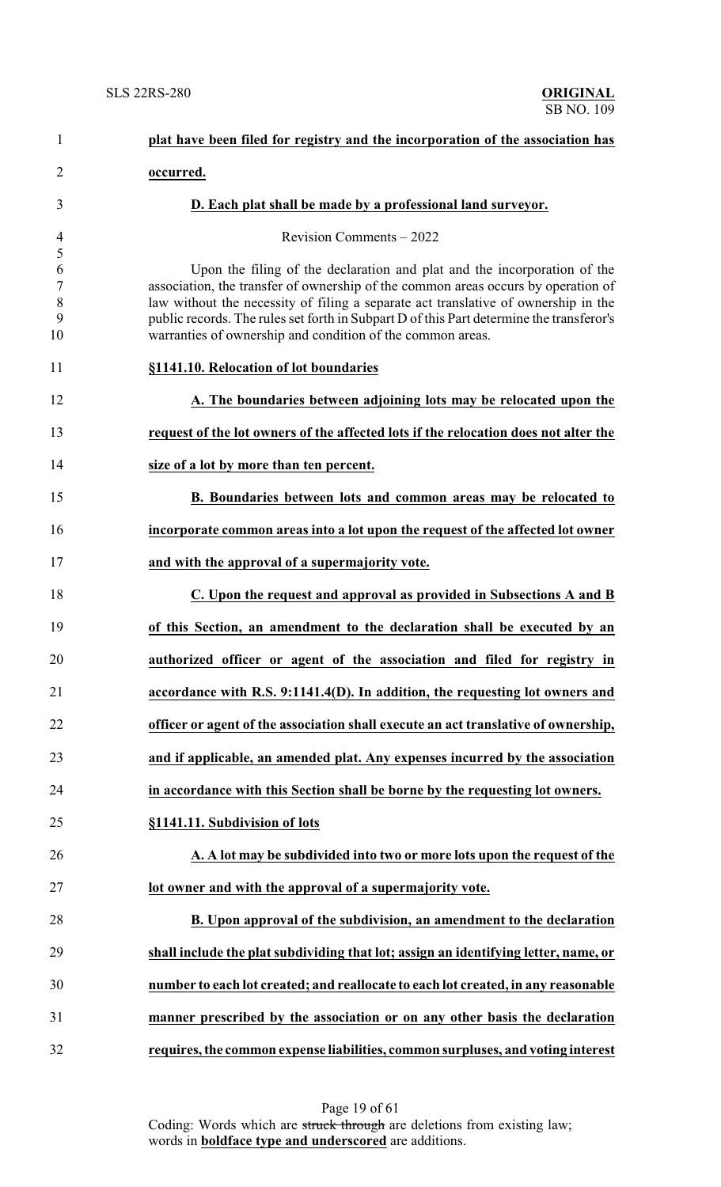**plat have been filed for registry and the incorporation of the association has occurred.**

**D. Each plat shall be made by a professional land surveyor.**

Revision Comments – 2022

Upon the filing of the declaration and plat and the incorporation of the association, the transfer of ownership of the common areas occurs by operation of law without the necessity of filing a separate act translative of ownership in the public records. The rules set forth in Subpart D of this Part determine the transferor's warranties of ownership and condition of the common areas.

**§1141.10. Relocation of lot boundaries**

**A. The boundaries between adjoining lots may be relocated upon the request of the lot owners of the affected lots if the relocation does not alter the size of a lot by more than ten percent.**

**B. Boundaries between lots and common areas may be relocated to incorporate common areas into a lot upon the request of the affected lot owner and with the approval of a supermajority vote.**

**C. Upon the request and approval as provided in Subsections A and B of this Section, an amendment to the declaration shall be executed by an authorized officer or agent of the association and filed for registry in accordance with R.S. 9:1141.4(D). In addition, the requesting lot owners and officer or agent of the association shall execute an act translative of ownership, and if applicable, an amended plat. Any expenses incurred by the association in accordance with this Section shall be borne by the requesting lot owners.**

**§1141.11. Subdivision of lots**

**A. A lot may be subdivided into two or more lots upon the request of the lot owner and with the approval of a supermajority vote.**

**B. Upon approval of the subdivision, an amendment to the declaration shall include the plat subdividing that lot; assign an identifying letter, name, or number to each lot created; and reallocate to each lot created, in any reasonable manner prescribed by the association or on any other basis the declaration requires, the common expense liabilities, common surpluses, and voting interest**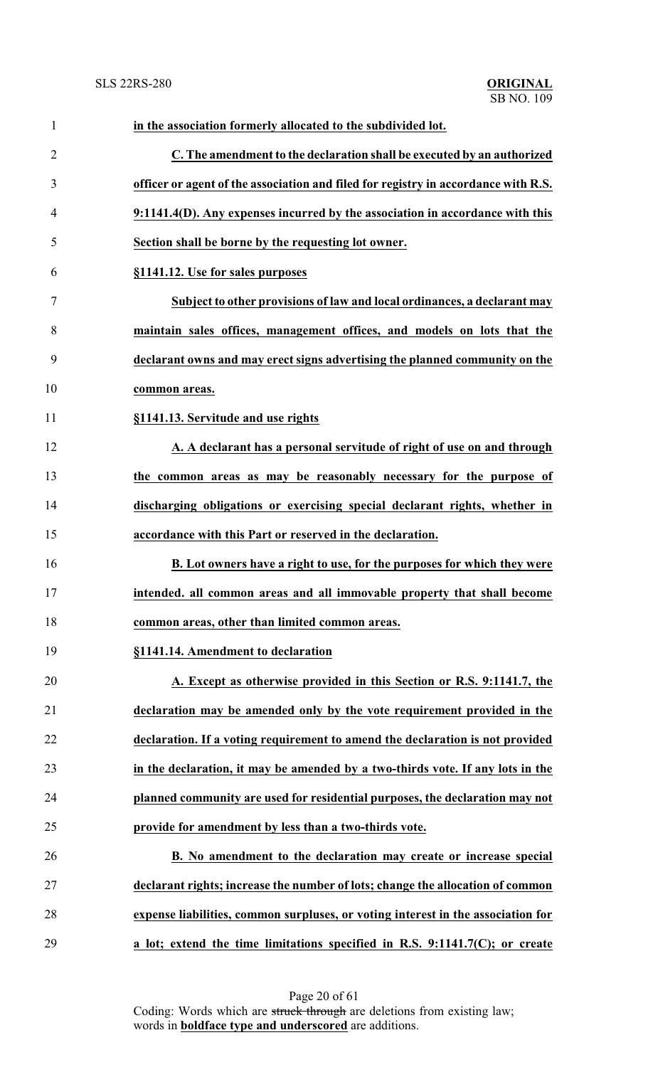**in the association formerly allocated to the subdivided lot.**

**C. The amendment to the declaration shall be executed by an authorized officer or agent of the association and filed for registry in accordance with R.S. 9:1141.4(D). Any expenses incurred by the association in accordance with this Section shall be borne by the requesting lot owner.**

**§1141.12. Use for sales purposes**

**Subject to other provisions of law and local ordinances, a declarant may maintain sales offices, management offices, and models on lots that the declarant owns and may erect signs advertising the planned community on the common areas.**

**§1141.13. Servitude and use rights**

**A. A declarant has a personal servitude of right of use on and through the common areas as may be reasonably necessary for the purpose of discharging obligations or exercising special declarant rights, whether in accordance with this Part or reserved in the declaration.**

**B. Lot owners have a right to use, for the purposes for which they were intended. all common areas and all immovable property that shall become common areas, other than limited common areas.**

**§1141.14. Amendment to declaration**

**A. Except as otherwise provided in this Section or R.S. 9:1141.7, the declaration may be amended only by the vote requirement provided in the declaration. If a voting requirement to amend the declaration is not provided in the declaration, it may be amended by a two-thirds vote. If any lots in the planned community are used for residential purposes, the declaration may not provide for amendment by less than a two-thirds vote.**

**B. No amendment to the declaration may create or increase special declarant rights; increase the number of lots; change the allocation of common expense liabilities, common surpluses, or voting interest in the association for a lot; extend the time limitations specified in R.S. 9:1141.7(C); or create**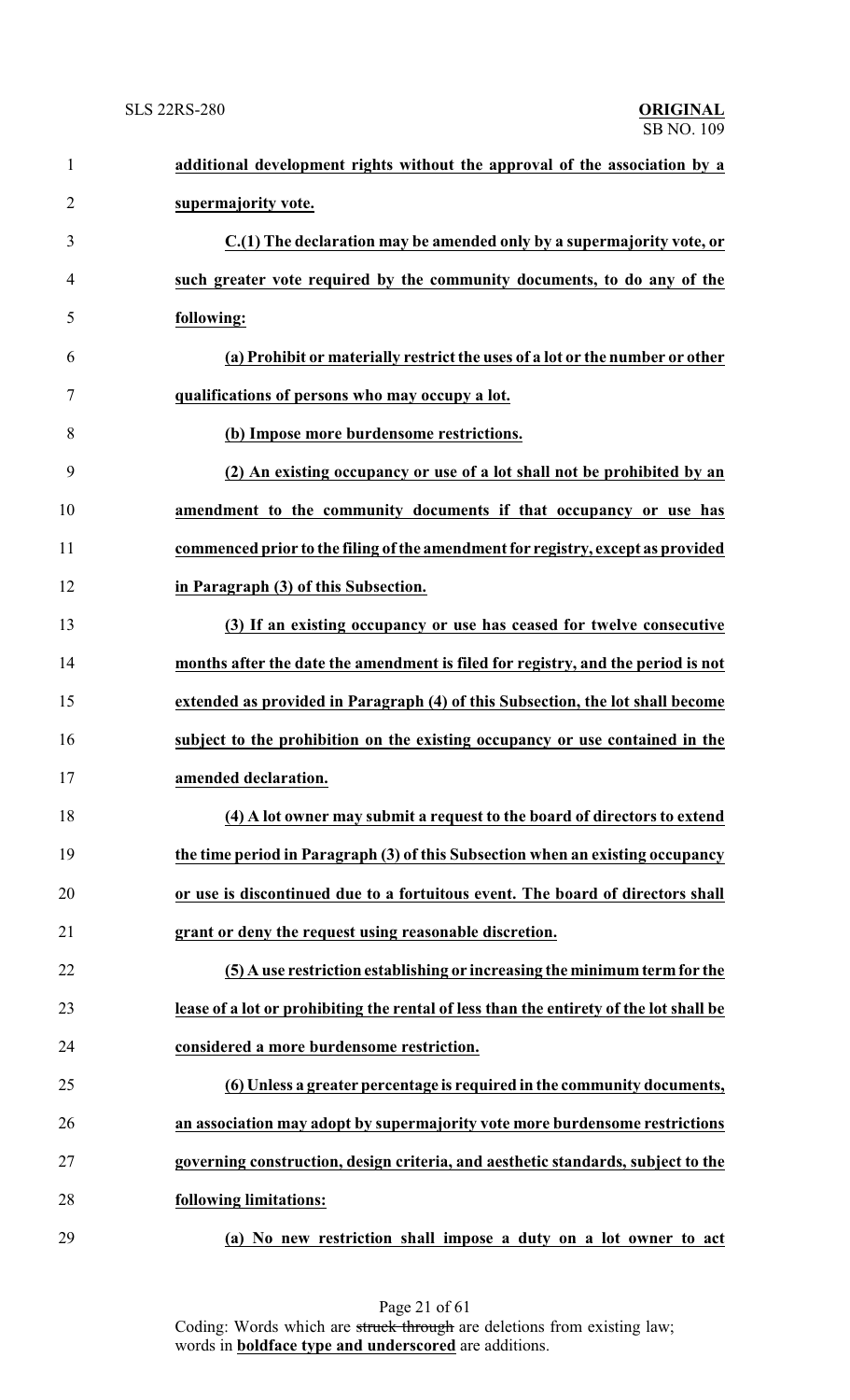**additional development rights without the approval of the association by a supermajority vote.**

**C.(1) The declaration may be amended only by a supermajority vote, or such greater vote required by the community documents, to do any of the following:**

**(a) Prohibit or materially restrict the uses of a lot or the number or other qualifications of persons who may occupy a lot.**

**(b) Impose more burdensome restrictions.**

**(2) An existing occupancy or use of a lot shall not be prohibited by an amendment to the community documents if that occupancy or use has commenced prior to the filing of the amendment for registry, except as provided in Paragraph (3) of this Subsection.**

**(3) If an existing occupancy or use has ceased for twelve consecutive months after the date the amendment is filed for registry, and the period is not extended as provided in Paragraph (4) of this Subsection, the lot shall become subject to the prohibition on the existing occupancy or use contained in the amended declaration.**

**(4) A lot owner may submit a request to the board of directors to extend the time period in Paragraph (3) of this Subsection when an existing occupancy or use is discontinued due to a fortuitous event. The board of directors shall grant or deny the request using reasonable discretion.**

**(5) A use restriction establishing or increasing the minimum term for the lease of a lot or prohibiting the rental of less than the entirety of the lot shall be considered a more burdensome restriction.**

**(6) Unless a greater percentage is required in the community documents, an association may adopt by supermajority vote more burdensome restrictions governing construction, design criteria, and aesthetic standards, subject to the following limitations:**

**(a) No new restriction shall impose a duty on a lot owner to act**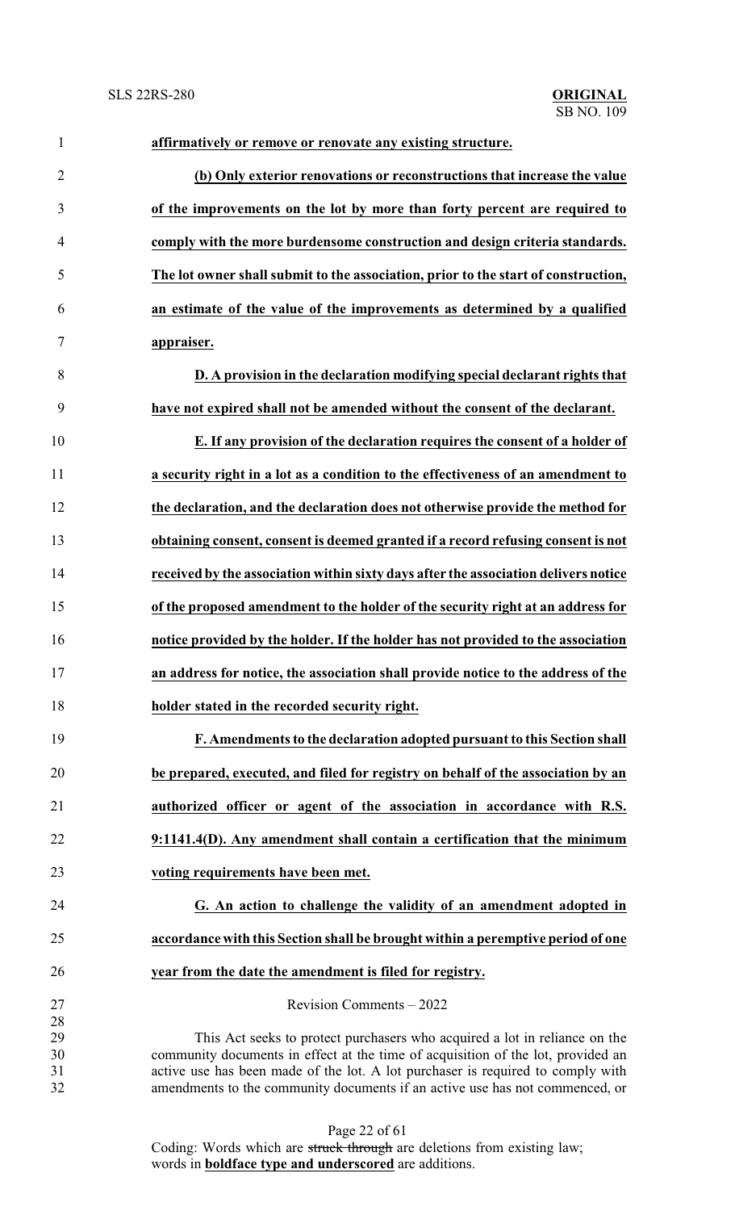**affirmatively or remove or renovate any existing structure.**

**(b) Only exterior renovations or reconstructions that increase the value of the improvements on the lot by more than forty percent are required to comply with the more burdensome construction and design criteria standards. The lot owner shall submit to the association, prior to the start of construction, an estimate of the value of the improvements as determined by a qualified appraiser.**

**D. A provision in the declaration modifying special declarant rights that have not expired shall not be amended without the consent of the declarant.**

**E. If any provision of the declaration requires the consent of a holder of a security right in a lot as a condition to the effectiveness of an amendment to the declaration, and the declaration does not otherwise provide the method for obtaining consent, consent is deemed granted if a record refusing consent is not received by the association within sixty days after the association delivers notice of the proposed amendment to the holder of the security right at an address for notice provided by the holder. If the holder has not provided to the association an address for notice, the association shall provide notice to the address of the holder stated in the recorded security right.**

**F. Amendments to the declaration adopted pursuant to this Section shall be prepared, executed, and filed for registry on behalf of the association by an authorized officer or agent of the association in accordance with R.S. 9:1141.4(D). Any amendment shall contain a certification that the minimum voting requirements have been met.**

**G. An action to challenge the validity of an amendment adopted in accordance with this Section shall be brought within a peremptive period of one year from the date the amendment is filed for registry.**

Revision Comments – 2022

This Act seeks to protect purchasers who acquired a lot in reliance on the community documents in effect at the time of acquisition of the lot, provided an active use has been made of the lot. A lot purchaser is required to comply with amendments to the community documents if an active use has not commenced, or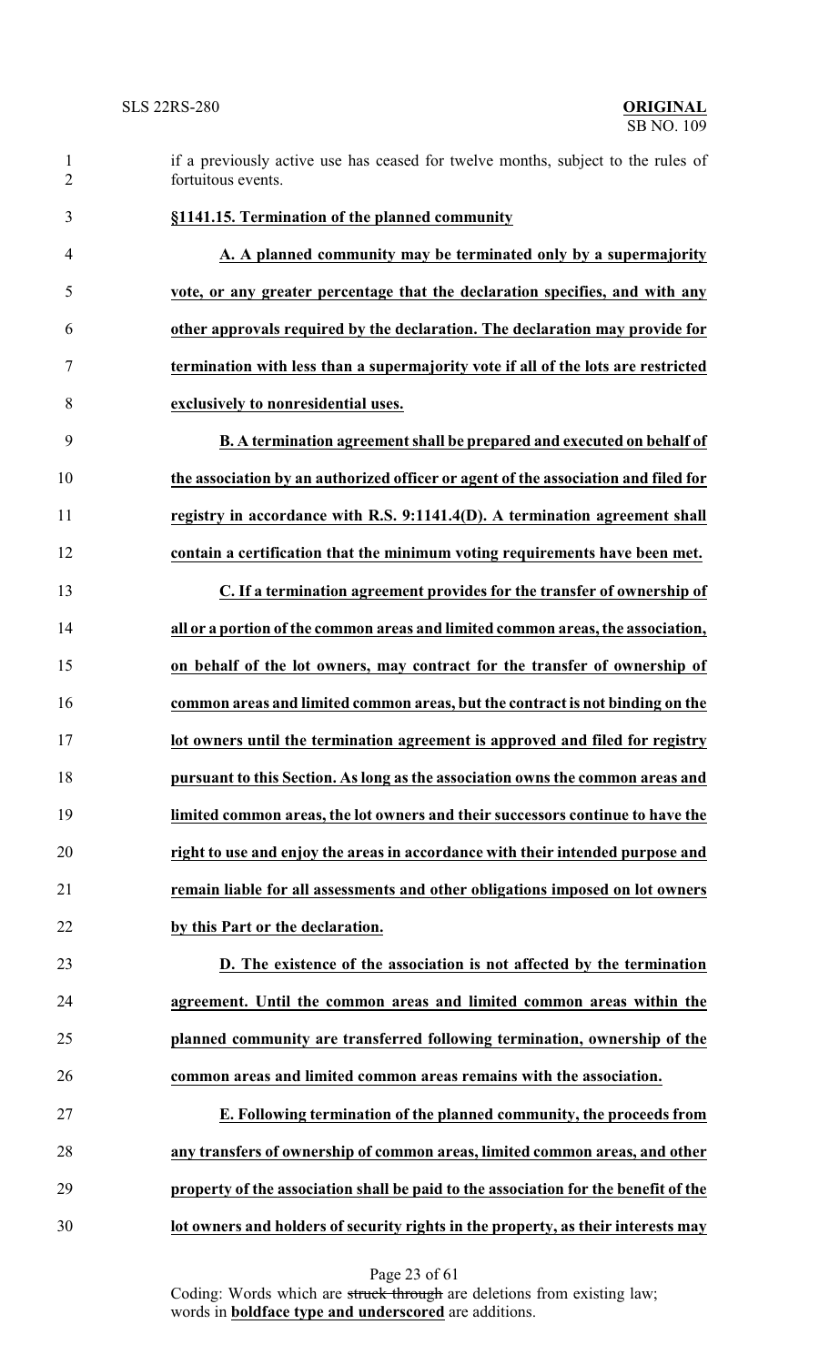if a previously active use has ceased for twelve months, subject to the rules of fortuitous events.

**§1141.15. Termination of the planned community**

**A. A planned community may be terminated only by a supermajority vote, or any greater percentage that the declaration specifies, and with any other approvals required by the declaration. The declaration may provide for termination with less than a supermajority vote if all of the lots are restricted exclusively to nonresidential uses.**

**B. A termination agreement shall be prepared and executed on behalf of the association by an authorized officer or agent of the association and filed for registry in accordance with R.S. 9:1141.4(D). A termination agreement shall contain a certification that the minimum voting requirements have been met.**

**C. If a termination agreement provides for the transfer of ownership of all or a portion of the common areas and limited common areas, the association, on behalf of the lot owners, may contract for the transfer of ownership of common areas and limited common areas, but the contract is not binding on the lot owners until the termination agreement is approved and filed for registry pursuant to this Section. As long as the association owns the common areas and limited common areas, the lot owners and their successors continue to have the right to use and enjoy the areas in accordance with their intended purpose and remain liable for all assessments and other obligations imposed on lot owners by this Part or the declaration.**

**D. The existence of the association is not affected by the termination agreement. Until the common areas and limited common areas within the planned community are transferred following termination, ownership of the common areas and limited common areas remains with the association.**

**E. Following termination of the planned community, the proceeds from any transfers of ownership of common areas, limited common areas, and other property of the association shall be paid to the association for the benefit of the lot owners and holders of security rights in the property, as their interests may**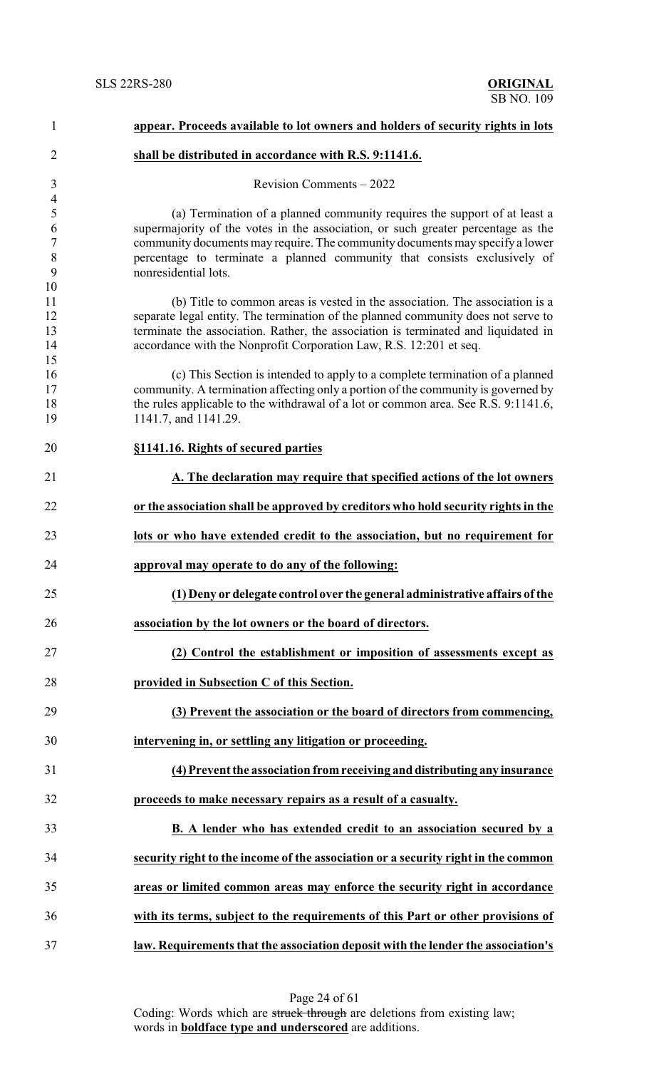**appear. Proceeds available to lot owners and holders of security rights in lots shall be distributed in accordance with R.S. 9:1141.6.**

Revision Comments – 2022

(a) Termination of a planned community requires the support of at least a supermajority of the votes in the association, or such greater percentage as the community documents may require. The community documents may specify a lower percentage to terminate a planned community that consists exclusively of nonresidential lots.

(b) Title to common areas is vested in the association. The association is a separate legal entity. The termination of the planned community does not serve to terminate the association. Rather, the association is terminated and liquidated in accordance with the Nonprofit Corporation Law, R.S. 12:201 et seq.

(c) This Section is intended to apply to a complete termination of a planned community. A termination affecting only a portion of the community is governed by the rules applicable to the withdrawal of a lot or common area. See R.S. 9:1141.6, 1141.7, and 1141.29.

**§1141.16. Rights of secured parties**

**A. The declaration may require that specified actions of the lot owners or the association shall be approved by creditors who hold security rights in the lots or who have extended credit to the association, but no requirement for approval may operate to do any of the following:**

**(1) Deny or delegate control over the general administrative affairs of the association by the lot owners or the board of directors.**

**(2) Control the establishment or imposition of assessments except as provided in Subsection C of this Section.**

**(3) Prevent the association or the board of directors from commencing, intervening in, or settling any litigation or proceeding.**

**(4) Prevent the association from receiving and distributing any insurance proceeds to make necessary repairs as a result of a casualty.**

**B. A lender who has extended credit to an association secured by a security right to the income of the association or a security right in the common areas or limited common areas may enforce the security right in accordance with its terms, subject to the requirements of this Part or other provisions of law. Requirements that the association deposit with the lender the association's**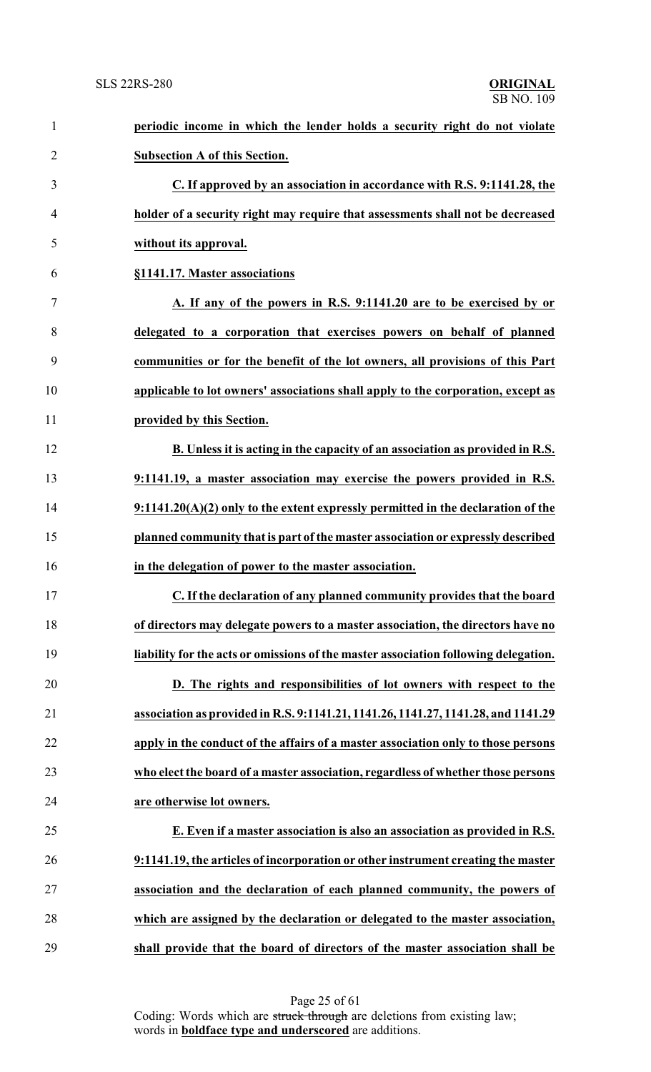**periodic income in which the lender holds a security right do not violate Subsection A of this Section.**

**C. If approved by an association in accordance with R.S. 9:1141.28, the holder of a security right may require that assessments shall not be decreased without its approval.**

**§1141.17. Master associations**

**A. If any of the powers in R.S. 9:1141.20 are to be exercised by or delegated to a corporation that exercises powers on behalf of planned communities or for the benefit of the lot owners, all provisions of this Part applicable to lot owners' associations shall apply to the corporation, except as provided by this Section.**

**B. Unless it is acting in the capacity of an association as provided in R.S. 9:1141.19, a master association may exercise the powers provided in R.S. 9:1141.20(A)(2) only to the extent expressly permitted in the declaration of the planned community that is part of the master association or expressly described in the delegation of power to the master association.**

**C. If the declaration of any planned community provides that the board of directors may delegate powers to a master association, the directors have no liability for the acts or omissions of the master association following delegation.**

**D. The rights and responsibilities of lot owners with respect to the association as provided in R.S. 9:1141.21, 1141.26, 1141.27, 1141.28, and 1141.29 apply in the conduct of the affairs of a master association only to those persons who elect the board of a master association, regardless of whether those persons are otherwise lot owners.**

**E. Even if a master association is also an association as provided in R.S. 9:1141.19, the articles of incorporation or other instrument creating the master association and the declaration of each planned community, the powers of which are assigned by the declaration or delegated to the master association, shall provide that the board of directors of the master association shall be**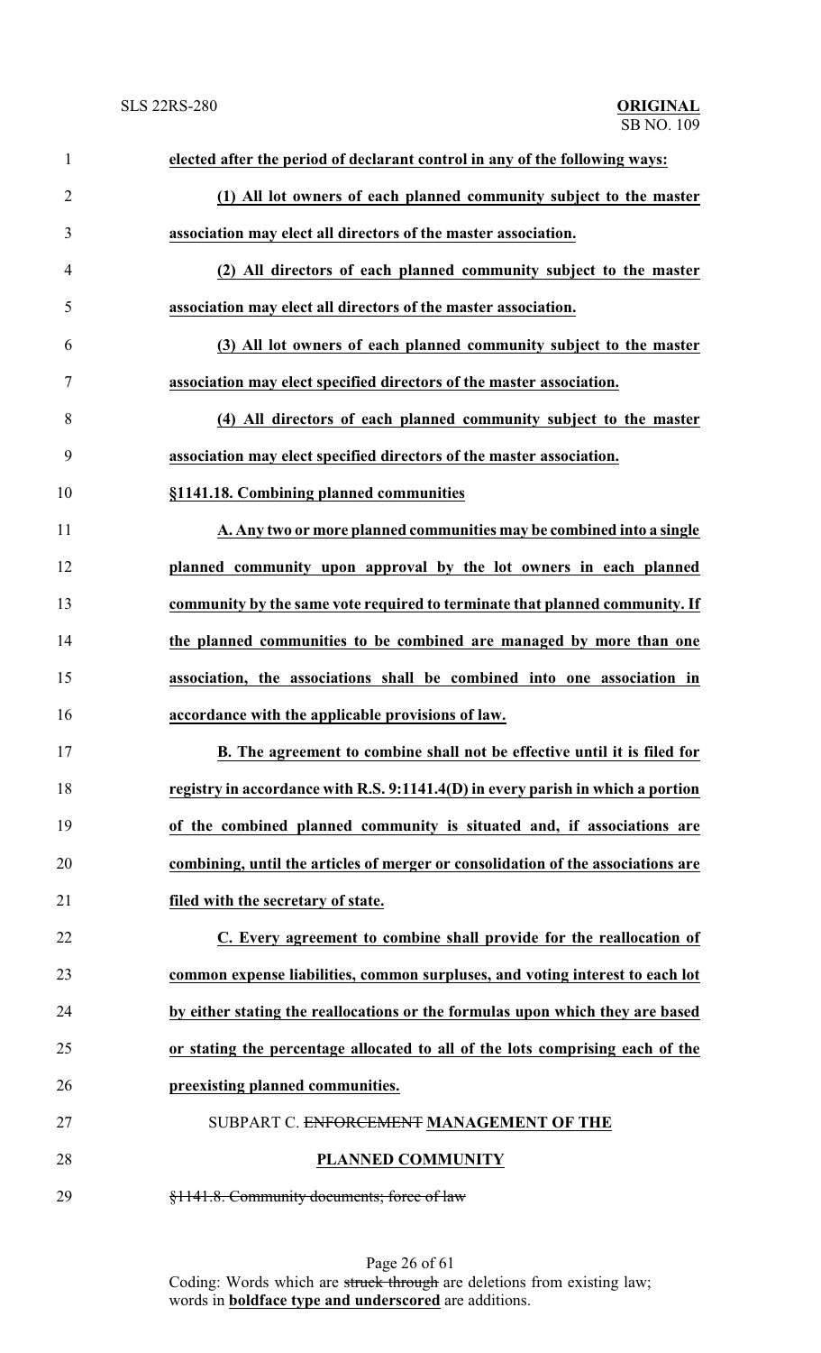**elected after the period of declarant control in any of the following ways:**

**(1) All lot owners of each planned community subject to the master association may elect all directors of the master association.**

**(2) All directors of each planned community subject to the master association may elect all directors of the master association.**

**(3) All lot owners of each planned community subject to the master association may elect specified directors of the master association.**

**(4) All directors of each planned community subject to the master association may elect specified directors of the master association.**

**§1141.18. Combining planned communities**

**A. Any two or more planned communities may be combined into a single planned community upon approval by the lot owners in each planned community by the same vote required to terminate that planned community. If the planned communities to be combined are managed by more than one association, the associations shall be combined into one association in accordance with the applicable provisions of law.**

**B. The agreement to combine shall not be effective until it is filed for registry in accordance with R.S. 9:1141.4(D) in every parish in which a portion of the combined planned community is situated and, if associations are combining, until the articles of merger or consolidation of the associations are filed with the secretary of state.**

**C. Every agreement to combine shall provide for the reallocation of common expense liabilities, common surpluses, and voting interest to each lot by either stating the reallocations or the formulas upon which they are based or stating the percentage allocated to all of the lots comprising each of the preexisting planned communities.**

SUBPART C. ~~ENFORCEMENT~~ **MANAGEMENT OF THE PLANNED COMMUNITY**

~~§1141.8. Community documents; force of law~~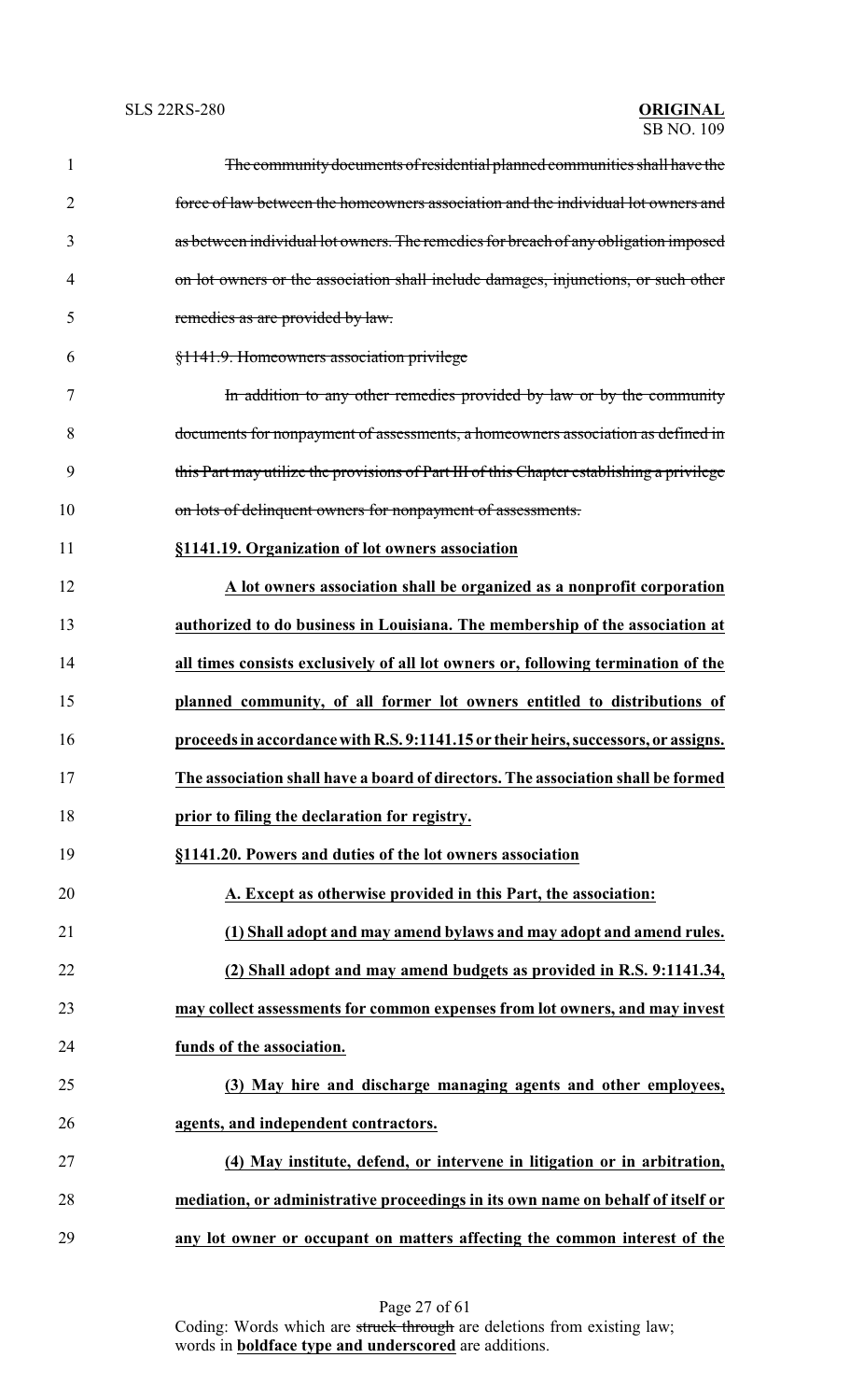~~The community documents of residential planned communities shall have the force of law between the homeowners association and the individual lot owners and as between individual lot owners. The remedies for breach of any obligation imposed on lot owners or the association shall include damages, injunctions, or such other remedies as are provided by law.~~

~~§1141.9. Homeowners association privilege~~

~~In addition to any other remedies provided by law or by the community documents for nonpayment of assessments, a homeowners association as defined in this Part may utilize the provisions of Part III of this Chapter establishing a privilege on lots of delinquent owners for nonpayment of assessments.~~

<u>**§1141.19. Organization of lot owners association**</u>

<u>**A lot owners association shall be organized as a nonprofit corporation authorized to do business in Louisiana. The membership of the association at all times consists exclusively of all lot owners or, following termination of the planned community, of all former lot owners entitled to distributions of proceeds in accordance with R.S. 9:1141.15 or their heirs, successors, or assigns. The association shall have a board of directors. The association shall be formed prior to filing the declaration for registry.**</u>

<u>**§1141.20. Powers and duties of the lot owners association**</u>

<u>**A. Except as otherwise provided in this Part, the association:**</u>

<u>**(1) Shall adopt and may amend bylaws and may adopt and amend rules.**</u>

<u>**(2) Shall adopt and may amend budgets as provided in R.S. 9:1141.34, may collect assessments for common expenses from lot owners, and may invest funds of the association.**</u>

<u>**(3) May hire and discharge managing agents and other employees, agents, and independent contractors.**</u>

<u>**(4) May institute, defend, or intervene in litigation or in arbitration, mediation, or administrative proceedings in its own name on behalf of itself or any lot owner or occupant on matters affecting the common interest of the**</u>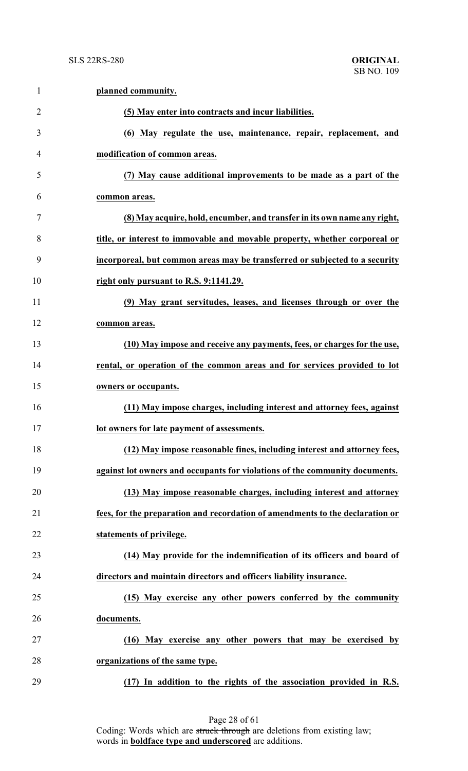**planned community.**

**(5) May enter into contracts and incur liabilities.**

**(6) May regulate the use, maintenance, repair, replacement, and modification of common areas.**

**(7) May cause additional improvements to be made as a part of the common areas.**

**(8) May acquire, hold, encumber, and transfer in its own name any right, title, or interest to immovable and movable property, whether corporeal or incorporeal, but common areas may be transferred or subjected to a security right only pursuant to R.S. 9:1141.29.**

**(9) May grant servitudes, leases, and licenses through or over the common areas.**

**(10) May impose and receive any payments, fees, or charges for the use, rental, or operation of the common areas and for services provided to lot owners or occupants.**

**(11) May impose charges, including interest and attorney fees, against lot owners for late payment of assessments.**

**(12) May impose reasonable fines, including interest and attorney fees, against lot owners and occupants for violations of the community documents.**

**(13) May impose reasonable charges, including interest and attorney fees, for the preparation and recordation of amendments to the declaration or statements of privilege.**

**(14) May provide for the indemnification of its officers and board of directors and maintain directors and officers liability insurance.**

**(15) May exercise any other powers conferred by the community documents.**

**(16) May exercise any other powers that may be exercised by organizations of the same type.**

**(17) In addition to the rights of the association provided in R.S.**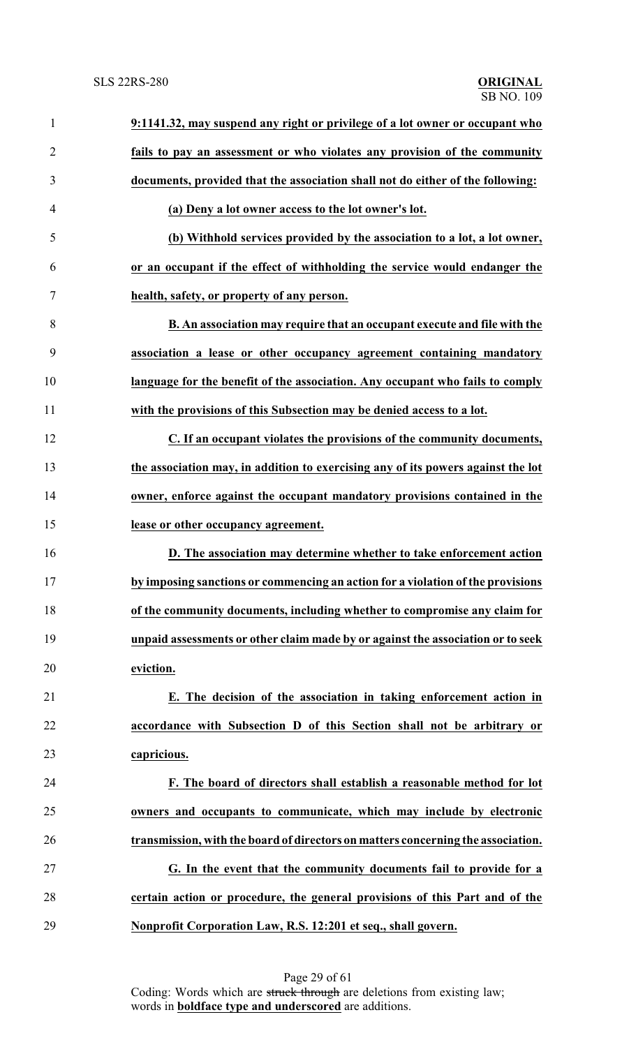**9:1141.32, may suspend any right or privilege of a lot owner or occupant who fails to pay an assessment or who violates any provision of the community documents, provided that the association shall not do either of the following:**

**(a) Deny a lot owner access to the lot owner's lot.**

**(b) Withhold services provided by the association to a lot, a lot owner, or an occupant if the effect of withholding the service would endanger the health, safety, or property of any person.**

**B. An association may require that an occupant execute and file with the association a lease or other occupancy agreement containing mandatory language for the benefit of the association. Any occupant who fails to comply with the provisions of this Subsection may be denied access to a lot.**

**C. If an occupant violates the provisions of the community documents, the association may, in addition to exercising any of its powers against the lot owner, enforce against the occupant mandatory provisions contained in the lease or other occupancy agreement.**

**D. The association may determine whether to take enforcement action by imposing sanctions or commencing an action for a violation of the provisions of the community documents, including whether to compromise any claim for unpaid assessments or other claim made by or against the association or to seek eviction.**

**E. The decision of the association in taking enforcement action in accordance with Subsection D of this Section shall not be arbitrary or capricious.**

**F. The board of directors shall establish a reasonable method for lot owners and occupants to communicate, which may include by electronic transmission, with the board of directors on matters concerning the association.**

**G. In the event that the community documents fail to provide for a certain action or procedure, the general provisions of this Part and of the Nonprofit Corporation Law, R.S. 12:201 et seq., shall govern.**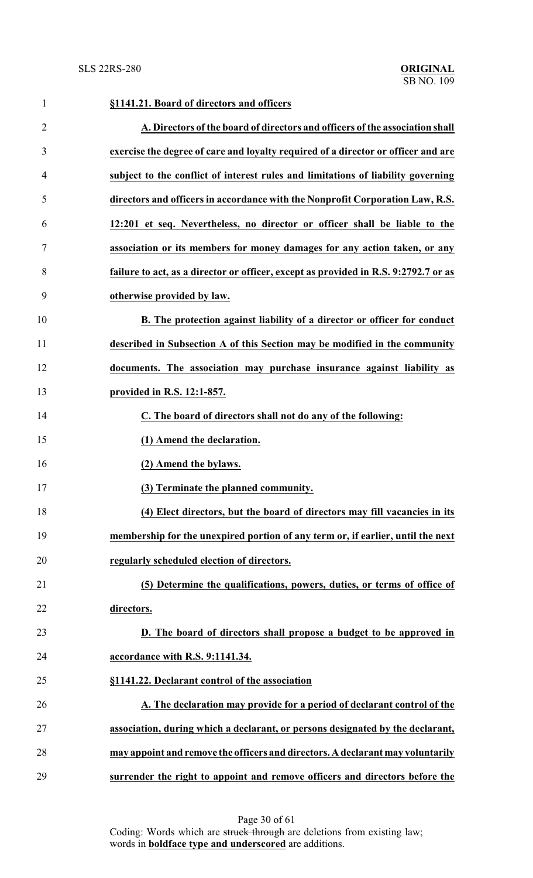**§1141.21. Board of directors and officers**

**A. Directors of the board of directors and officers of the association shall exercise the degree of care and loyalty required of a director or officer and are subject to the conflict of interest rules and limitations of liability governing directors and officers in accordance with the Nonprofit Corporation Law, R.S. 12:201 et seq. Nevertheless, no director or officer shall be liable to the association or its members for money damages for any action taken, or any failure to act, as a director or officer, except as provided in R.S. 9:2792.7 or as otherwise provided by law.**

**B. The protection against liability of a director or officer for conduct described in Subsection A of this Section may be modified in the community documents. The association may purchase insurance against liability as provided in R.S. 12:1-857.**

**C. The board of directors shall not do any of the following:**

**(1) Amend the declaration.**

**(2) Amend the bylaws.**

**(3) Terminate the planned community.**

**(4) Elect directors, but the board of directors may fill vacancies in its membership for the unexpired portion of any term or, if earlier, until the next regularly scheduled election of directors.**

**(5) Determine the qualifications, powers, duties, or terms of office of directors.**

**D. The board of directors shall propose a budget to be approved in accordance with R.S. 9:1141.34.**

**§1141.22. Declarant control of the association**

**A. The declaration may provide for a period of declarant control of the association, during which a declarant, or persons designated by the declarant, may appoint and remove the officers and directors. A declarant may voluntarily surrender the right to appoint and remove officers and directors before the**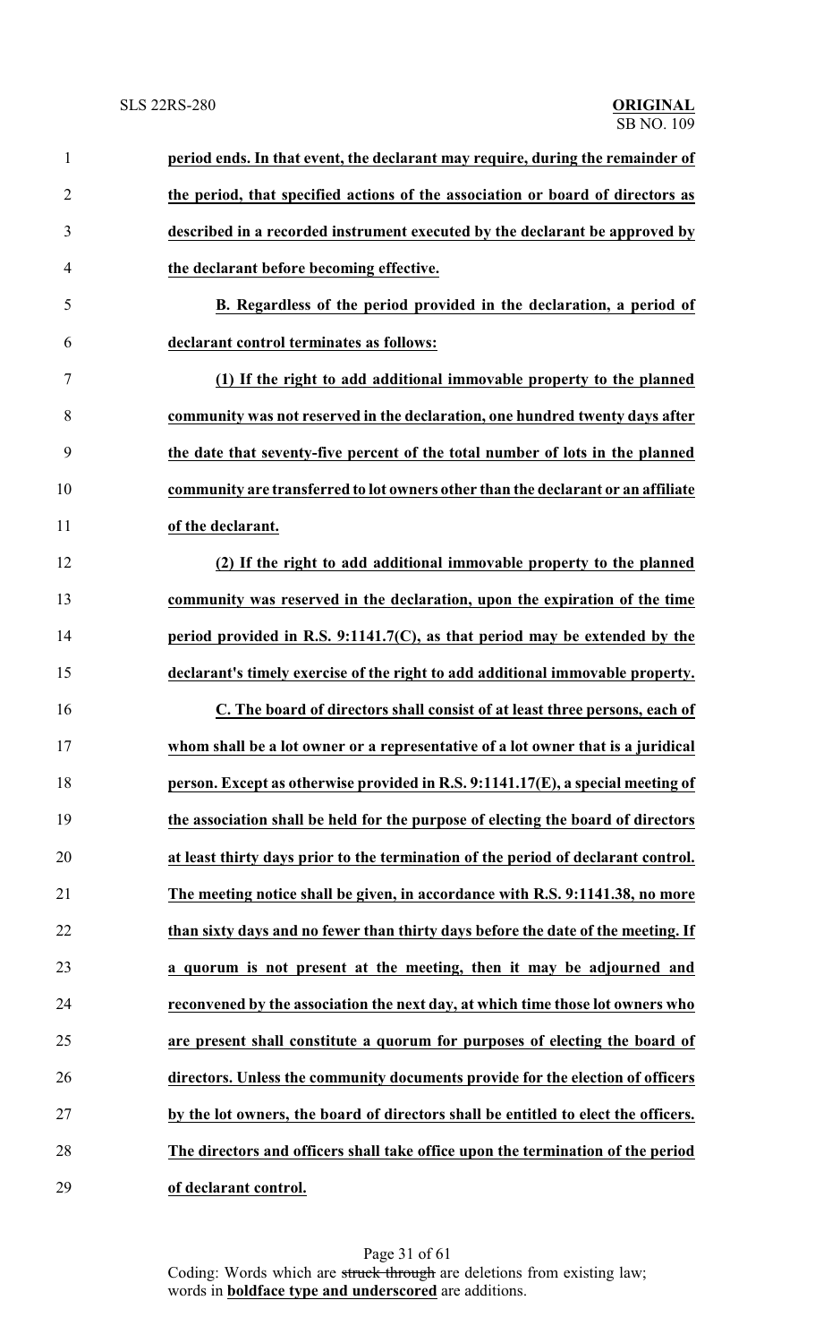**period ends. In that event, the declarant may require, during the remainder of the period, that specified actions of the association or board of directors as described in a recorded instrument executed by the declarant be approved by the declarant before becoming effective.**

**B. Regardless of the period provided in the declaration, a period of declarant control terminates as follows:**

**(1) If the right to add additional immovable property to the planned community was not reserved in the declaration, one hundred twenty days after the date that seventy-five percent of the total number of lots in the planned community are transferred to lot owners other than the declarant or an affiliate of the declarant.**

**(2) If the right to add additional immovable property to the planned community was reserved in the declaration, upon the expiration of the time period provided in R.S. 9:1141.7(C), as that period may be extended by the declarant's timely exercise of the right to add additional immovable property.**

**C. The board of directors shall consist of at least three persons, each of whom shall be a lot owner or a representative of a lot owner that is a juridical person. Except as otherwise provided in R.S. 9:1141.17(E), a special meeting of the association shall be held for the purpose of electing the board of directors at least thirty days prior to the termination of the period of declarant control. The meeting notice shall be given, in accordance with R.S. 9:1141.38, no more than sixty days and no fewer than thirty days before the date of the meeting. If a quorum is not present at the meeting, then it may be adjourned and reconvened by the association the next day, at which time those lot owners who are present shall constitute a quorum for purposes of electing the board of directors. Unless the community documents provide for the election of officers by the lot owners, the board of directors shall be entitled to elect the officers. The directors and officers shall take office upon the termination of the period of declarant control.**

Coding: Words which are ~~struck through~~ are deletions from existing law; words in **boldface type and underscored** are additions.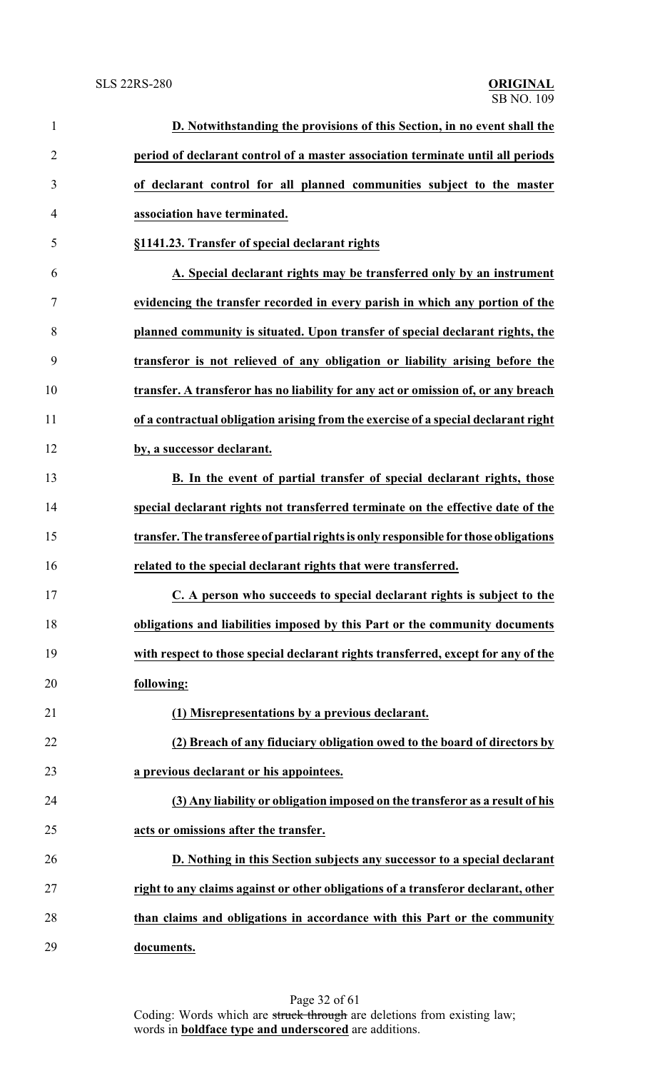**D. Notwithstanding the provisions of this Section, in no event shall the period of declarant control of a master association terminate until all periods of declarant control for all planned communities subject to the master association have terminated.**

**§1141.23. Transfer of special declarant rights**

**A. Special declarant rights may be transferred only by an instrument evidencing the transfer recorded in every parish in which any portion of the planned community is situated. Upon transfer of special declarant rights, the transferor is not relieved of any obligation or liability arising before the transfer. A transferor has no liability for any act or omission of, or any breach of a contractual obligation arising from the exercise of a special declarant right by, a successor declarant.**

**B. In the event of partial transfer of special declarant rights, those special declarant rights not transferred terminate on the effective date of the transfer. The transferee of partial rights is only responsible for those obligations related to the special declarant rights that were transferred.**

**C. A person who succeeds to special declarant rights is subject to the obligations and liabilities imposed by this Part or the community documents with respect to those special declarant rights transferred, except for any of the following:**

**(1) Misrepresentations by a previous declarant.**

**(2) Breach of any fiduciary obligation owed to the board of directors by a previous declarant or his appointees.**

**(3) Any liability or obligation imposed on the transferor as a result of his acts or omissions after the transfer.**

**D. Nothing in this Section subjects any successor to a special declarant right to any claims against or other obligations of a transferor declarant, other than claims and obligations in accordance with this Part or the community documents.**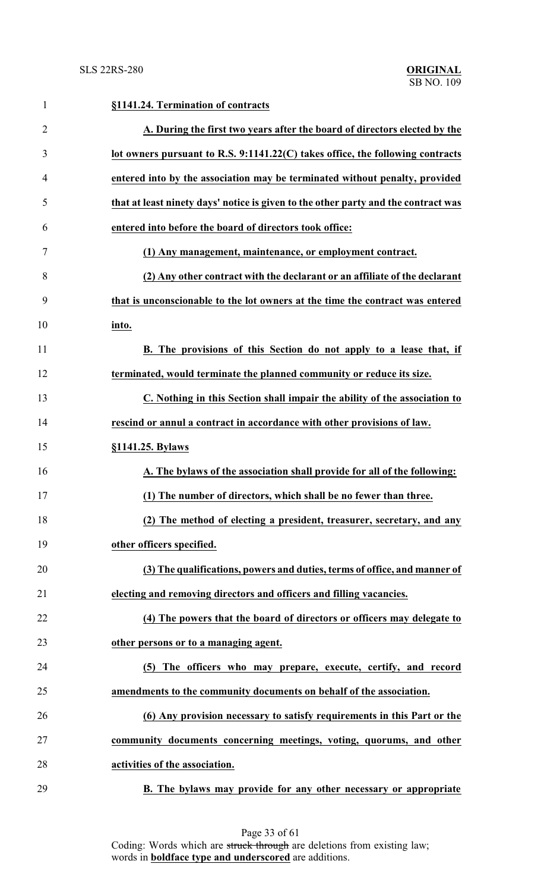**§1141.24. Termination of contracts**

**A. During the first two years after the board of directors elected by the lot owners pursuant to R.S. 9:1141.22(C) takes office, the following contracts entered into by the association may be terminated without penalty, provided that at least ninety days' notice is given to the other party and the contract was entered into before the board of directors took office:**

**(1) Any management, maintenance, or employment contract.**

**(2) Any other contract with the declarant or an affiliate of the declarant that is unconscionable to the lot owners at the time the contract was entered into.**

**B. The provisions of this Section do not apply to a lease that, if terminated, would terminate the planned community or reduce its size.**

**C. Nothing in this Section shall impair the ability of the association to rescind or annul a contract in accordance with other provisions of law.**

**§1141.25. Bylaws**

**A. The bylaws of the association shall provide for all of the following:**

**(1) The number of directors, which shall be no fewer than three.**

**(2) The method of electing a president, treasurer, secretary, and any other officers specified.**

**(3) The qualifications, powers and duties, terms of office, and manner of electing and removing directors and officers and filling vacancies.**

**(4) The powers that the board of directors or officers may delegate to other persons or to a managing agent.**

**(5) The officers who may prepare, execute, certify, and record amendments to the community documents on behalf of the association.**

**(6) Any provision necessary to satisfy requirements in this Part or the community documents concerning meetings, voting, quorums, and other activities of the association.**

**B. The bylaws may provide for any other necessary or appropriate**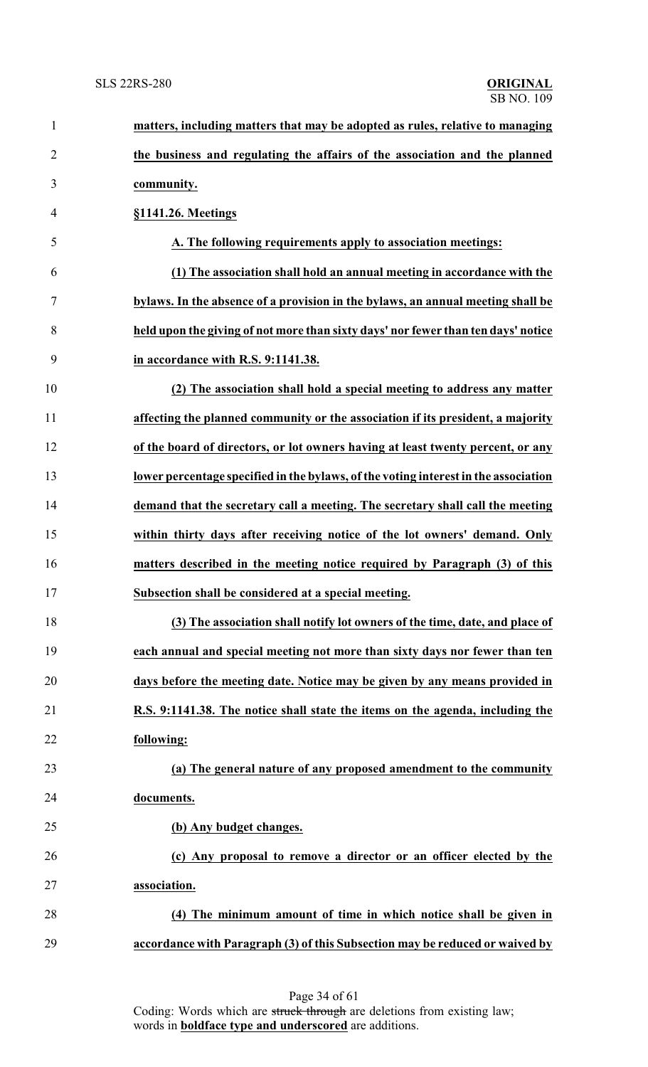**matters, including matters that may be adopted as rules, relative to managing the business and regulating the affairs of the association and the planned community.**

**§1141.26. Meetings**

**A. The following requirements apply to association meetings:**

**(1) The association shall hold an annual meeting in accordance with the bylaws. In the absence of a provision in the bylaws, an annual meeting shall be held upon the giving of not more than sixty days' nor fewer than ten days' notice in accordance with R.S. 9:1141.38.**

**(2) The association shall hold a special meeting to address any matter affecting the planned community or the association if its president, a majority of the board of directors, or lot owners having at least twenty percent, or any lower percentage specified in the bylaws, of the voting interest in the association demand that the secretary call a meeting. The secretary shall call the meeting within thirty days after receiving notice of the lot owners' demand. Only matters described in the meeting notice required by Paragraph (3) of this Subsection shall be considered at a special meeting.**

**(3) The association shall notify lot owners of the time, date, and place of each annual and special meeting not more than sixty days nor fewer than ten days before the meeting date. Notice may be given by any means provided in R.S. 9:1141.38. The notice shall state the items on the agenda, including the following:**

**(a) The general nature of any proposed amendment to the community documents.**

**(b) Any budget changes.**

**(c) Any proposal to remove a director or an officer elected by the association.**

**(4) The minimum amount of time in which notice shall be given in accordance with Paragraph (3) of this Subsection may be reduced or waived by**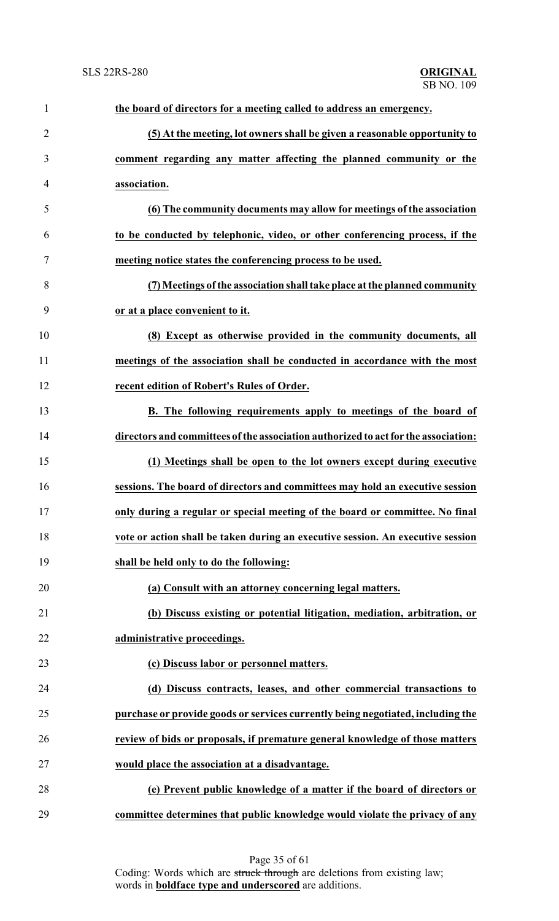**the board of directors for a meeting called to address an emergency.**

**(5) At the meeting, lot owners shall be given a reasonable opportunity to comment regarding any matter affecting the planned community or the association.**

**(6) The community documents may allow for meetings of the association to be conducted by telephonic, video, or other conferencing process, if the meeting notice states the conferencing process to be used.**

**(7) Meetings of the association shall take place at the planned community or at a place convenient to it.**

**(8) Except as otherwise provided in the community documents, all meetings of the association shall be conducted in accordance with the most recent edition of Robert's Rules of Order.**

**B. The following requirements apply to meetings of the board of directors and committees of the association authorized to act for the association:**

**(1) Meetings shall be open to the lot owners except during executive sessions. The board of directors and committees may hold an executive session only during a regular or special meeting of the board or committee. No final vote or action shall be taken during an executive session. An executive session shall be held only to do the following:**

**(a) Consult with an attorney concerning legal matters.**

**(b) Discuss existing or potential litigation, mediation, arbitration, or administrative proceedings.**

**(c) Discuss labor or personnel matters.**

**(d) Discuss contracts, leases, and other commercial transactions to purchase or provide goods or services currently being negotiated, including the review of bids or proposals, if premature general knowledge of those matters would place the association at a disadvantage.**

**(e) Prevent public knowledge of a matter if the board of directors or committee determines that public knowledge would violate the privacy of any**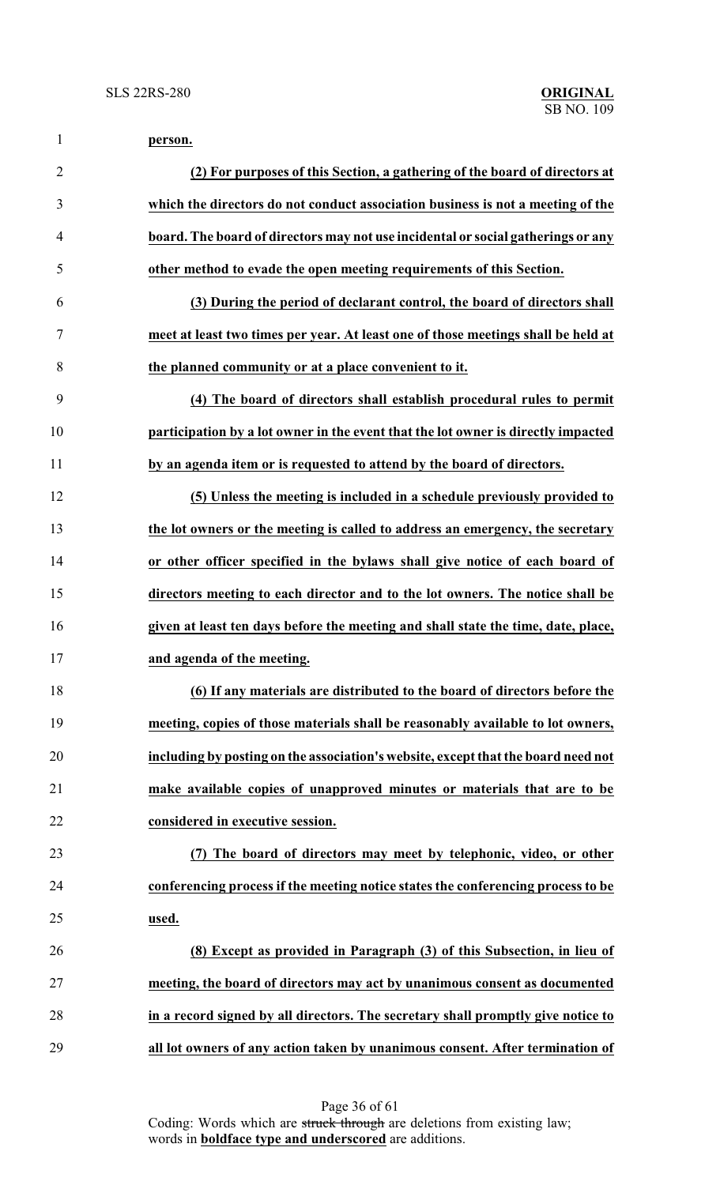**person.**

**(2) For purposes of this Section, a gathering of the board of directors at which the directors do not conduct association business is not a meeting of the board. The board of directors may not use incidental or social gatherings or any other method to evade the open meeting requirements of this Section.**

**(3) During the period of declarant control, the board of directors shall meet at least two times per year. At least one of those meetings shall be held at the planned community or at a place convenient to it.**

**(4) The board of directors shall establish procedural rules to permit participation by a lot owner in the event that the lot owner is directly impacted by an agenda item or is requested to attend by the board of directors.**

**(5) Unless the meeting is included in a schedule previously provided to the lot owners or the meeting is called to address an emergency, the secretary or other officer specified in the bylaws shall give notice of each board of directors meeting to each director and to the lot owners. The notice shall be given at least ten days before the meeting and shall state the time, date, place, and agenda of the meeting.**

**(6) If any materials are distributed to the board of directors before the meeting, copies of those materials shall be reasonably available to lot owners, including by posting on the association's website, except that the board need not make available copies of unapproved minutes or materials that are to be considered in executive session.**

**(7) The board of directors may meet by telephonic, video, or other conferencing process if the meeting notice states the conferencing process to be used.**

**(8) Except as provided in Paragraph (3) of this Subsection, in lieu of meeting, the board of directors may act by unanimous consent as documented in a record signed by all directors. The secretary shall promptly give notice to all lot owners of any action taken by unanimous consent. After termination of**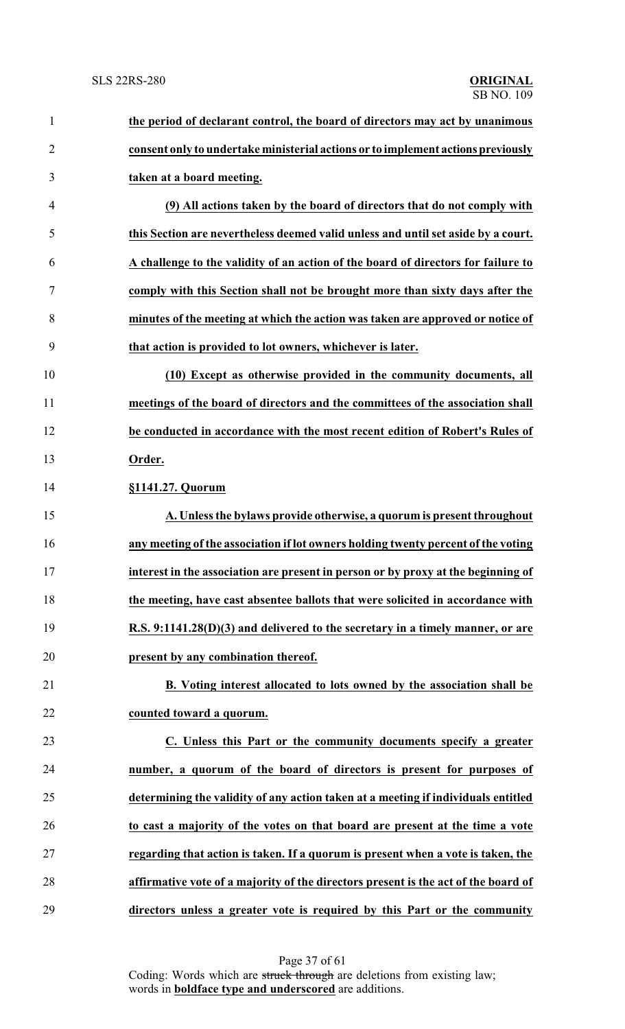**the period of declarant control, the board of directors may act by unanimous consent only to undertake ministerial actions or to implement actions previously taken at a board meeting.**

**(9) All actions taken by the board of directors that do not comply with this Section are nevertheless deemed valid unless and until set aside by a court. A challenge to the validity of an action of the board of directors for failure to comply with this Section shall not be brought more than sixty days after the minutes of the meeting at which the action was taken are approved or notice of that action is provided to lot owners, whichever is later.**

**(10) Except as otherwise provided in the community documents, all meetings of the board of directors and the committees of the association shall be conducted in accordance with the most recent edition of Robert's Rules of Order.**

**§1141.27. Quorum**

**A. Unless the bylaws provide otherwise, a quorum is present throughout any meeting of the association if lot owners holding twenty percent of the voting interest in the association are present in person or by proxy at the beginning of the meeting, have cast absentee ballots that were solicited in accordance with R.S. 9:1141.28(D)(3) and delivered to the secretary in a timely manner, or are present by any combination thereof.**

**B. Voting interest allocated to lots owned by the association shall be counted toward a quorum.**

**C. Unless this Part or the community documents specify a greater number, a quorum of the board of directors is present for purposes of determining the validity of any action taken at a meeting if individuals entitled to cast a majority of the votes on that board are present at the time a vote regarding that action is taken. If a quorum is present when a vote is taken, the affirmative vote of a majority of the directors present is the act of the board of directors unless a greater vote is required by this Part or the community**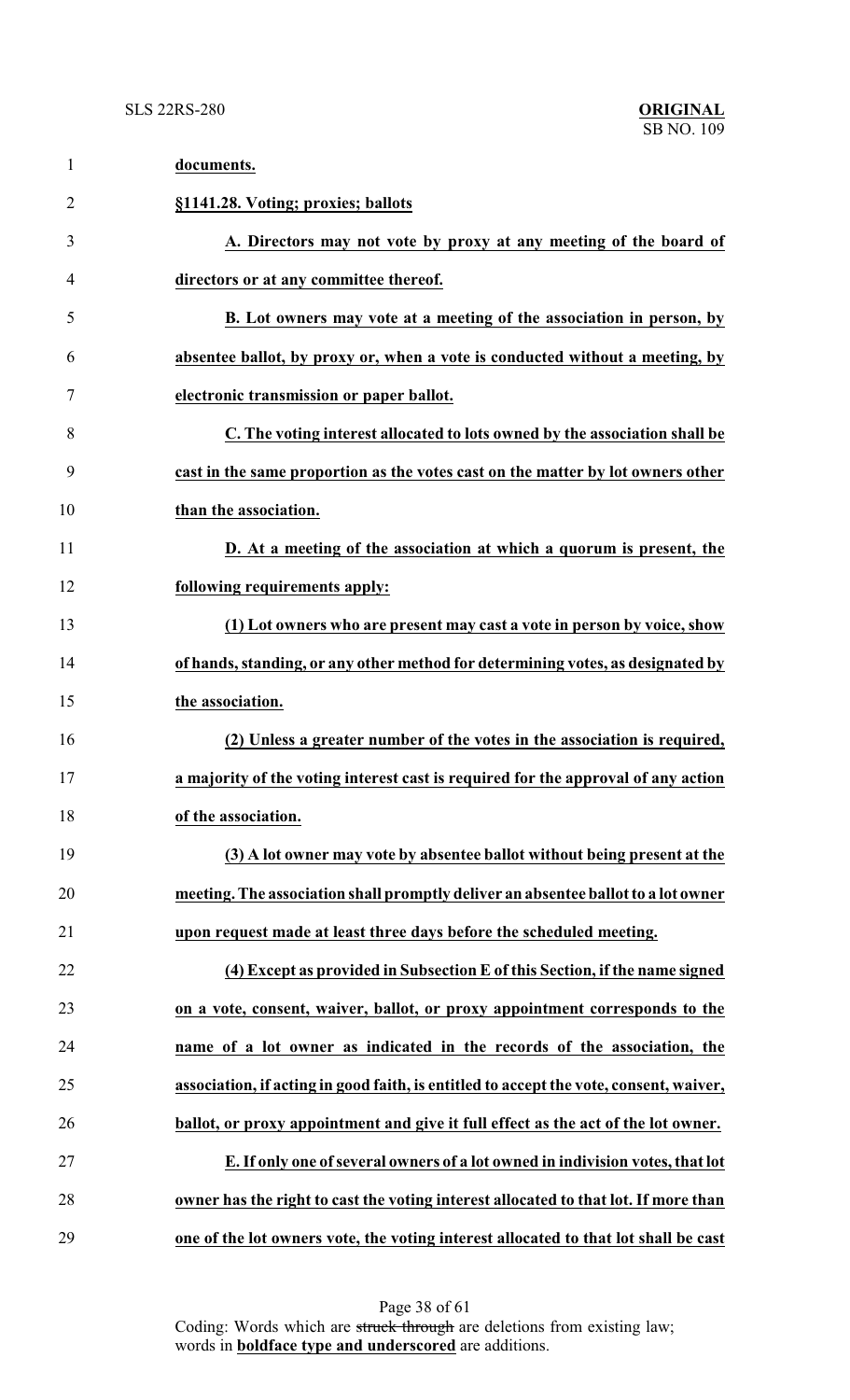**documents.**

**§1141.28. Voting; proxies; ballots**

**A. Directors may not vote by proxy at any meeting of the board of directors or at any committee thereof.**

**B. Lot owners may vote at a meeting of the association in person, by absentee ballot, by proxy or, when a vote is conducted without a meeting, by electronic transmission or paper ballot.**

**C. The voting interest allocated to lots owned by the association shall be cast in the same proportion as the votes cast on the matter by lot owners other than the association.**

**D. At a meeting of the association at which a quorum is present, the following requirements apply:**

**(1) Lot owners who are present may cast a vote in person by voice, show of hands, standing, or any other method for determining votes, as designated by the association.**

**(2) Unless a greater number of the votes in the association is required, a majority of the voting interest cast is required for the approval of any action of the association.**

**(3) A lot owner may vote by absentee ballot without being present at the meeting. The association shall promptly deliver an absentee ballot to a lot owner upon request made at least three days before the scheduled meeting.**

**(4) Except as provided in Subsection E of this Section, if the name signed on a vote, consent, waiver, ballot, or proxy appointment corresponds to the name of a lot owner as indicated in the records of the association, the association, if acting in good faith, is entitled to accept the vote, consent, waiver, ballot, or proxy appointment and give it full effect as the act of the lot owner.**

**E. If only one of several owners of a lot owned in indivision votes, that lot owner has the right to cast the voting interest allocated to that lot. If more than one of the lot owners vote, the voting interest allocated to that lot shall be cast**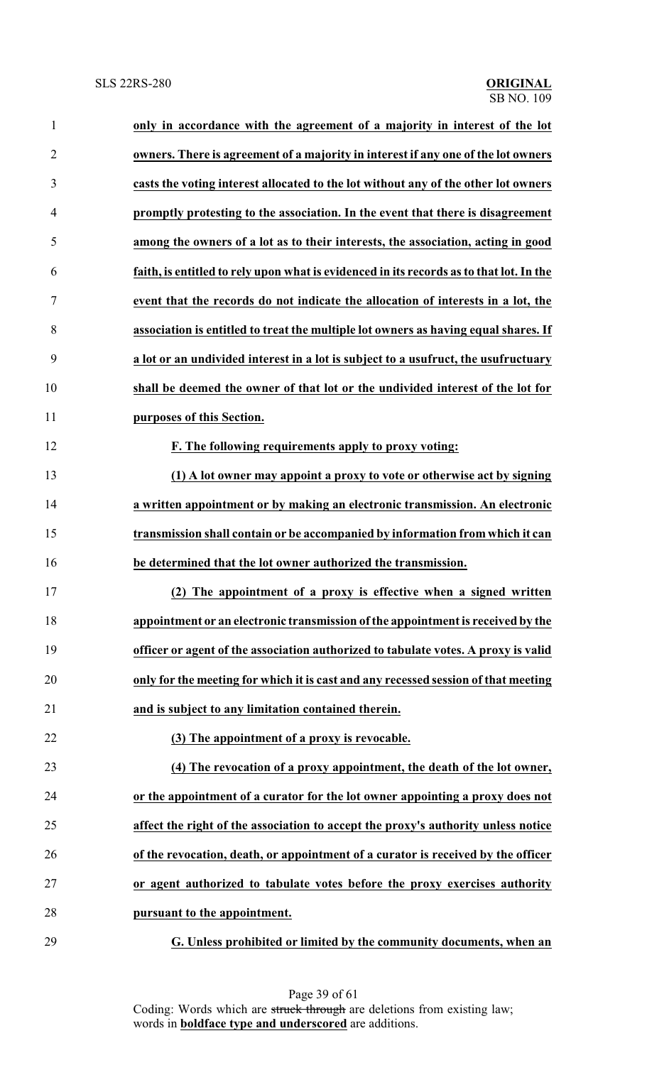**only in accordance with the agreement of a majority in interest of the lot owners. There is agreement of a majority in interest if any one of the lot owners casts the voting interest allocated to the lot without any of the other lot owners promptly protesting to the association. In the event that there is disagreement among the owners of a lot as to their interests, the association, acting in good faith, is entitled to rely upon what is evidenced in its records as to that lot. In the event that the records do not indicate the allocation of interests in a lot, the association is entitled to treat the multiple lot owners as having equal shares. If a lot or an undivided interest in a lot is subject to a usufruct, the usufructuary shall be deemed the owner of that lot or the undivided interest of the lot for purposes of this Section.**

**F. The following requirements apply to proxy voting:**

**(1) A lot owner may appoint a proxy to vote or otherwise act by signing a written appointment or by making an electronic transmission. An electronic transmission shall contain or be accompanied by information from which it can be determined that the lot owner authorized the transmission.**

**(2) The appointment of a proxy is effective when a signed written appointment or an electronic transmission of the appointment is received by the officer or agent of the association authorized to tabulate votes. A proxy is valid only for the meeting for which it is cast and any recessed session of that meeting and is subject to any limitation contained therein.**

**(3) The appointment of a proxy is revocable.**

**(4) The revocation of a proxy appointment, the death of the lot owner, or the appointment of a curator for the lot owner appointing a proxy does not affect the right of the association to accept the proxy's authority unless notice of the revocation, death, or appointment of a curator is received by the officer or agent authorized to tabulate votes before the proxy exercises authority pursuant to the appointment.**

**G. Unless prohibited or limited by the community documents, when an**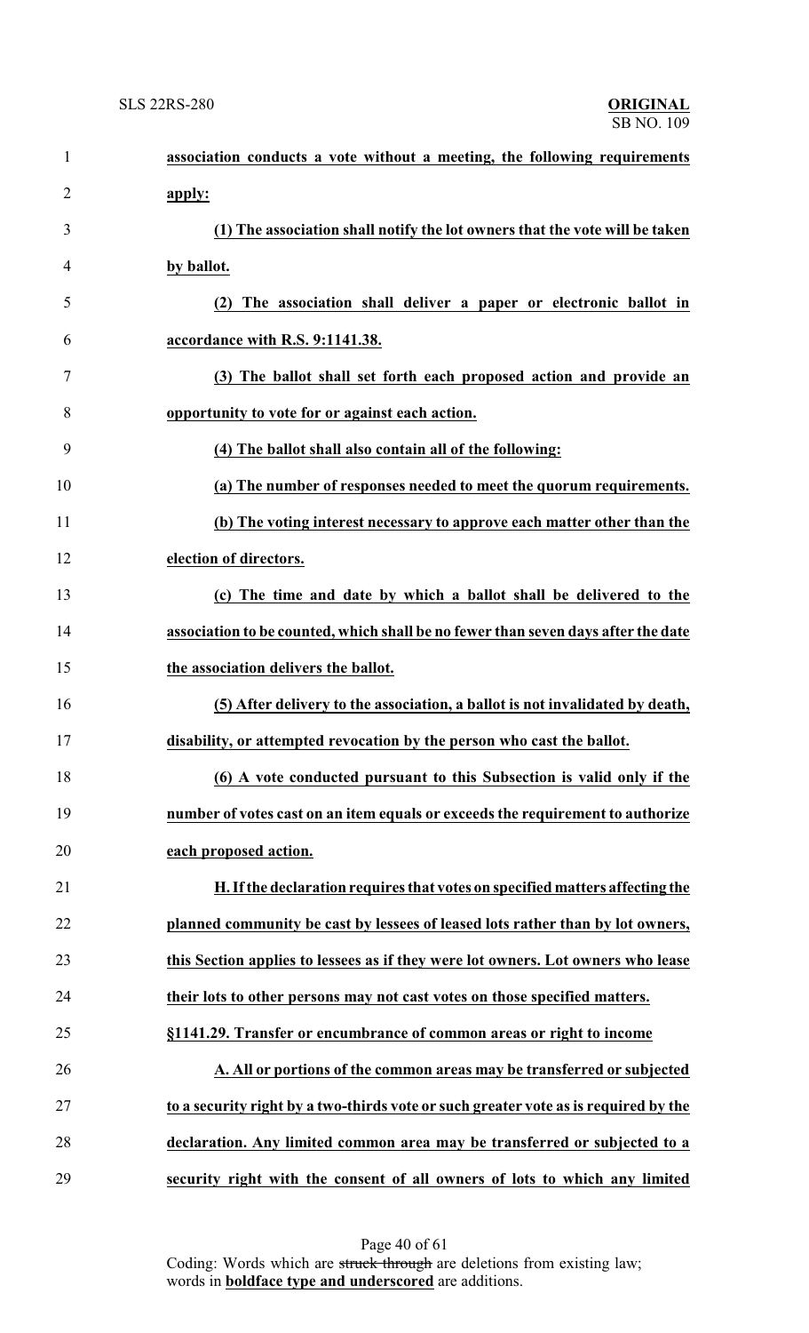**association conducts a vote without a meeting, the following requirements apply:**

**(1) The association shall notify the lot owners that the vote will be taken by ballot.**

**(2) The association shall deliver a paper or electronic ballot in accordance with R.S. 9:1141.38.**

**(3) The ballot shall set forth each proposed action and provide an opportunity to vote for or against each action.**

**(4) The ballot shall also contain all of the following:**

**(a) The number of responses needed to meet the quorum requirements.**

**(b) The voting interest necessary to approve each matter other than the election of directors.**

**(c) The time and date by which a ballot shall be delivered to the association to be counted, which shall be no fewer than seven days after the date the association delivers the ballot.**

**(5) After delivery to the association, a ballot is not invalidated by death, disability, or attempted revocation by the person who cast the ballot.**

**(6) A vote conducted pursuant to this Subsection is valid only if the number of votes cast on an item equals or exceeds the requirement to authorize each proposed action.**

**H. If the declaration requires that votes on specified matters affecting the planned community be cast by lessees of leased lots rather than by lot owners, this Section applies to lessees as if they were lot owners. Lot owners who lease their lots to other persons may not cast votes on those specified matters.**

**§1141.29. Transfer or encumbrance of common areas or right to income**

**A. All or portions of the common areas may be transferred or subjected to a security right by a two-thirds vote or such greater vote as is required by the declaration. Any limited common area may be transferred or subjected to a security right with the consent of all owners of lots to which any limited**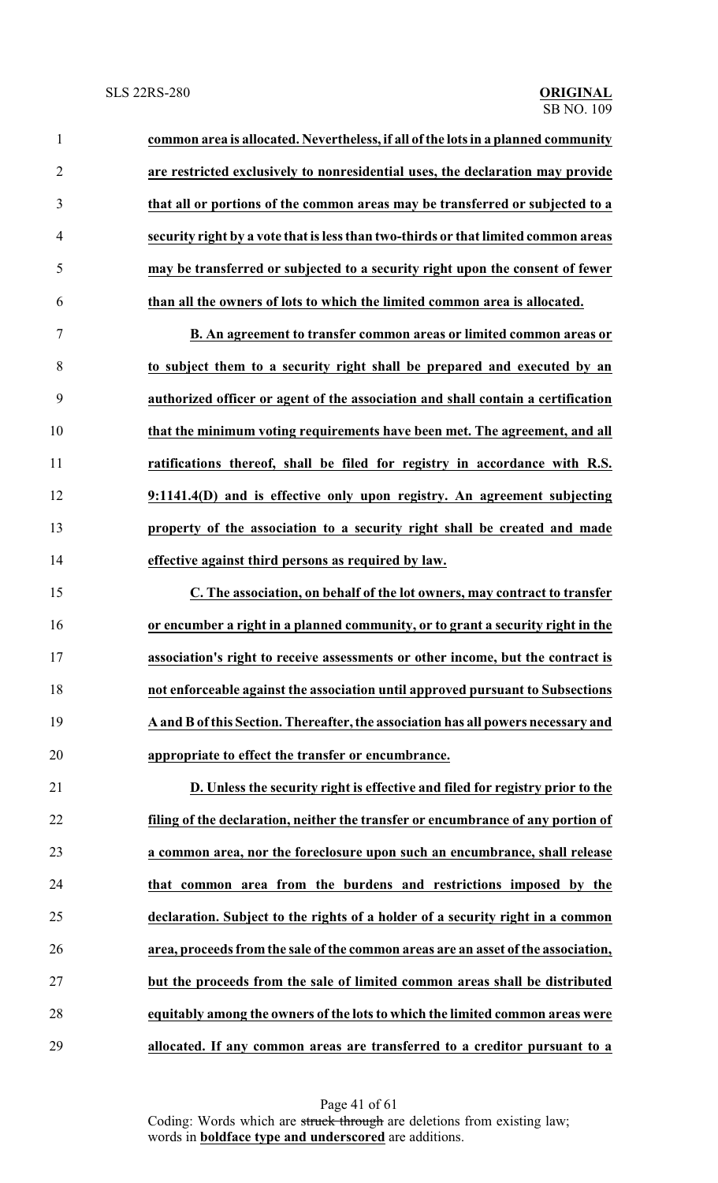**common area is allocated. Nevertheless, if all of the lots in a planned community are restricted exclusively to nonresidential uses, the declaration may provide that all or portions of the common areas may be transferred or subjected to a security right by a vote that is less than two-thirds or that limited common areas may be transferred or subjected to a security right upon the consent of fewer than all the owners of lots to which the limited common area is allocated.**

**B. An agreement to transfer common areas or limited common areas or to subject them to a security right shall be prepared and executed by an authorized officer or agent of the association and shall contain a certification that the minimum voting requirements have been met. The agreement, and all ratifications thereof, shall be filed for registry in accordance with R.S. 9:1141.4(D) and is effective only upon registry. An agreement subjecting property of the association to a security right shall be created and made effective against third persons as required by law.**

**C. The association, on behalf of the lot owners, may contract to transfer or encumber a right in a planned community, or to grant a security right in the association's right to receive assessments or other income, but the contract is not enforceable against the association until approved pursuant to Subsections A and B of this Section. Thereafter, the association has all powers necessary and appropriate to effect the transfer or encumbrance.**

**D. Unless the security right is effective and filed for registry prior to the filing of the declaration, neither the transfer or encumbrance of any portion of a common area, nor the foreclosure upon such an encumbrance, shall release that common area from the burdens and restrictions imposed by the declaration. Subject to the rights of a holder of a security right in a common area, proceeds from the sale of the common areas are an asset of the association, but the proceeds from the sale of limited common areas shall be distributed equitably among the owners of the lots to which the limited common areas were allocated. If any common areas are transferred to a creditor pursuant to a**

Coding: Words which are ~~struck through~~ are deletions from existing law; words in **boldface type and underscored** are additions.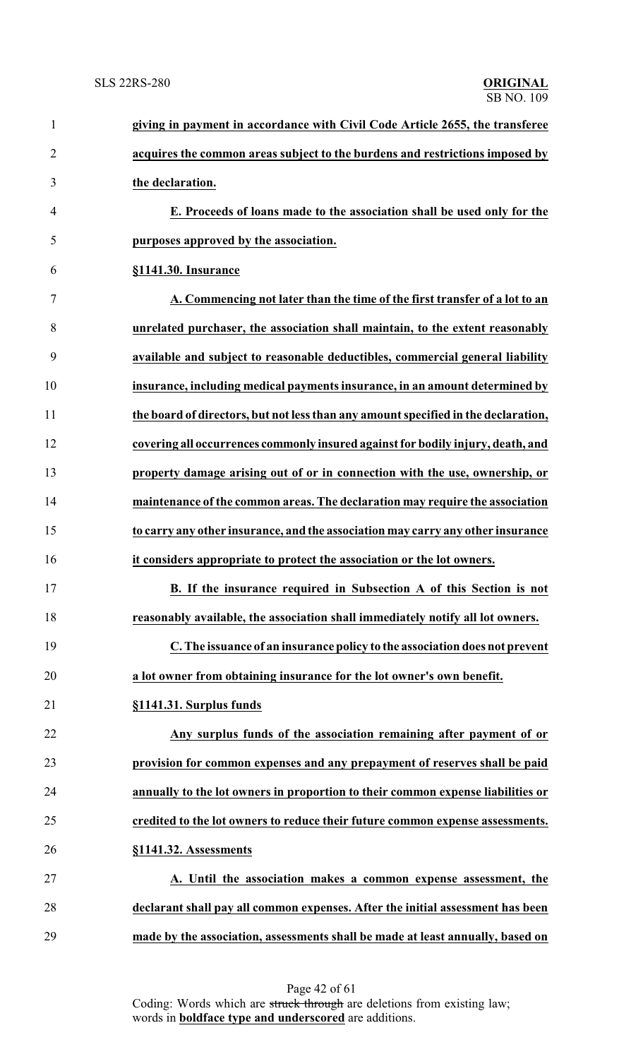**giving in payment in accordance with Civil Code Article 2655, the transferee acquires the common areas subject to the burdens and restrictions imposed by the declaration.**

**E. Proceeds of loans made to the association shall be used only for the purposes approved by the association.**

**§1141.30. Insurance**

**A. Commencing not later than the time of the first transfer of a lot to an unrelated purchaser, the association shall maintain, to the extent reasonably available and subject to reasonable deductibles, commercial general liability insurance, including medical payments insurance, in an amount determined by the board of directors, but not less than any amount specified in the declaration, covering all occurrences commonly insured against for bodily injury, death, and property damage arising out of or in connection with the use, ownership, or maintenance of the common areas. The declaration may require the association to carry any other insurance, and the association may carry any other insurance it considers appropriate to protect the association or the lot owners.**

**B. If the insurance required in Subsection A of this Section is not reasonably available, the association shall immediately notify all lot owners.**

**C. The issuance of an insurance policy to the association does not prevent a lot owner from obtaining insurance for the lot owner's own benefit.**

**§1141.31. Surplus funds**

**Any surplus funds of the association remaining after payment of or provision for common expenses and any prepayment of reserves shall be paid annually to the lot owners in proportion to their common expense liabilities or credited to the lot owners to reduce their future common expense assessments.**

**§1141.32. Assessments**

**A. Until the association makes a common expense assessment, the declarant shall pay all common expenses. After the initial assessment has been made by the association, assessments shall be made at least annually, based on**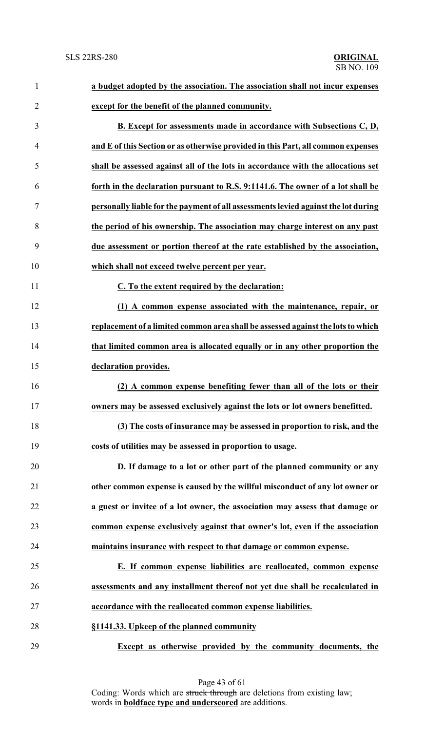**a budget adopted by the association. The association shall not incur expenses except for the benefit of the planned community.**

**B. Except for assessments made in accordance with Subsections C, D, and E of this Section or as otherwise provided in this Part, all common expenses shall be assessed against all of the lots in accordance with the allocations set forth in the declaration pursuant to R.S. 9:1141.6. The owner of a lot shall be personally liable for the payment of all assessments levied against the lot during the period of his ownership. The association may charge interest on any past due assessment or portion thereof at the rate established by the association, which shall not exceed twelve percent per year.**

**C. To the extent required by the declaration:**

**(1) A common expense associated with the maintenance, repair, or replacement of a limited common area shall be assessed against the lots to which that limited common area is allocated equally or in any other proportion the declaration provides.**

**(2) A common expense benefiting fewer than all of the lots or their owners may be assessed exclusively against the lots or lot owners benefitted.**

**(3) The costs of insurance may be assessed in proportion to risk, and the costs of utilities may be assessed in proportion to usage.**

**D. If damage to a lot or other part of the planned community or any other common expense is caused by the willful misconduct of any lot owner or a guest or invitee of a lot owner, the association may assess that damage or common expense exclusively against that owner's lot, even if the association maintains insurance with respect to that damage or common expense.**

**E. If common expense liabilities are reallocated, common expense assessments and any installment thereof not yet due shall be recalculated in accordance with the reallocated common expense liabilities.**

**§1141.33. Upkeep of the planned community**

**Except as otherwise provided by the community documents, the**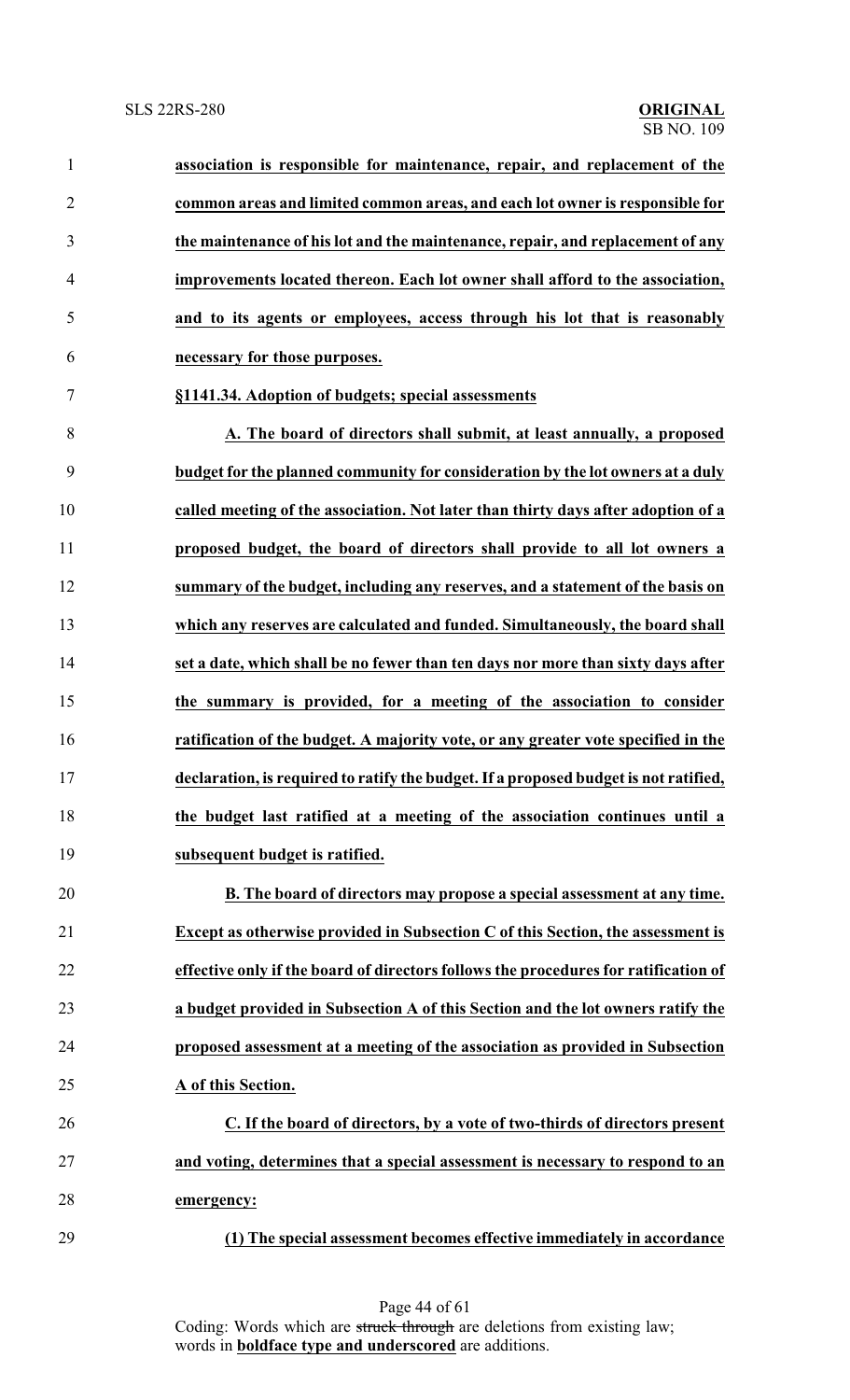**association is responsible for maintenance, repair, and replacement of the common areas and limited common areas, and each lot owner is responsible for the maintenance of his lot and the maintenance, repair, and replacement of any improvements located thereon. Each lot owner shall afford to the association, and to its agents or employees, access through his lot that is reasonably necessary for those purposes.**

**§1141.34. Adoption of budgets; special assessments**

**A. The board of directors shall submit, at least annually, a proposed budget for the planned community for consideration by the lot owners at a duly called meeting of the association. Not later than thirty days after adoption of a proposed budget, the board of directors shall provide to all lot owners a summary of the budget, including any reserves, and a statement of the basis on which any reserves are calculated and funded. Simultaneously, the board shall set a date, which shall be no fewer than ten days nor more than sixty days after the summary is provided, for a meeting of the association to consider ratification of the budget. A majority vote, or any greater vote specified in the declaration, is required to ratify the budget. If a proposed budget is not ratified, the budget last ratified at a meeting of the association continues until a subsequent budget is ratified.**

**B. The board of directors may propose a special assessment at any time. Except as otherwise provided in Subsection C of this Section, the assessment is effective only if the board of directors follows the procedures for ratification of a budget provided in Subsection A of this Section and the lot owners ratify the proposed assessment at a meeting of the association as provided in Subsection A of this Section.**

**C. If the board of directors, by a vote of two-thirds of directors present and voting, determines that a special assessment is necessary to respond to an emergency:**

**(1) The special assessment becomes effective immediately in accordance**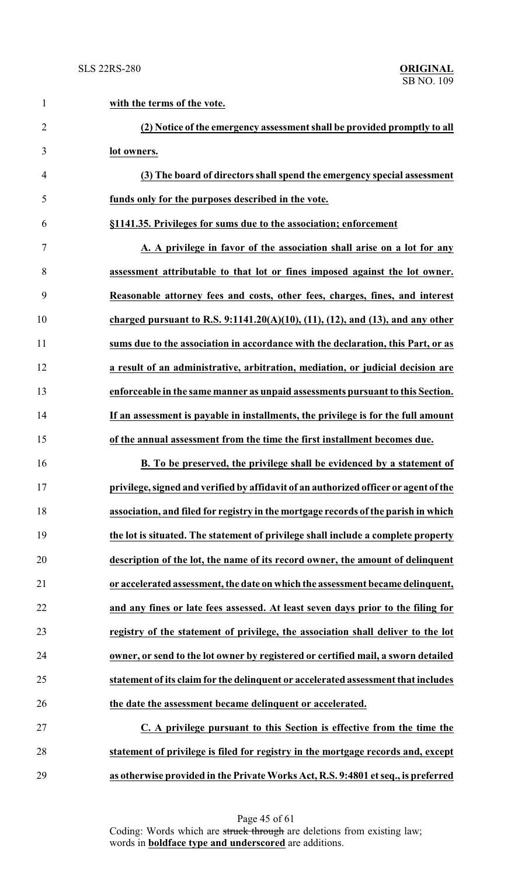**with the terms of the vote.**

**(2) Notice of the emergency assessment shall be provided promptly to all lot owners.**

**(3) The board of directors shall spend the emergency special assessment funds only for the purposes described in the vote.**

**§1141.35. Privileges for sums due to the association; enforcement**

**A. A privilege in favor of the association shall arise on a lot for any assessment attributable to that lot or fines imposed against the lot owner. Reasonable attorney fees and costs, other fees, charges, fines, and interest charged pursuant to R.S. 9:1141.20(A)(10), (11), (12), and (13), and any other sums due to the association in accordance with the declaration, this Part, or as a result of an administrative, arbitration, mediation, or judicial decision are enforceable in the same manner as unpaid assessments pursuant to this Section. If an assessment is payable in installments, the privilege is for the full amount of the annual assessment from the time the first installment becomes due.**

**B. To be preserved, the privilege shall be evidenced by a statement of privilege, signed and verified by affidavit of an authorized officer or agent of the association, and filed for registry in the mortgage records of the parish in which the lot is situated. The statement of privilege shall include a complete property description of the lot, the name of its record owner, the amount of delinquent or accelerated assessment, the date on which the assessment became delinquent, and any fines or late fees assessed. At least seven days prior to the filing for registry of the statement of privilege, the association shall deliver to the lot owner, or send to the lot owner by registered or certified mail, a sworn detailed statement of its claim for the delinquent or accelerated assessment that includes the date the assessment became delinquent or accelerated.**

**C. A privilege pursuant to this Section is effective from the time the statement of privilege is filed for registry in the mortgage records and, except as otherwise provided in the Private Works Act, R.S. 9:4801 et seq., is preferred**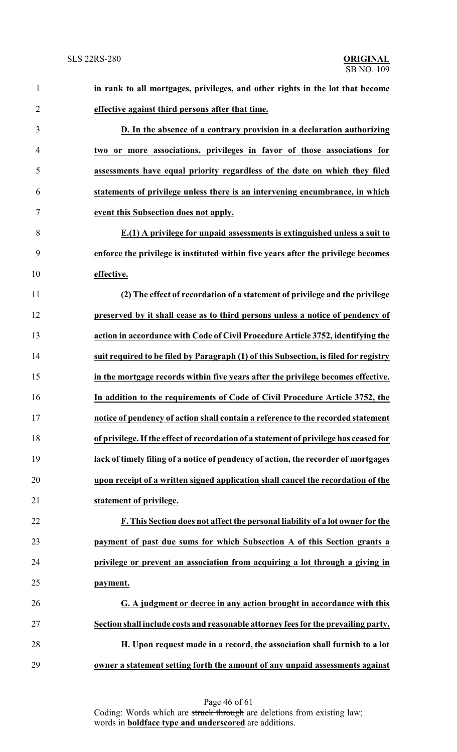**in rank to all mortgages, privileges, and other rights in the lot that become effective against third persons after that time.**

**D. In the absence of a contrary provision in a declaration authorizing two or more associations, privileges in favor of those associations for assessments have equal priority regardless of the date on which they filed statements of privilege unless there is an intervening encumbrance, in which event this Subsection does not apply.**

**E.(1) A privilege for unpaid assessments is extinguished unless a suit to enforce the privilege is instituted within five years after the privilege becomes effective.**

**(2) The effect of recordation of a statement of privilege and the privilege preserved by it shall cease as to third persons unless a notice of pendency of action in accordance with Code of Civil Procedure Article 3752, identifying the suit required to be filed by Paragraph (1) of this Subsection, is filed for registry in the mortgage records within five years after the privilege becomes effective. In addition to the requirements of Code of Civil Procedure Article 3752, the notice of pendency of action shall contain a reference to the recorded statement of privilege. If the effect of recordation of a statement of privilege has ceased for lack of timely filing of a notice of pendency of action, the recorder of mortgages upon receipt of a written signed application shall cancel the recordation of the statement of privilege.**

**F. This Section does not affect the personal liability of a lot owner for the payment of past due sums for which Subsection A of this Section grants a privilege or prevent an association from acquiring a lot through a giving in payment.**

**G. A judgment or decree in any action brought in accordance with this Section shall include costs and reasonable attorney fees for the prevailing party.**

**H. Upon request made in a record, the association shall furnish to a lot owner a statement setting forth the amount of any unpaid assessments against**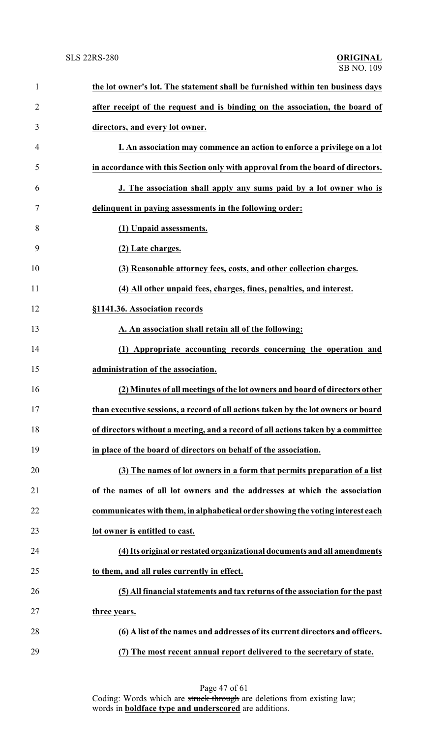**the lot owner's lot. The statement shall be furnished within ten business days after receipt of the request and is binding on the association, the board of directors, and every lot owner.**

**I. An association may commence an action to enforce a privilege on a lot in accordance with this Section only with approval from the board of directors.**

**J. The association shall apply any sums paid by a lot owner who is delinquent in paying assessments in the following order:**

**(1) Unpaid assessments.**

**(2) Late charges.**

**(3) Reasonable attorney fees, costs, and other collection charges.**

**(4) All other unpaid fees, charges, fines, penalties, and interest.**

**§1141.36. Association records**

**A. An association shall retain all of the following:**

**(1) Appropriate accounting records concerning the operation and administration of the association.**

**(2) Minutes of all meetings of the lot owners and board of directors other than executive sessions, a record of all actions taken by the lot owners or board of directors without a meeting, and a record of all actions taken by a committee in place of the board of directors on behalf of the association.**

**(3) The names of lot owners in a form that permits preparation of a list of the names of all lot owners and the addresses at which the association communicates with them, in alphabetical order showing the voting interest each lot owner is entitled to cast.**

**(4) Its original or restated organizational documents and all amendments to them, and all rules currently in effect.**

**(5) All financial statements and tax returns of the association for the past three years.**

**(6) A list of the names and addresses of its current directors and officers.**

**(7) The most recent annual report delivered to the secretary of state.**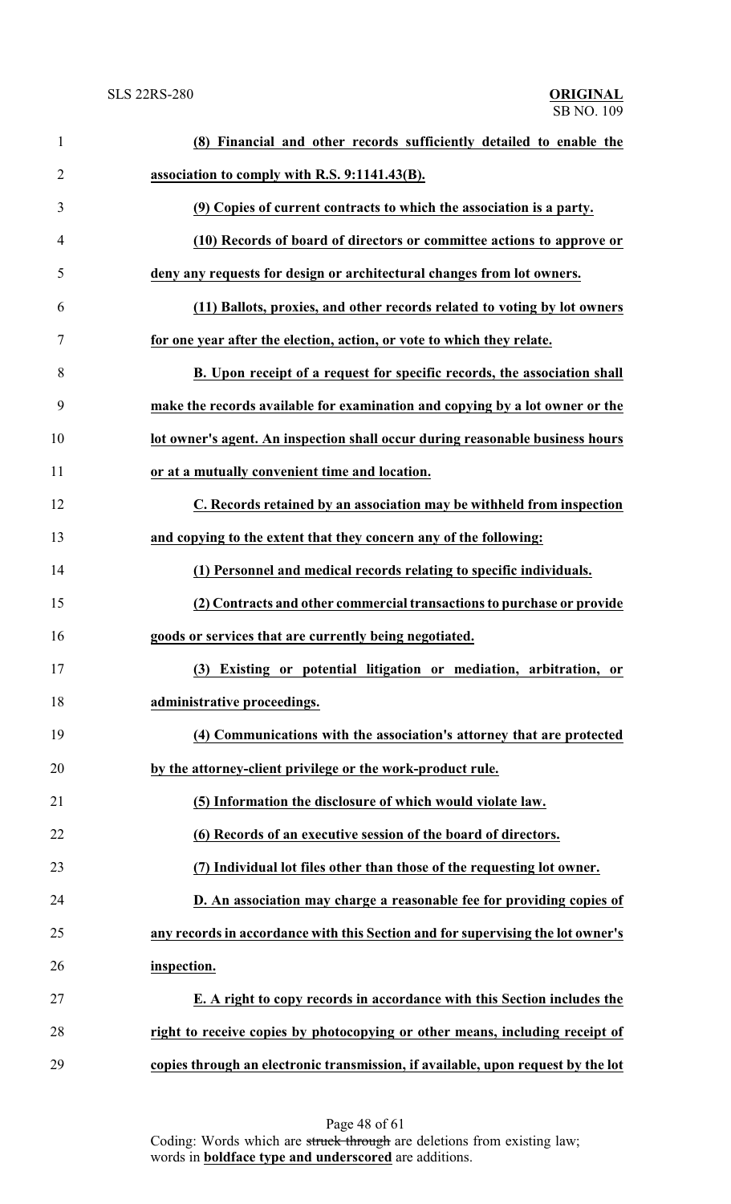**(8) Financial and other records sufficiently detailed to enable the association to comply with R.S. 9:1141.43(B).**

**(9) Copies of current contracts to which the association is a party.**

**(10) Records of board of directors or committee actions to approve or deny any requests for design or architectural changes from lot owners.**

**(11) Ballots, proxies, and other records related to voting by lot owners for one year after the election, action, or vote to which they relate.**

**B. Upon receipt of a request for specific records, the association shall make the records available for examination and copying by a lot owner or the lot owner's agent. An inspection shall occur during reasonable business hours or at a mutually convenient time and location.**

**C. Records retained by an association may be withheld from inspection and copying to the extent that they concern any of the following:**

**(1) Personnel and medical records relating to specific individuals.**

**(2) Contracts and other commercial transactions to purchase or provide goods or services that are currently being negotiated.**

**(3) Existing or potential litigation or mediation, arbitration, or administrative proceedings.**

**(4) Communications with the association's attorney that are protected by the attorney-client privilege or the work-product rule.**

**(5) Information the disclosure of which would violate law.**

**(6) Records of an executive session of the board of directors.**

**(7) Individual lot files other than those of the requesting lot owner.**

**D. An association may charge a reasonable fee for providing copies of any records in accordance with this Section and for supervising the lot owner's inspection.**

**E. A right to copy records in accordance with this Section includes the right to receive copies by photocopying or other means, including receipt of copies through an electronic transmission, if available, upon request by the lot**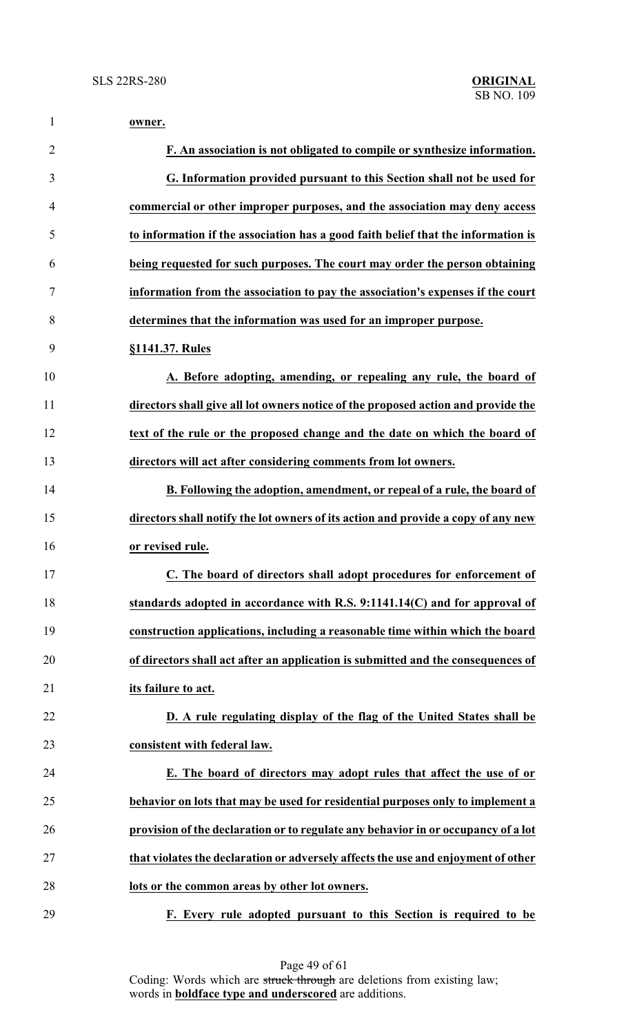**owner.**

**F. An association is not obligated to compile or synthesize information.**

**G. Information provided pursuant to this Section shall not be used for commercial or other improper purposes, and the association may deny access to information if the association has a good faith belief that the information is being requested for such purposes. The court may order the person obtaining information from the association to pay the association's expenses if the court determines that the information was used for an improper purpose.**

**§1141.37. Rules**

**A. Before adopting, amending, or repealing any rule, the board of directors shall give all lot owners notice of the proposed action and provide the text of the rule or the proposed change and the date on which the board of directors will act after considering comments from lot owners.**

**B. Following the adoption, amendment, or repeal of a rule, the board of directors shall notify the lot owners of its action and provide a copy of any new or revised rule.**

**C. The board of directors shall adopt procedures for enforcement of standards adopted in accordance with R.S. 9:1141.14(C) and for approval of construction applications, including a reasonable time within which the board of directors shall act after an application is submitted and the consequences of its failure to act.**

**D. A rule regulating display of the flag of the United States shall be consistent with federal law.**

**E. The board of directors may adopt rules that affect the use of or behavior on lots that may be used for residential purposes only to implement a provision of the declaration or to regulate any behavior in or occupancy of a lot that violates the declaration or adversely affects the use and enjoyment of other lots or the common areas by other lot owners.**

**F. Every rule adopted pursuant to this Section is required to be**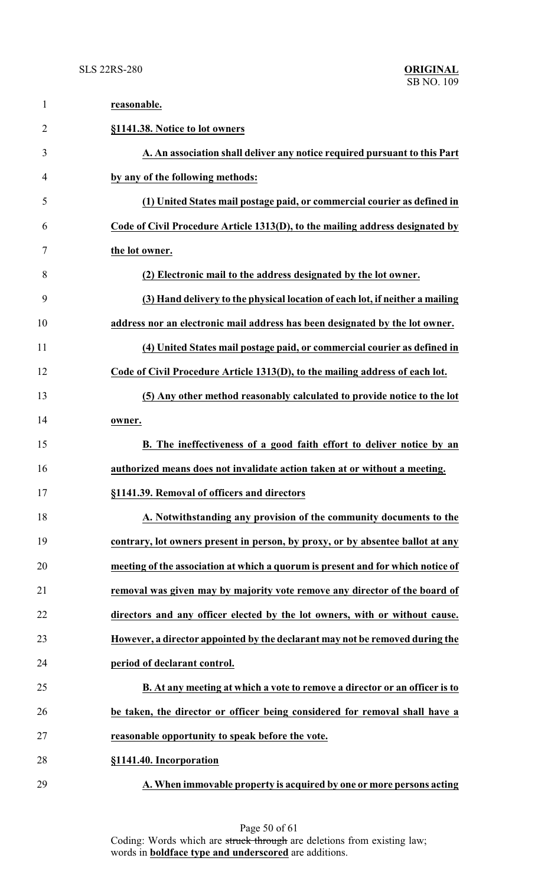**reasonable.**

**§1141.38. Notice to lot owners**

**A. An association shall deliver any notice required pursuant to this Part by any of the following methods:**

**(1) United States mail postage paid, or commercial courier as defined in Code of Civil Procedure Article 1313(D), to the mailing address designated by the lot owner.**

**(2) Electronic mail to the address designated by the lot owner.**

**(3) Hand delivery to the physical location of each lot, if neither a mailing address nor an electronic mail address has been designated by the lot owner.**

**(4) United States mail postage paid, or commercial courier as defined in Code of Civil Procedure Article 1313(D), to the mailing address of each lot.**

**(5) Any other method reasonably calculated to provide notice to the lot owner.**

**B. The ineffectiveness of a good faith effort to deliver notice by an authorized means does not invalidate action taken at or without a meeting.**

**§1141.39. Removal of officers and directors**

**A. Notwithstanding any provision of the community documents to the contrary, lot owners present in person, by proxy, or by absentee ballot at any meeting of the association at which a quorum is present and for which notice of removal was given may by majority vote remove any director of the board of directors and any officer elected by the lot owners, with or without cause. However, a director appointed by the declarant may not be removed during the period of declarant control.**

**B. At any meeting at which a vote to remove a director or an officer is to be taken, the director or officer being considered for removal shall have a reasonable opportunity to speak before the vote.**

**§1141.40. Incorporation**

**A. When immovable property is acquired by one or more persons acting**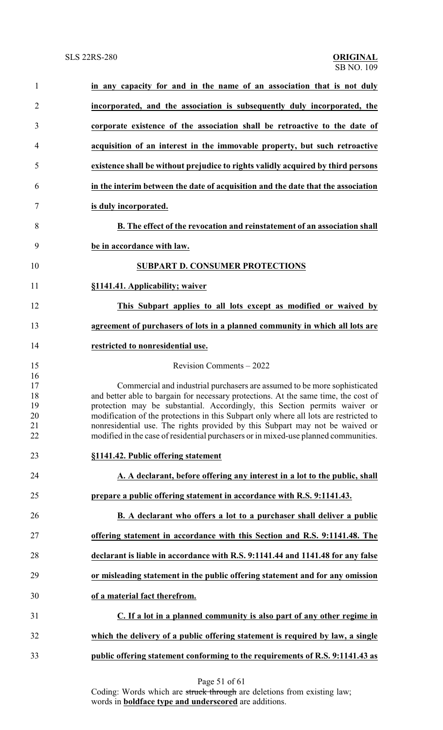**in any capacity for and in the name of an association that is not duly incorporated, and the association is subsequently duly incorporated, the corporate existence of the association shall be retroactive to the date of acquisition of an interest in the immovable property, but such retroactive existence shall be without prejudice to rights validly acquired by third persons in the interim between the date of acquisition and the date that the association is duly incorporated.**

**B. The effect of the revocation and reinstatement of an association shall be in accordance with law.**

**SUBPART D. CONSUMER PROTECTIONS**

**§1141.41. Applicability; waiver**

**This Subpart applies to all lots except as modified or waived by agreement of purchasers of lots in a planned community in which all lots are restricted to nonresidential use.**

Revision Comments – 2022

Commercial and industrial purchasers are assumed to be more sophisticated and better able to bargain for necessary protections. At the same time, the cost of protection may be substantial. Accordingly, this Section permits waiver or modification of the protections in this Subpart only where all lots are restricted to nonresidential use. The rights provided by this Subpart may not be waived or modified in the case of residential purchasers or in mixed-use planned communities.

**§1141.42. Public offering statement**

**A. A declarant, before offering any interest in a lot to the public, shall prepare a public offering statement in accordance with R.S. 9:1141.43.**

**B. A declarant who offers a lot to a purchaser shall deliver a public offering statement in accordance with this Section and R.S. 9:1141.48. The declarant is liable in accordance with R.S. 9:1141.44 and 1141.48 for any false or misleading statement in the public offering statement and for any omission of a material fact therefrom.**

**C. If a lot in a planned community is also part of any other regime in which the delivery of a public offering statement is required by law, a single public offering statement conforming to the requirements of R.S. 9:1141.43 as**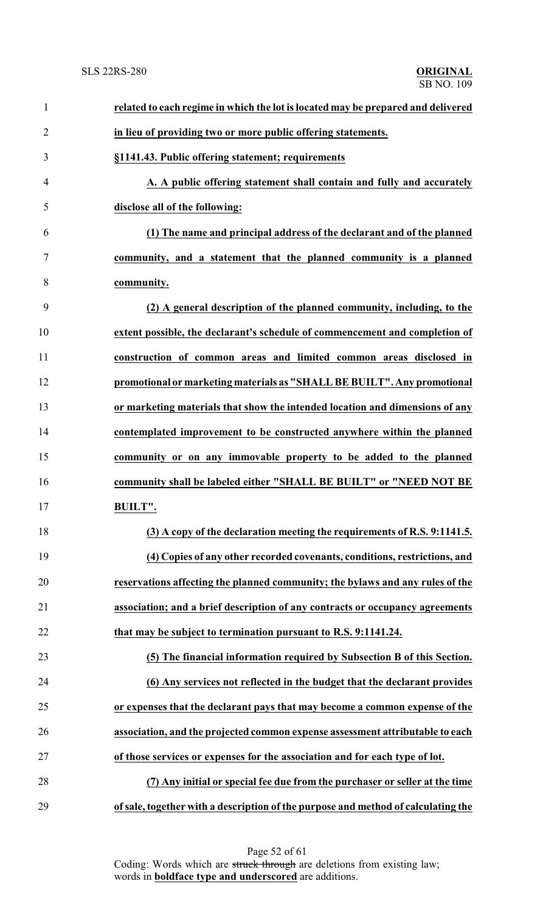**related to each regime in which the lot is located may be prepared and delivered in lieu of providing two or more public offering statements.**

**§1141.43. Public offering statement; requirements**

**A. A public offering statement shall contain and fully and accurately disclose all of the following:**

**(1) The name and principal address of the declarant and of the planned community, and a statement that the planned community is a planned community.**

**(2) A general description of the planned community, including, to the extent possible, the declarant's schedule of commencement and completion of construction of common areas and limited common areas disclosed in promotional or marketing materials as "SHALL BE BUILT". Any promotional or marketing materials that show the intended location and dimensions of any contemplated improvement to be constructed anywhere within the planned community or on any immovable property to be added to the planned community shall be labeled either "SHALL BE BUILT" or "NEED NOT BE BUILT".**

**(3) A copy of the declaration meeting the requirements of R.S. 9:1141.5.**

**(4) Copies of any other recorded covenants, conditions, restrictions, and reservations affecting the planned community; the bylaws and any rules of the association; and a brief description of any contracts or occupancy agreements that may be subject to termination pursuant to R.S. 9:1141.24.**

**(5) The financial information required by Subsection B of this Section.**

**(6) Any services not reflected in the budget that the declarant provides or expenses that the declarant pays that may become a common expense of the association, and the projected common expense assessment attributable to each of those services or expenses for the association and for each type of lot.**

**(7) Any initial or special fee due from the purchaser or seller at the time of sale, together with a description of the purpose and method of calculating the**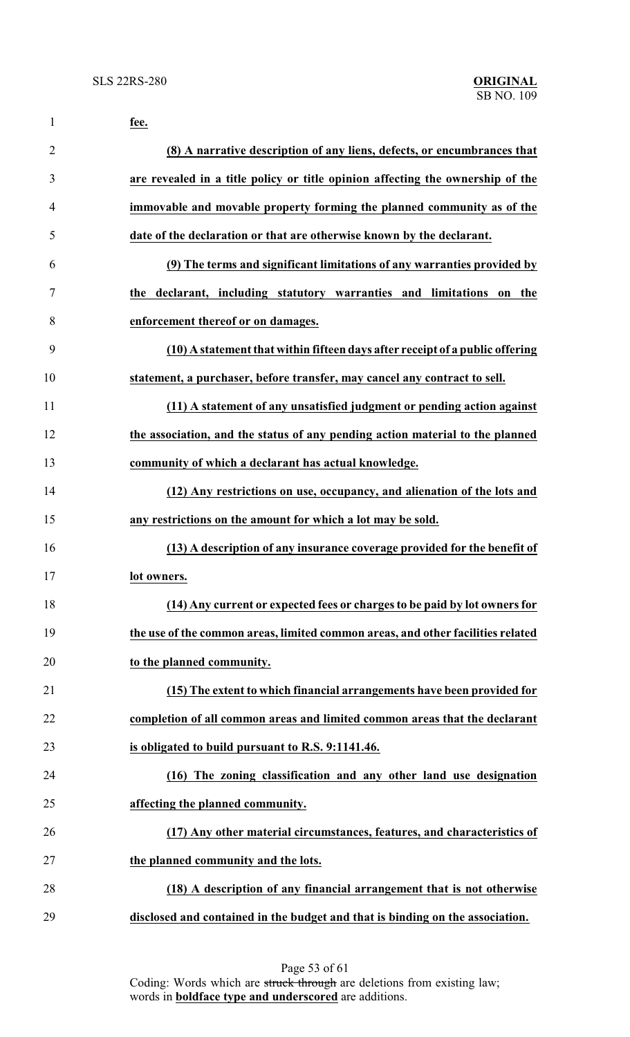**fee.**

**(8) A narrative description of any liens, defects, or encumbrances that are revealed in a title policy or title opinion affecting the ownership of the immovable and movable property forming the planned community as of the date of the declaration or that are otherwise known by the declarant.**

**(9) The terms and significant limitations of any warranties provided by the declarant, including statutory warranties and limitations on the enforcement thereof or on damages.**

**(10) A statement that within fifteen days after receipt of a public offering statement, a purchaser, before transfer, may cancel any contract to sell.**

**(11) A statement of any unsatisfied judgment or pending action against the association, and the status of any pending action material to the planned community of which a declarant has actual knowledge.**

**(12) Any restrictions on use, occupancy, and alienation of the lots and any restrictions on the amount for which a lot may be sold.**

**(13) A description of any insurance coverage provided for the benefit of lot owners.**

**(14) Any current or expected fees or charges to be paid by lot owners for the use of the common areas, limited common areas, and other facilities related to the planned community.**

**(15) The extent to which financial arrangements have been provided for completion of all common areas and limited common areas that the declarant is obligated to build pursuant to R.S. 9:1141.46.**

**(16) The zoning classification and any other land use designation affecting the planned community.**

**(17) Any other material circumstances, features, and characteristics of the planned community and the lots.**

**(18) A description of any financial arrangement that is not otherwise disclosed and contained in the budget and that is binding on the association.**

Coding: Words which are ~~struck through~~ are deletions from existing law; words in **boldface type and underscored** are additions.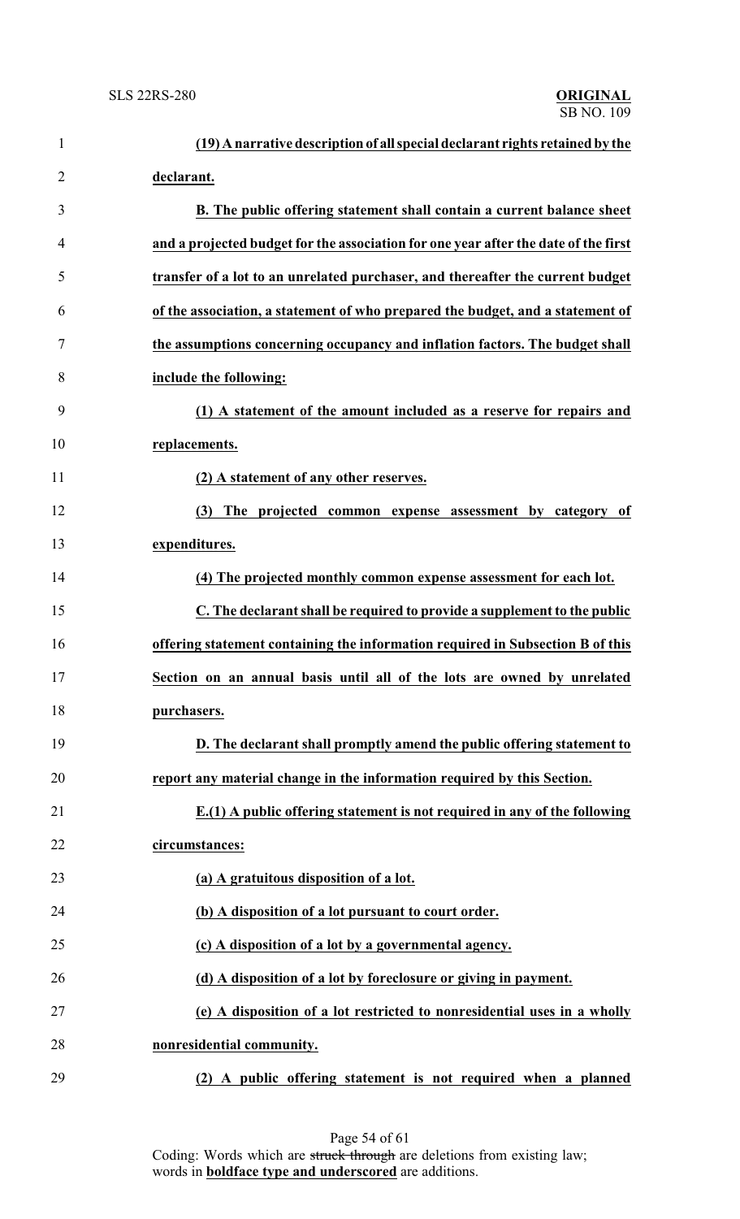**(19) A narrative description of all special declarant rights retained by the declarant.**

**B. The public offering statement shall contain a current balance sheet and a projected budget for the association for one year after the date of the first transfer of a lot to an unrelated purchaser, and thereafter the current budget of the association, a statement of who prepared the budget, and a statement of the assumptions concerning occupancy and inflation factors. The budget shall include the following:**

**(1) A statement of the amount included as a reserve for repairs and replacements.**

**(2) A statement of any other reserves.**

**(3) The projected common expense assessment by category of expenditures.**

**(4) The projected monthly common expense assessment for each lot.**

**C. The declarant shall be required to provide a supplement to the public offering statement containing the information required in Subsection B of this Section on an annual basis until all of the lots are owned by unrelated purchasers.**

**D. The declarant shall promptly amend the public offering statement to report any material change in the information required by this Section.**

**E.(1) A public offering statement is not required in any of the following circumstances:**

**(a) A gratuitous disposition of a lot.**

**(b) A disposition of a lot pursuant to court order.**

**(c) A disposition of a lot by a governmental agency.**

**(d) A disposition of a lot by foreclosure or giving in payment.**

**(e) A disposition of a lot restricted to nonresidential uses in a wholly nonresidential community.**

**(2) A public offering statement is not required when a planned**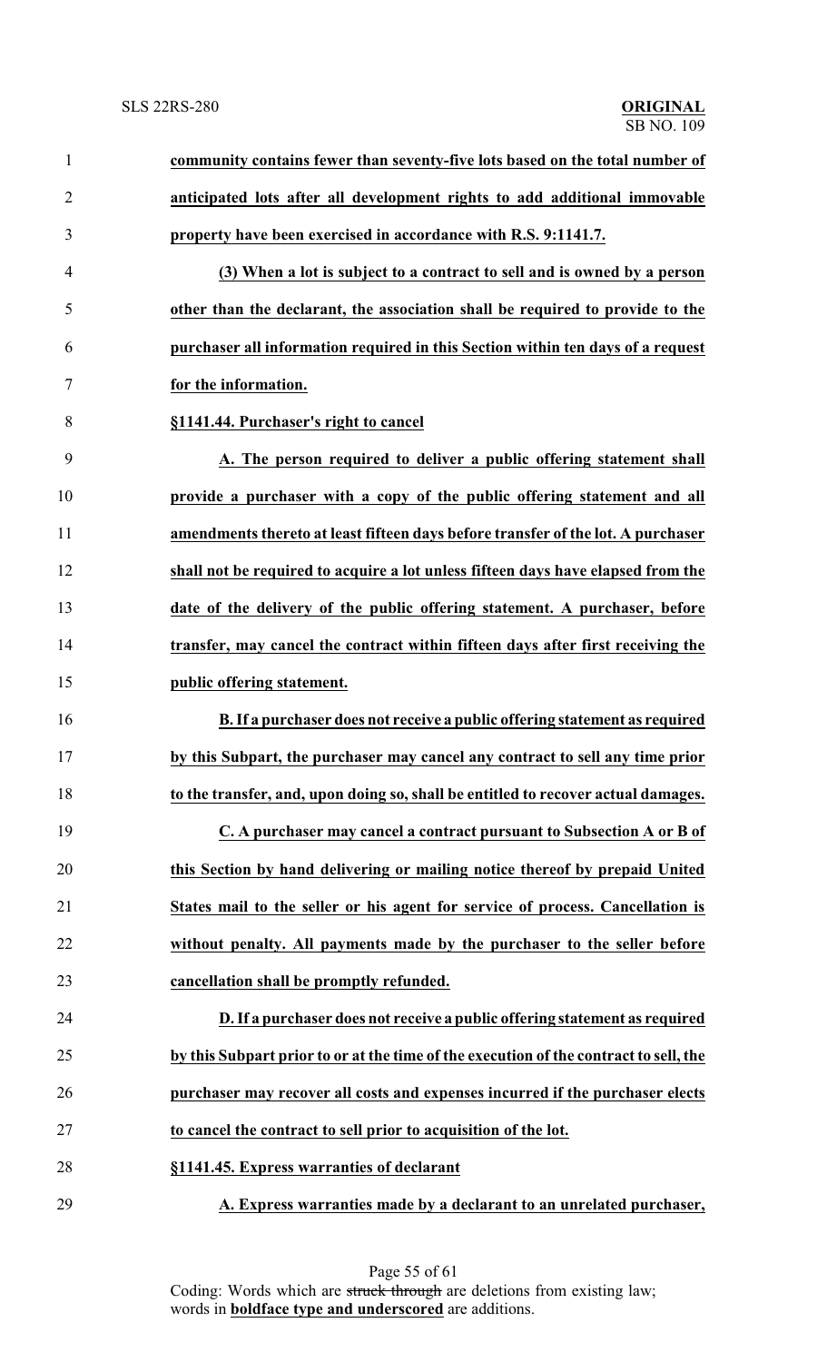**community contains fewer than seventy-five lots based on the total number of anticipated lots after all development rights to add additional immovable property have been exercised in accordance with R.S. 9:1141.7.**

**(3) When a lot is subject to a contract to sell and is owned by a person other than the declarant, the association shall be required to provide to the purchaser all information required in this Section within ten days of a request for the information.**

**§1141.44. Purchaser's right to cancel**

**A. The person required to deliver a public offering statement shall provide a purchaser with a copy of the public offering statement and all amendments thereto at least fifteen days before transfer of the lot. A purchaser shall not be required to acquire a lot unless fifteen days have elapsed from the date of the delivery of the public offering statement. A purchaser, before transfer, may cancel the contract within fifteen days after first receiving the public offering statement.**

**B. If a purchaser does not receive a public offering statement as required by this Subpart, the purchaser may cancel any contract to sell any time prior to the transfer, and, upon doing so, shall be entitled to recover actual damages.**

**C. A purchaser may cancel a contract pursuant to Subsection A or B of this Section by hand delivering or mailing notice thereof by prepaid United States mail to the seller or his agent for service of process. Cancellation is without penalty. All payments made by the purchaser to the seller before cancellation shall be promptly refunded.**

**D. If a purchaser does not receive a public offering statement as required by this Subpart prior to or at the time of the execution of the contract to sell, the purchaser may recover all costs and expenses incurred if the purchaser elects to cancel the contract to sell prior to acquisition of the lot.**

**§1141.45. Express warranties of declarant**

**A. Express warranties made by a declarant to an unrelated purchaser,**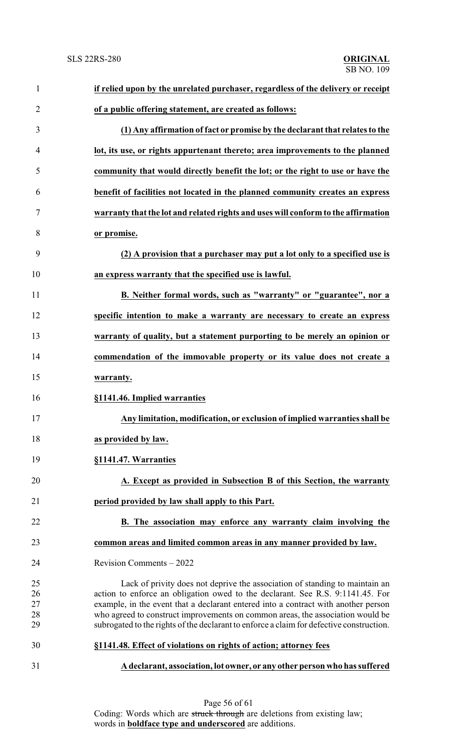**if relied upon by the unrelated purchaser, regardless of the delivery or receipt of a public offering statement, are created as follows:**

**(1) Any affirmation of fact or promise by the declarant that relates to the lot, its use, or rights appurtenant thereto; area improvements to the planned community that would directly benefit the lot; or the right to use or have the benefit of facilities not located in the planned community creates an express warranty that the lot and related rights and uses will conform to the affirmation or promise.**

**(2) A provision that a purchaser may put a lot only to a specified use is an express warranty that the specified use is lawful.**

**B. Neither formal words, such as "warranty" or "guarantee", nor a specific intention to make a warranty are necessary to create an express warranty of quality, but a statement purporting to be merely an opinion or commendation of the immovable property or its value does not create a warranty.**

**§1141.46. Implied warranties**

**Any limitation, modification, or exclusion of implied warranties shall be as provided by law.**

**§1141.47. Warranties**

**A. Except as provided in Subsection B of this Section, the warranty period provided by law shall apply to this Part.**

**B. The association may enforce any warranty claim involving the common areas and limited common areas in any manner provided by law.**

Revision Comments – 2022

Lack of privity does not deprive the association of standing to maintain an action to enforce an obligation owed to the declarant. See R.S. 9:1141.45. For example, in the event that a declarant entered into a contract with another person who agreed to construct improvements on common areas, the association would be subrogated to the rights of the declarant to enforce a claim for defective construction.

**§1141.48. Effect of violations on rights of action; attorney fees**

**A declarant, association, lot owner, or any other person who has suffered**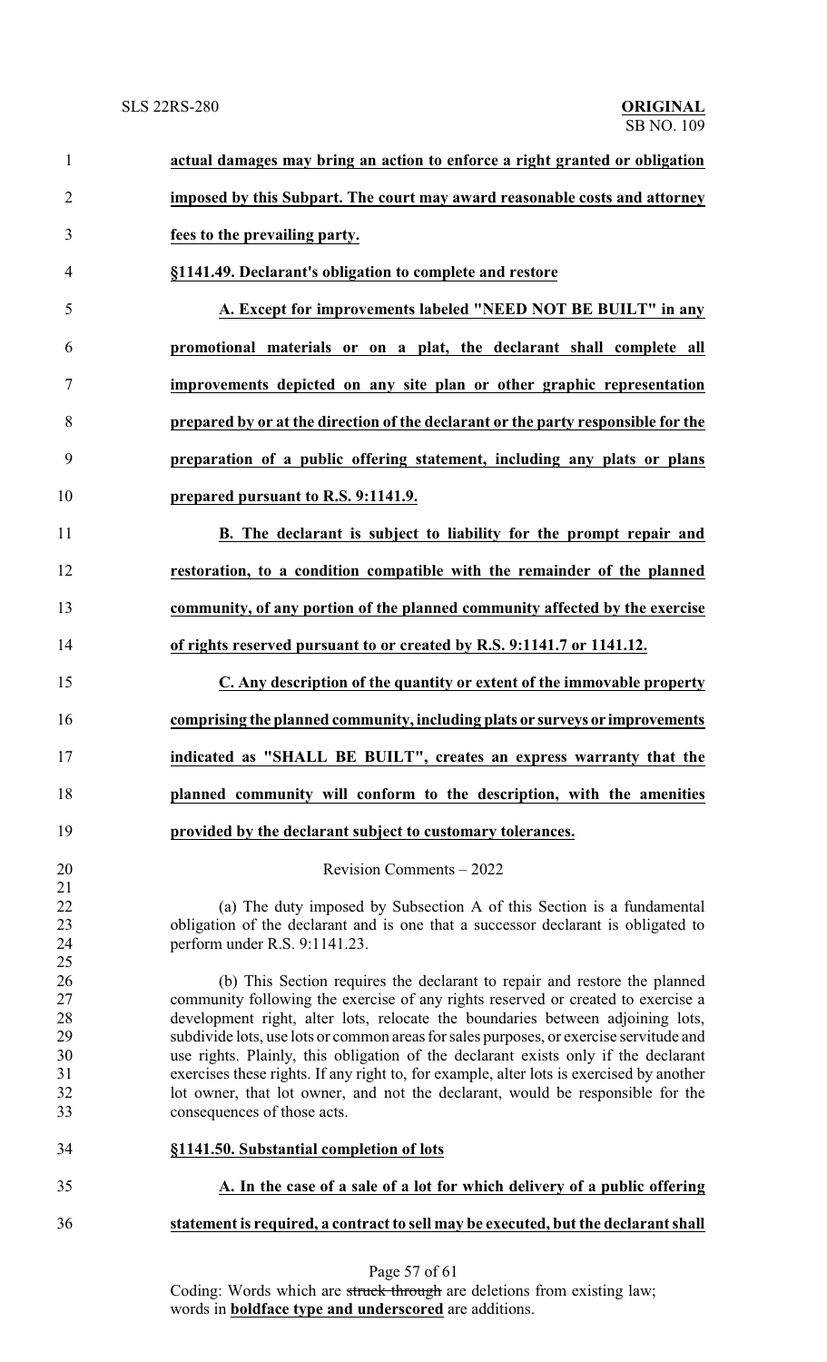**actual damages may bring an action to enforce a right granted or obligation imposed by this Subpart. The court may award reasonable costs and attorney fees to the prevailing party.**

**§1141.49. Declarant's obligation to complete and restore**

**A. Except for improvements labeled "NEED NOT BE BUILT" in any promotional materials or on a plat, the declarant shall complete all improvements depicted on any site plan or other graphic representation prepared by or at the direction of the declarant or the party responsible for the preparation of a public offering statement, including any plats or plans prepared pursuant to R.S. 9:1141.9.**

**B. The declarant is subject to liability for the prompt repair and restoration, to a condition compatible with the remainder of the planned community, of any portion of the planned community affected by the exercise of rights reserved pursuant to or created by R.S. 9:1141.7 or 1141.12.**

**C. Any description of the quantity or extent of the immovable property comprising the planned community, including plats or surveys or improvements indicated as "SHALL BE BUILT", creates an express warranty that the planned community will conform to the description, with the amenities provided by the declarant subject to customary tolerances.**

Revision Comments – 2022

(a) The duty imposed by Subsection A of this Section is a fundamental obligation of the declarant and is one that a successor declarant is obligated to perform under R.S. 9:1141.23.

(b) This Section requires the declarant to repair and restore the planned community following the exercise of any rights reserved or created to exercise a development right, alter lots, relocate the boundaries between adjoining lots, subdivide lots, use lots or common areas for sales purposes, or exercise servitude and use rights. Plainly, this obligation of the declarant exists only if the declarant exercises these rights. If any right to, for example, alter lots is exercised by another lot owner, that lot owner, and not the declarant, would be responsible for the consequences of those acts.

**§1141.50. Substantial completion of lots**

**A. In the case of a sale of a lot for which delivery of a public offering statement is required, a contract to sell may be executed, but the declarant shall**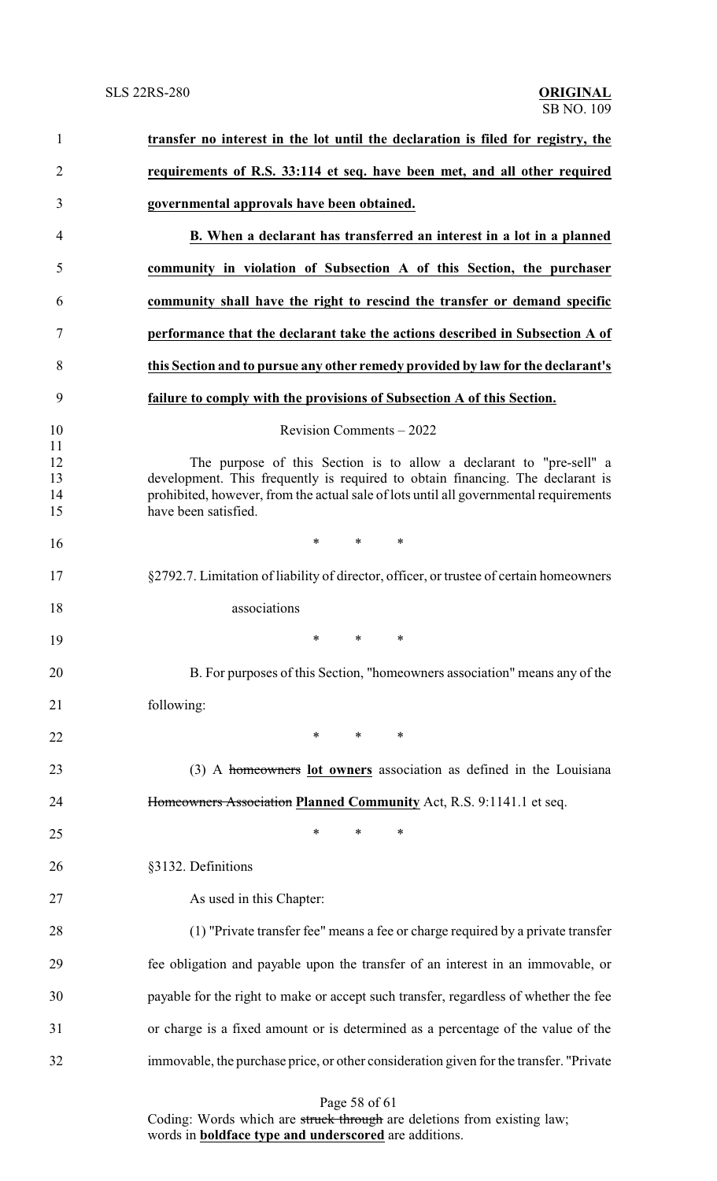**transfer no interest in the lot until the declaration is filed for registry, the requirements of R.S. 33:114 et seq. have been met, and all other required governmental approvals have been obtained.**

**B. When a declarant has transferred an interest in a lot in a planned community in violation of Subsection A of this Section, the purchaser community shall have the right to rescind the transfer or demand specific performance that the declarant take the actions described in Subsection A of this Section and to pursue any other remedy provided by law for the declarant's failure to comply with the provisions of Subsection A of this Section.**

Revision Comments – 2022

The purpose of this Section is to allow a declarant to "pre-sell" a development. This frequently is required to obtain financing. The declarant is prohibited, however, from the actual sale of lots until all governmental requirements have been satisfied.

\* \* \*

§2792.7. Limitation of liability of director, officer, or trustee of certain homeowners associations

\* \* \*

B. For purposes of this Section, "homeowners association" means any of the following:

\* \* \*

(3) A ~~homeowners~~ **lot owners** association as defined in the Louisiana ~~Homeowners Association~~ **Planned Community** Act, R.S. 9:1141.1 et seq.

\* \* \*

§3132. Definitions

As used in this Chapter:

(1) "Private transfer fee" means a fee or charge required by a private transfer fee obligation and payable upon the transfer of an interest in an immovable, or payable for the right to make or accept such transfer, regardless of whether the fee or charge is a fixed amount or is determined as a percentage of the value of the immovable, the purchase price, or other consideration given for the transfer. "Private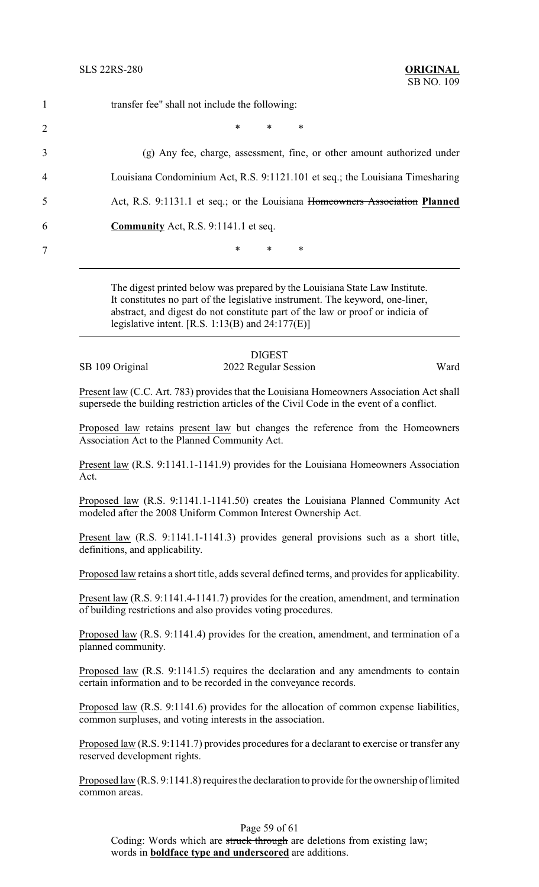1 transfer fee" shall not include the following:

2 * * *

3 (g) Any fee, charge, assessment, fine, or other amount authorized under

4 Louisiana Condominium Act, R.S. 9:1121.101 et seq.; the Louisiana Timesharing

5 Act, R.S. 9:1131.1 et seq.; or the Louisiana ~~Homeowners Association~~ **Planned**

6 **Community** Act, R.S. 9:1141.1 et seq.

7 * * *

---

The digest printed below was prepared by the Louisiana State Law Institute. It constitutes no part of the legislative instrument. The keyword, one-liner, abstract, and digest do not constitute part of the law or proof or indicia of legislative intent. [R.S. 1:13(B) and 24:177(E)]

---

DIGEST

SB 109 Original — 2022 Regular Session — Ward

Present law (C.C. Art. 783) provides that the Louisiana Homeowners Association Act shall supersede the building restriction articles of the Civil Code in the event of a conflict.

Proposed law retains present law but changes the reference from the Homeowners Association Act to the Planned Community Act.

Present law (R.S. 9:1141.1-1141.9) provides for the Louisiana Homeowners Association Act.

Proposed law (R.S. 9:1141.1-1141.50) creates the Louisiana Planned Community Act modeled after the 2008 Uniform Common Interest Ownership Act.

Present law (R.S. 9:1141.1-1141.3) provides general provisions such as a short title, definitions, and applicability.

Proposed law retains a short title, adds several defined terms, and provides for applicability.

Present law (R.S. 9:1141.4-1141.7) provides for the creation, amendment, and termination of building restrictions and also provides voting procedures.

Proposed law (R.S. 9:1141.4) provides for the creation, amendment, and termination of a planned community.

Proposed law (R.S. 9:1141.5) requires the declaration and any amendments to contain certain information and to be recorded in the conveyance records.

Proposed law (R.S. 9:1141.6) provides for the allocation of common expense liabilities, common surpluses, and voting interests in the association.

Proposed law (R.S. 9:1141.7) provides procedures for a declarant to exercise or transfer any reserved development rights.

Proposed law (R.S. 9:1141.8) requires the declaration to provide for the ownership of limited common areas.

Coding: Words which are ~~struck through~~ are deletions from existing law; words in **boldface type and underscored** are additions.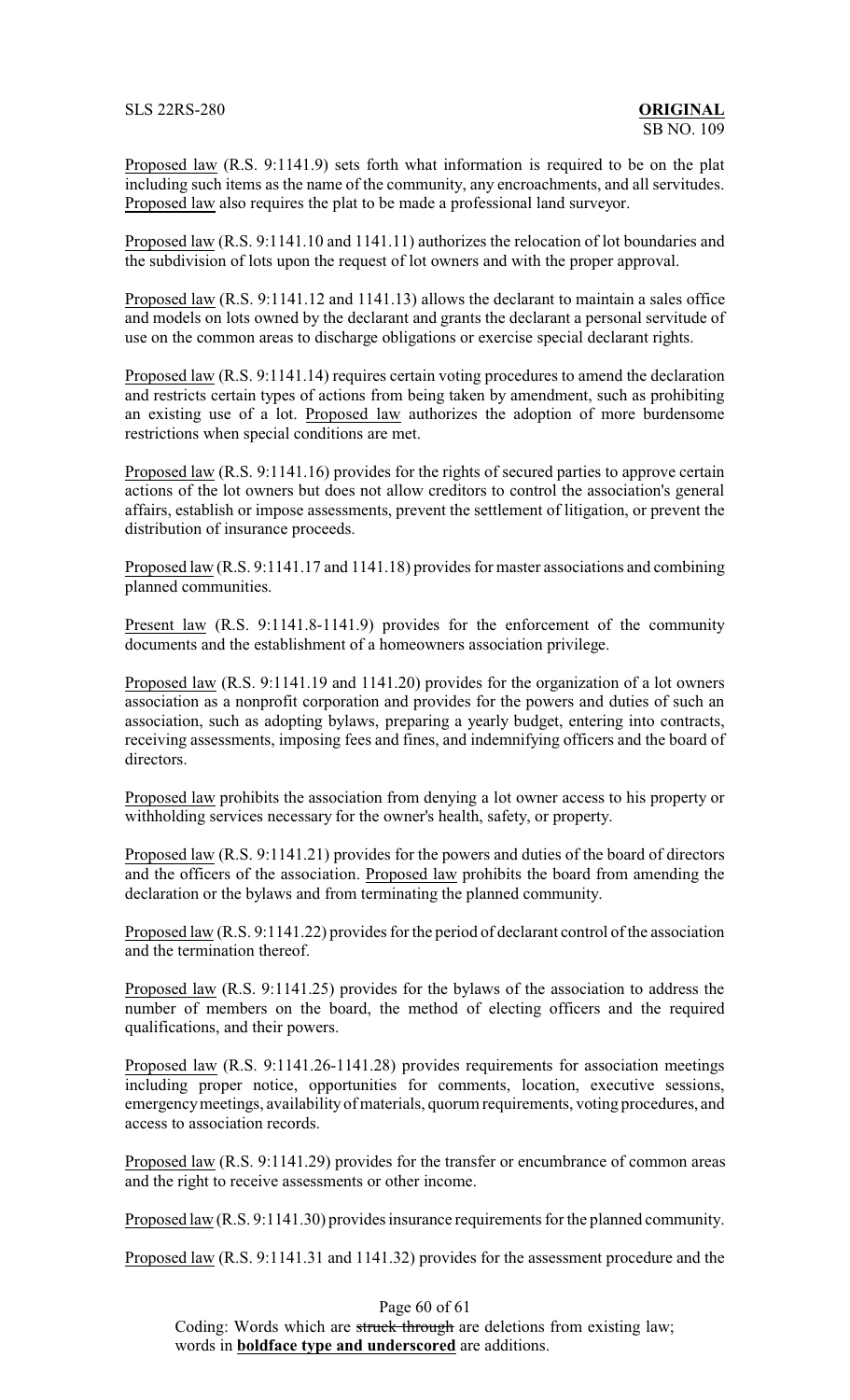Proposed law (R.S. 9:1141.9) sets forth what information is required to be on the plat including such items as the name of the community, any encroachments, and all servitudes. Proposed law also requires the plat to be made a professional land surveyor.

Proposed law (R.S. 9:1141.10 and 1141.11) authorizes the relocation of lot boundaries and the subdivision of lots upon the request of lot owners and with the proper approval.

Proposed law (R.S. 9:1141.12 and 1141.13) allows the declarant to maintain a sales office and models on lots owned by the declarant and grants the declarant a personal servitude of use on the common areas to discharge obligations or exercise special declarant rights.

Proposed law (R.S. 9:1141.14) requires certain voting procedures to amend the declaration and restricts certain types of actions from being taken by amendment, such as prohibiting an existing use of a lot. Proposed law authorizes the adoption of more burdensome restrictions when special conditions are met.

Proposed law (R.S. 9:1141.16) provides for the rights of secured parties to approve certain actions of the lot owners but does not allow creditors to control the association's general affairs, establish or impose assessments, prevent the settlement of litigation, or prevent the distribution of insurance proceeds.

Proposed law (R.S. 9:1141.17 and 1141.18) provides for master associations and combining planned communities.

Present law (R.S. 9:1141.8-1141.9) provides for the enforcement of the community documents and the establishment of a homeowners association privilege.

Proposed law (R.S. 9:1141.19 and 1141.20) provides for the organization of a lot owners association as a nonprofit corporation and provides for the powers and duties of such an association, such as adopting bylaws, preparing a yearly budget, entering into contracts, receiving assessments, imposing fees and fines, and indemnifying officers and the board of directors.

Proposed law prohibits the association from denying a lot owner access to his property or withholding services necessary for the owner's health, safety, or property.

Proposed law (R.S. 9:1141.21) provides for the powers and duties of the board of directors and the officers of the association. Proposed law prohibits the board from amending the declaration or the bylaws and from terminating the planned community.

Proposed law (R.S. 9:1141.22) provides for the period of declarant control of the association and the termination thereof.

Proposed law (R.S. 9:1141.25) provides for the bylaws of the association to address the number of members on the board, the method of electing officers and the required qualifications, and their powers.

Proposed law (R.S. 9:1141.26-1141.28) provides requirements for association meetings including proper notice, opportunities for comments, location, executive sessions, emergency meetings, availability of materials, quorum requirements, voting procedures, and access to association records.

Proposed law (R.S. 9:1141.29) provides for the transfer or encumbrance of common areas and the right to receive assessments or other income.

Proposed law (R.S. 9:1141.30) provides insurance requirements for the planned community.

Proposed law (R.S. 9:1141.31 and 1141.32) provides for the assessment procedure and the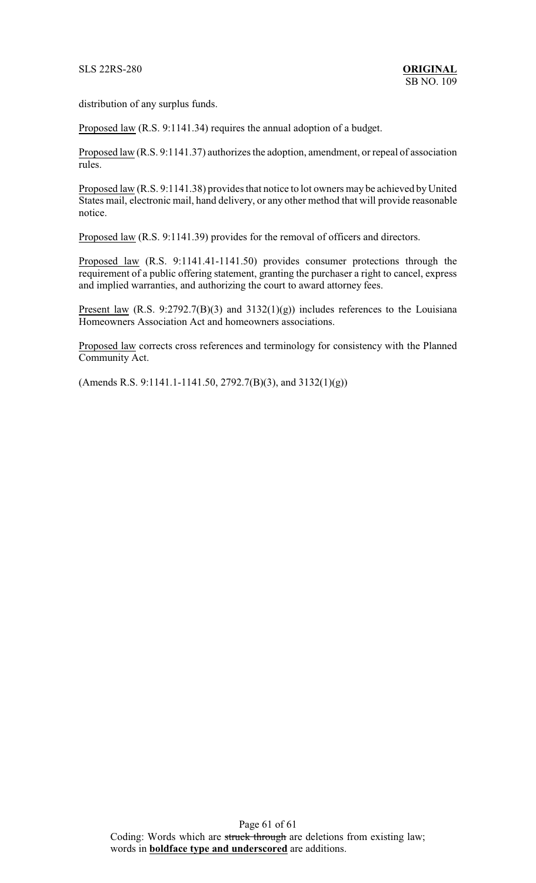distribution of any surplus funds.

Proposed law (R.S. 9:1141.34) requires the annual adoption of a budget.

Proposed law (R.S. 9:1141.37) authorizes the adoption, amendment, or repeal of association rules.

Proposed law (R.S. 9:1141.38) provides that notice to lot owners may be achieved by United States mail, electronic mail, hand delivery, or any other method that will provide reasonable notice.

Proposed law (R.S. 9:1141.39) provides for the removal of officers and directors.

Proposed law (R.S. 9:1141.41-1141.50) provides consumer protections through the requirement of a public offering statement, granting the purchaser a right to cancel, express and implied warranties, and authorizing the court to award attorney fees.

Present law (R.S. 9:2792.7(B)(3) and 3132(1)(g)) includes references to the Louisiana Homeowners Association Act and homeowners associations.

Proposed law corrects cross references and terminology for consistency with the Planned Community Act.

(Amends R.S. 9:1141.1-1141.50, 2792.7(B)(3), and 3132(1)(g))

Coding: Words which are ~~struck through~~ are deletions from existing law; words in **boldface type and underscored** are additions.